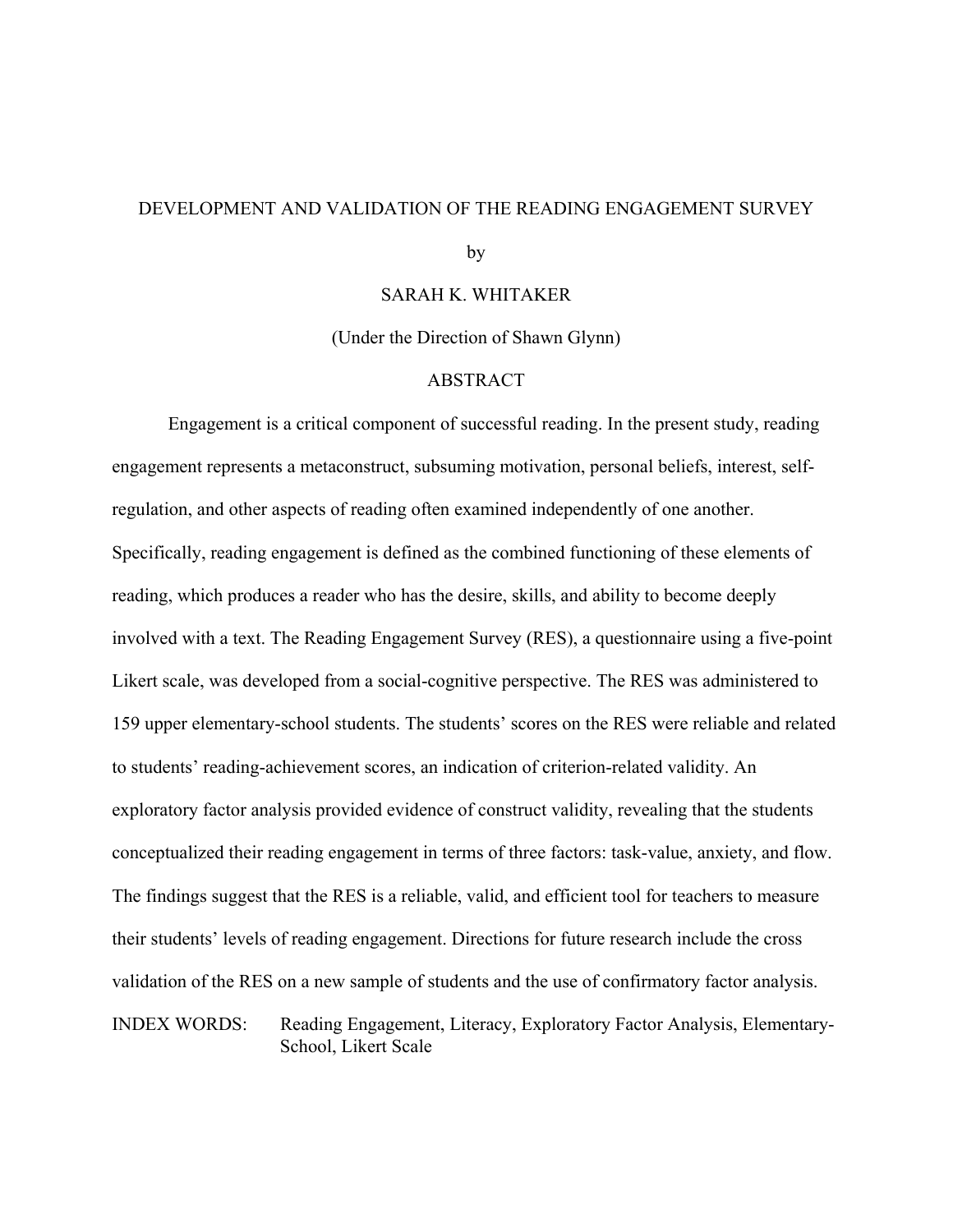# DEVELOPMENT AND VALIDATION OF THE READING ENGAGEMENT SURVEY

by

SARAH K. WHITAKER

(Under the Direction of Shawn Glynn)

## ABSTRACT

Engagement is a critical component of successful reading. In the present study, reading engagement represents a metaconstruct, subsuming motivation, personal beliefs, interest, self-regulation, and other aspects of reading often examined independently of one another. Specifically, reading engagement is defined as the combined functioning of these elements of reading, which produces a reader who has the desire, skills, and ability to become deeply involved with a text. The Reading Engagement Survey (RES), a questionnaire using a five-point Likert scale, was developed from a social-cognitive perspective. The RES was administered to 159 upper elementary-school students. The students' scores on the RES were reliable and related to students' reading-achievement scores, an indication of criterion-related validity. An exploratory factor analysis provided evidence of construct validity, revealing that the students conceptualized their reading engagement in terms of three factors: task-value, anxiety, and flow. The findings suggest that the RES is a reliable, valid, and efficient tool for teachers to measure their students' levels of reading engagement. Directions for future research include the cross validation of the RES on a new sample of students and the use of confirmatory factor analysis.

INDEX WORDS: Reading Engagement, Literacy, Exploratory Factor Analysis, Elementary-School, Likert Scale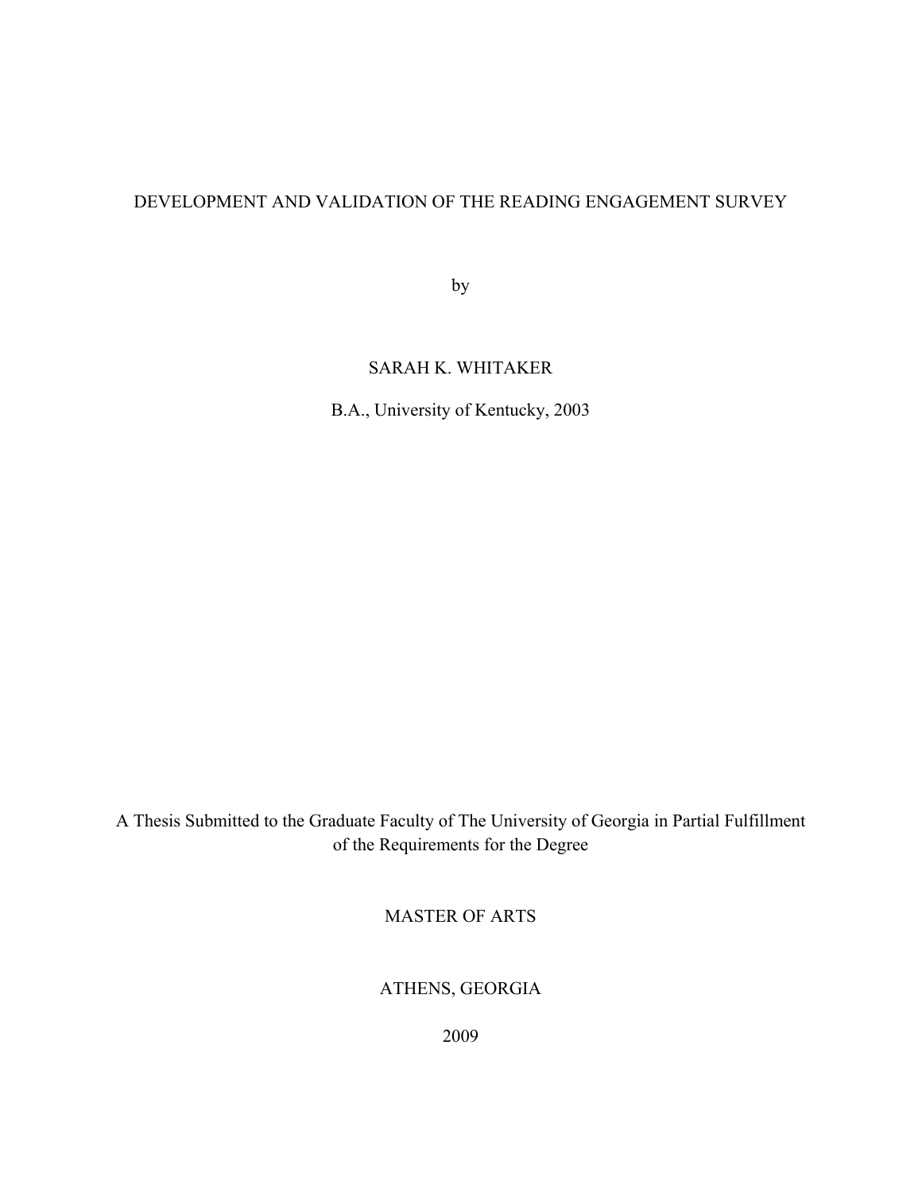# DEVELOPMENT AND VALIDATION OF THE READING ENGAGEMENT SURVEY

by

SARAH K. WHITAKER

B.A., University of Kentucky, 2003

A Thesis Submitted to the Graduate Faculty of The University of Georgia in Partial Fulfillment of the Requirements for the Degree

MASTER OF ARTS

ATHENS, GEORGIA

2009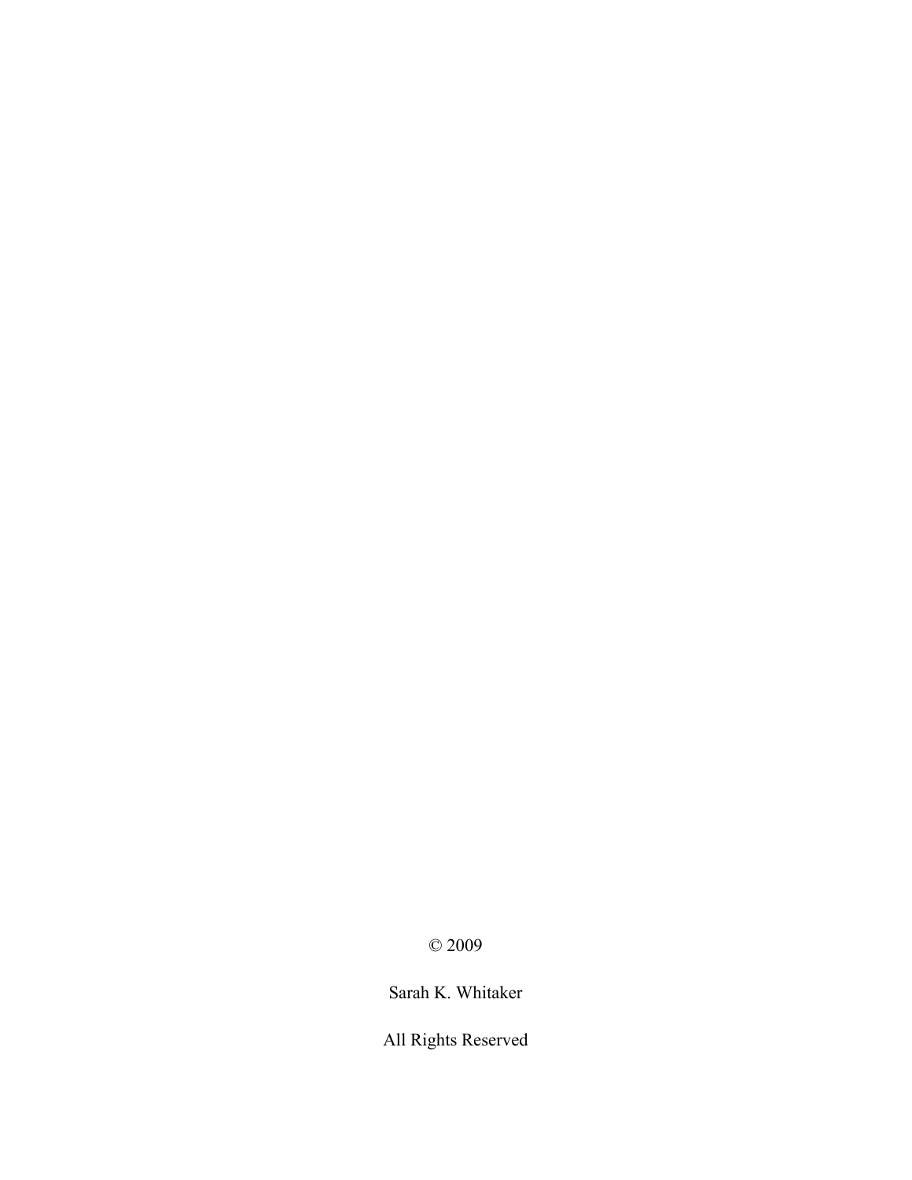© 2009

Sarah K. Whitaker

All Rights Reserved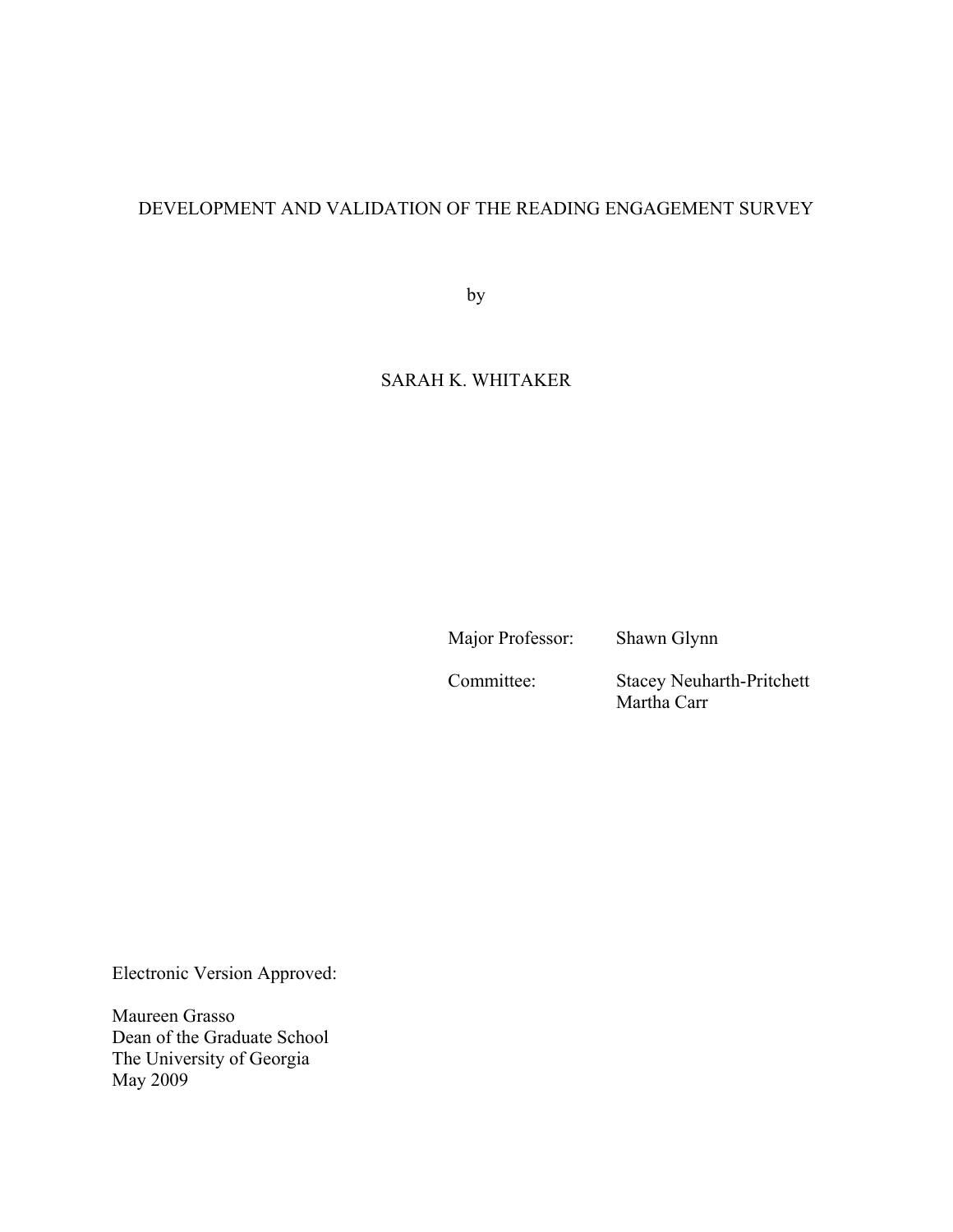DEVELOPMENT AND VALIDATION OF THE READING ENGAGEMENT SURVEY

by

SARAH K. WHITAKER

Major Professor: Shawn Glynn

Committee: Stacey Neuharth-Pritchett
Martha Carr

Electronic Version Approved:

Maureen Grasso
Dean of the Graduate School
The University of Georgia
May 2009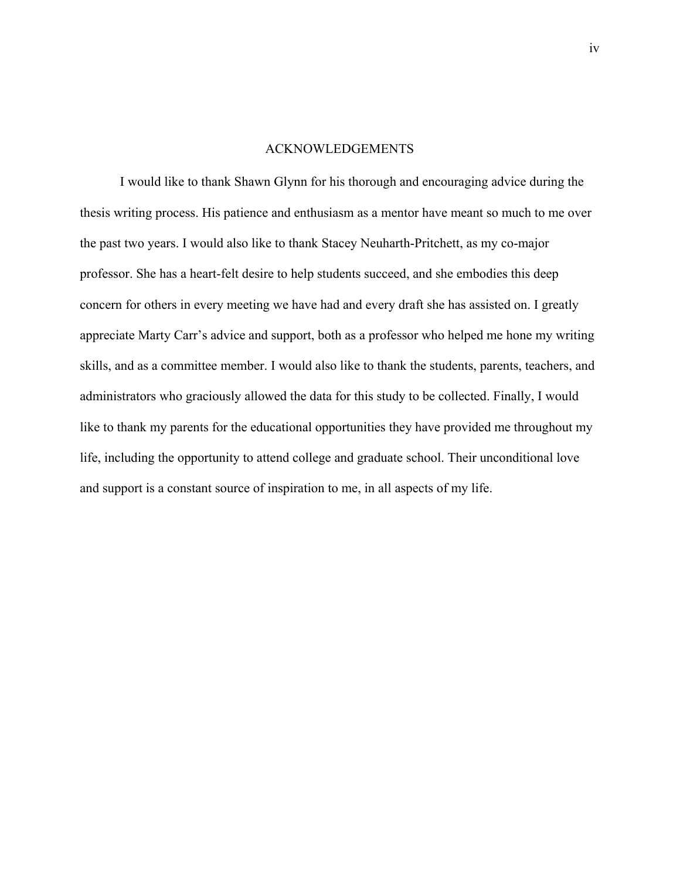# ACKNOWLEDGEMENTS

I would like to thank Shawn Glynn for his thorough and encouraging advice during the thesis writing process. His patience and enthusiasm as a mentor have meant so much to me over the past two years. I would also like to thank Stacey Neuharth-Pritchett, as my co-major professor. She has a heart-felt desire to help students succeed, and she embodies this deep concern for others in every meeting we have had and every draft she has assisted on. I greatly appreciate Marty Carr's advice and support, both as a professor who helped me hone my writing skills, and as a committee member. I would also like to thank the students, parents, teachers, and administrators who graciously allowed the data for this study to be collected. Finally, I would like to thank my parents for the educational opportunities they have provided me throughout my life, including the opportunity to attend college and graduate school. Their unconditional love and support is a constant source of inspiration to me, in all aspects of my life.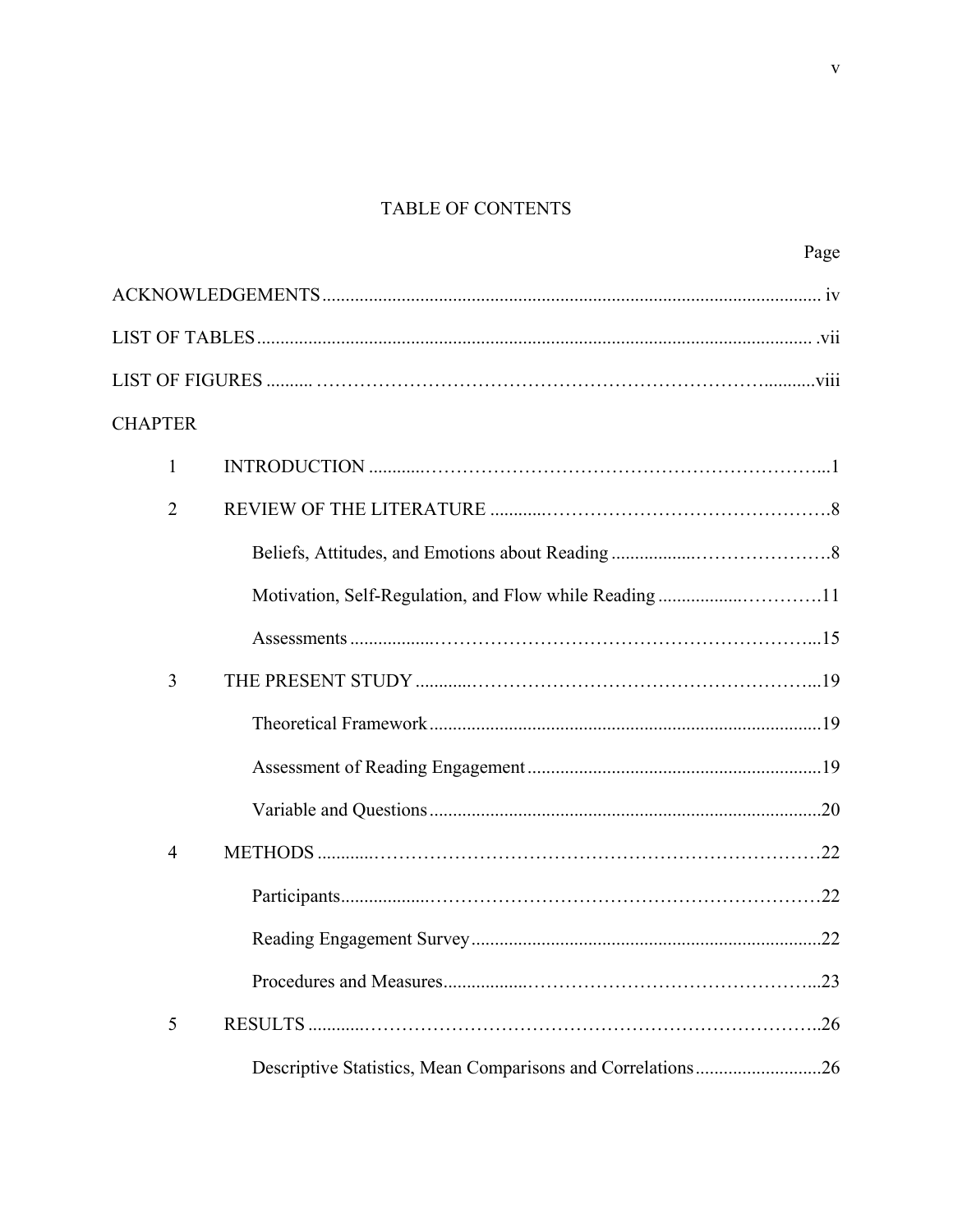# TABLE OF CONTENTS

| | | Page |
|---|---|---|
| ACKNOWLEDGEMENTS | | iv |
| LIST OF TABLES | | vii |
| LIST OF FIGURES | | viii |
| CHAPTER | | |
| 1 | INTRODUCTION | 1 |
| 2 | REVIEW OF THE LITERATURE | 8 |
| | Beliefs, Attitudes, and Emotions about Reading | 8 |
| | Motivation, Self-Regulation, and Flow while Reading | 11 |
| | Assessments | 15 |
| 3 | THE PRESENT STUDY | 19 |
| | Theoretical Framework | 19 |
| | Assessment of Reading Engagement | 19 |
| | Variable and Questions | 20 |
| 4 | METHODS | 22 |
| | Participants | 22 |
| | Reading Engagement Survey | 22 |
| | Procedures and Measures | 23 |
| 5 | RESULTS | 26 |
| | Descriptive Statistics, Mean Comparisons and Correlations | 26 |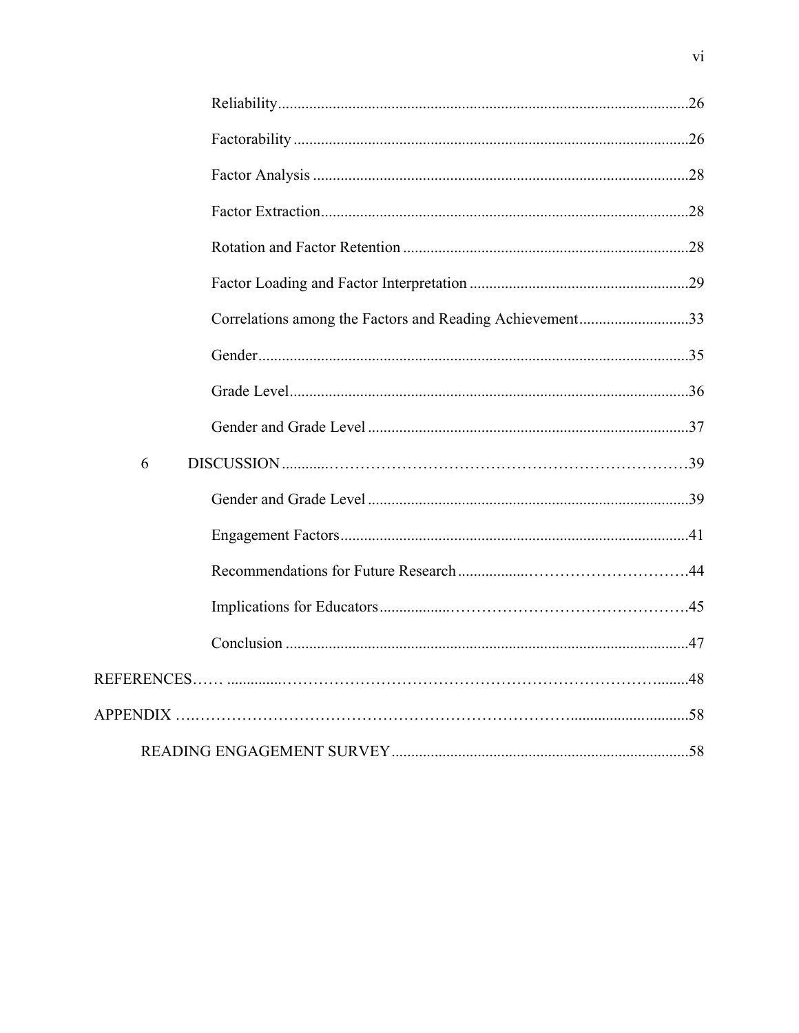Reliability ........................................................................................................26

Factorability ....................................................................................................26

Factor Analysis ...............................................................................................28

Factor Extraction.............................................................................................28

Rotation and Factor Retention ........................................................................28

Factor Loading and Factor Interpretation ........................................................29

Correlations among the Factors and Reading Achievement............................33

Gender.............................................................................................................35

Grade Level.....................................................................................................36

Gender and Grade Level .................................................................................37

6 DISCUSSION ..........................................................................................39

Gender and Grade Level .................................................................................39

Engagement Factors........................................................................................41

Recommendations for Future Research ..........................................................44

Implications for Educators..............................................................................45

Conclusion .....................................................................................................47

REFERENCES..........................................................................................................48

APPENDIX ...............................................................................................................58

READING ENGAGEMENT SURVEY ...........................................................................58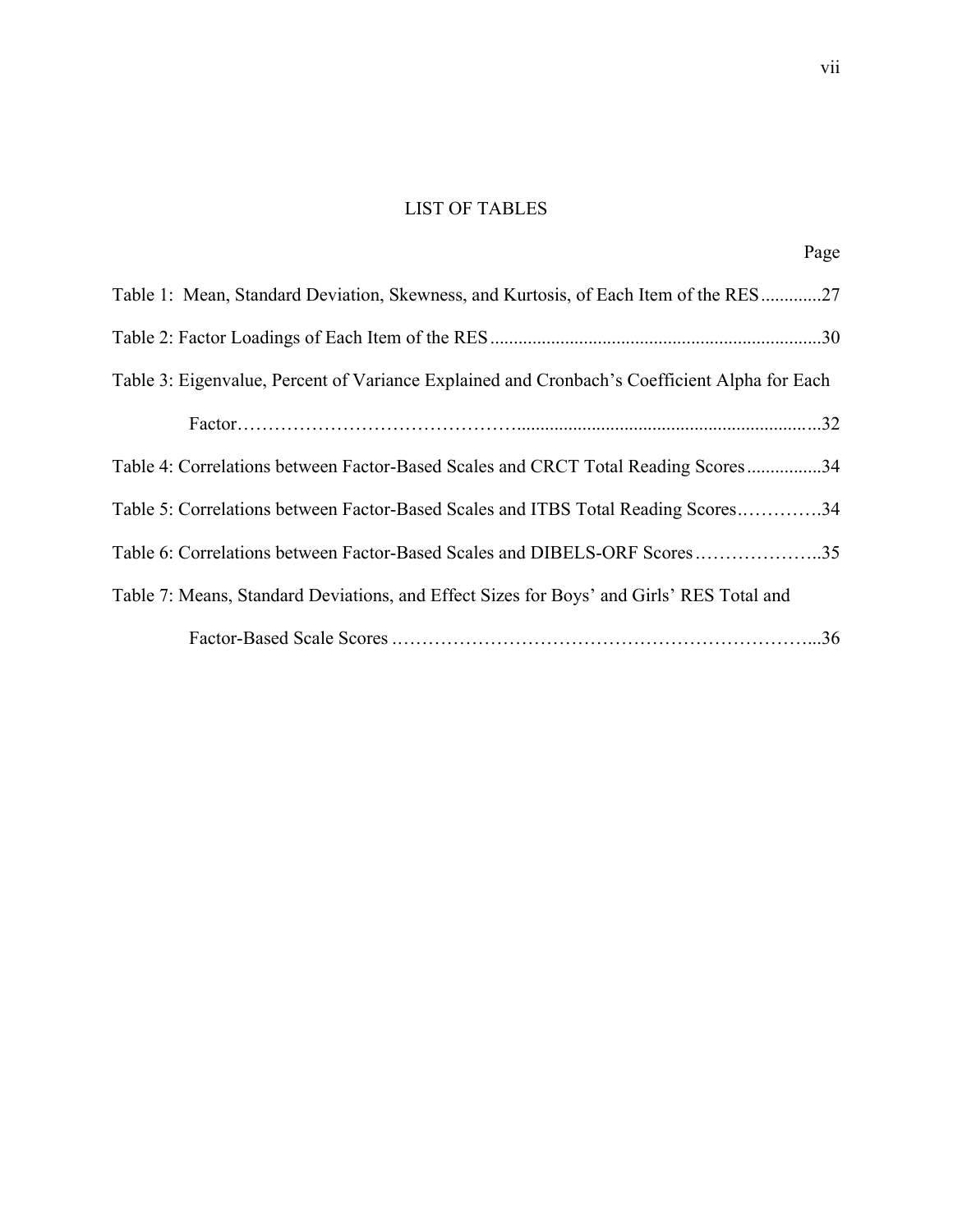# LIST OF TABLES

Page

Table 1: Mean, Standard Deviation, Skewness, and Kurtosis, of Each Item of the RES ............27

Table 2: Factor Loadings of Each Item of the RES ......................................................................30

Table 3: Eigenvalue, Percent of Variance Explained and Cronbach's Coefficient Alpha for Each Factor……………………………………...............................................................32

Table 4: Correlations between Factor-Based Scales and CRCT Total Reading Scores ................34

Table 5: Correlations between Factor-Based Scales and ITBS Total Reading Scores………….34

Table 6: Correlations between Factor-Based Scales and DIBELS-ORF Scores………………..35

Table 7: Means, Standard Deviations, and Effect Sizes for Boys' and Girls' RES Total and Factor-Based Scale Scores ……………………………………………………………...36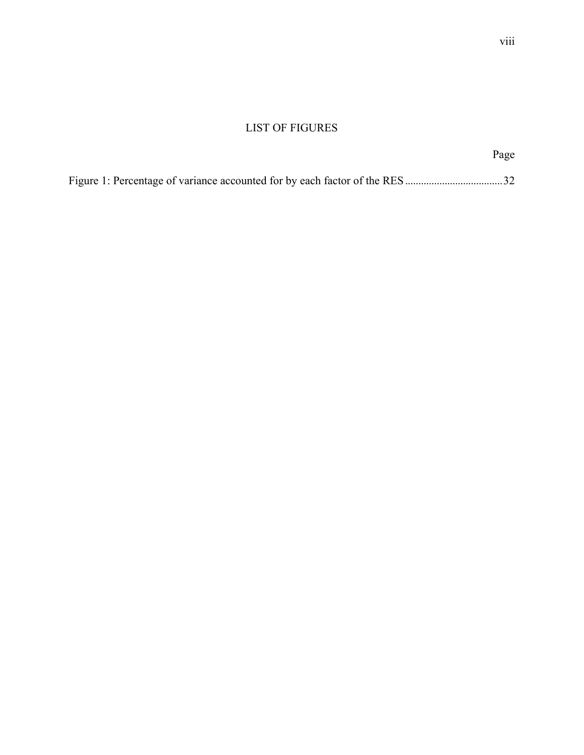# LIST OF FIGURES

Page

Figure 1: Percentage of variance accounted for by each factor of the RES .................................... 32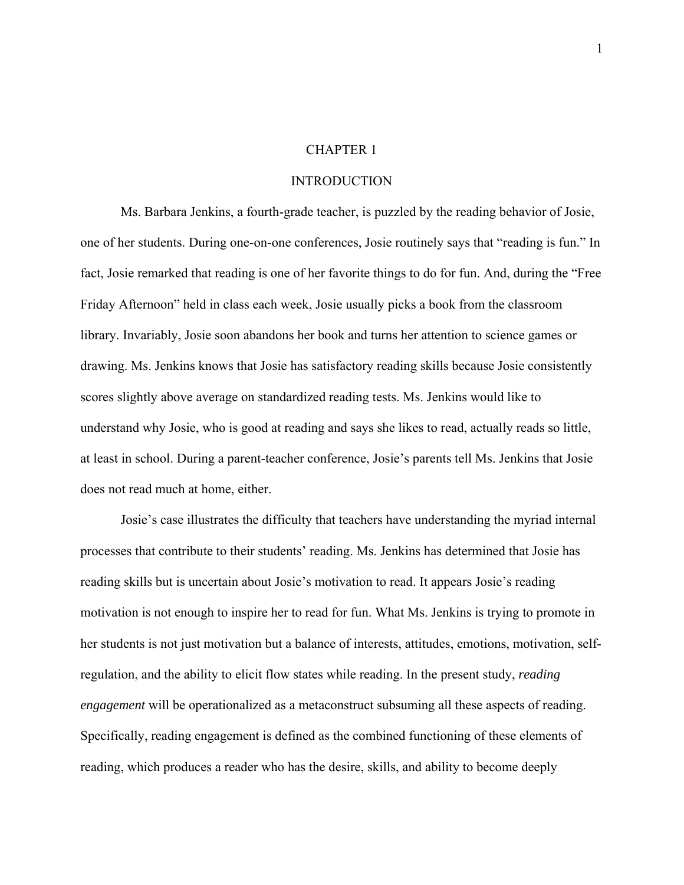# CHAPTER 1

## INTRODUCTION

Ms. Barbara Jenkins, a fourth-grade teacher, is puzzled by the reading behavior of Josie, one of her students. During one-on-one conferences, Josie routinely says that "reading is fun." In fact, Josie remarked that reading is one of her favorite things to do for fun. And, during the "Free Friday Afternoon" held in class each week, Josie usually picks a book from the classroom library. Invariably, Josie soon abandons her book and turns her attention to science games or drawing. Ms. Jenkins knows that Josie has satisfactory reading skills because Josie consistently scores slightly above average on standardized reading tests. Ms. Jenkins would like to understand why Josie, who is good at reading and says she likes to read, actually reads so little, at least in school. During a parent-teacher conference, Josie's parents tell Ms. Jenkins that Josie does not read much at home, either.

Josie's case illustrates the difficulty that teachers have understanding the myriad internal processes that contribute to their students' reading. Ms. Jenkins has determined that Josie has reading skills but is uncertain about Josie's motivation to read. It appears Josie's reading motivation is not enough to inspire her to read for fun. What Ms. Jenkins is trying to promote in her students is not just motivation but a balance of interests, attitudes, emotions, motivation, self-regulation, and the ability to elicit flow states while reading. In the present study, *reading engagement* will be operationalized as a metaconstruct subsuming all these aspects of reading. Specifically, reading engagement is defined as the combined functioning of these elements of reading, which produces a reader who has the desire, skills, and ability to become deeply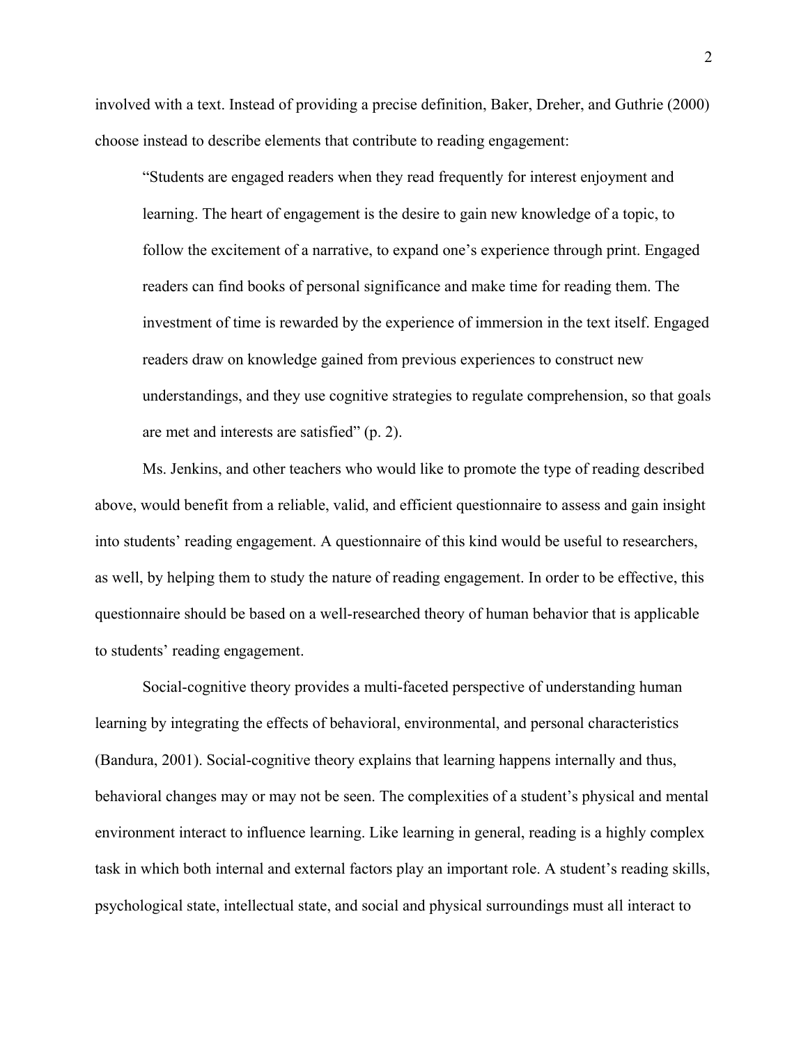involved with a text. Instead of providing a precise definition, Baker, Dreher, and Guthrie (2000) choose instead to describe elements that contribute to reading engagement:

> "Students are engaged readers when they read frequently for interest enjoyment and learning. The heart of engagement is the desire to gain new knowledge of a topic, to follow the excitement of a narrative, to expand one's experience through print. Engaged readers can find books of personal significance and make time for reading them. The investment of time is rewarded by the experience of immersion in the text itself. Engaged readers draw on knowledge gained from previous experiences to construct new understandings, and they use cognitive strategies to regulate comprehension, so that goals are met and interests are satisfied" (p. 2).

Ms. Jenkins, and other teachers who would like to promote the type of reading described above, would benefit from a reliable, valid, and efficient questionnaire to assess and gain insight into students' reading engagement. A questionnaire of this kind would be useful to researchers, as well, by helping them to study the nature of reading engagement. In order to be effective, this questionnaire should be based on a well-researched theory of human behavior that is applicable to students' reading engagement.

Social-cognitive theory provides a multi-faceted perspective of understanding human learning by integrating the effects of behavioral, environmental, and personal characteristics (Bandura, 2001). Social-cognitive theory explains that learning happens internally and thus, behavioral changes may or may not be seen. The complexities of a student's physical and mental environment interact to influence learning. Like learning in general, reading is a highly complex task in which both internal and external factors play an important role. A student's reading skills, psychological state, intellectual state, and social and physical surroundings must all interact to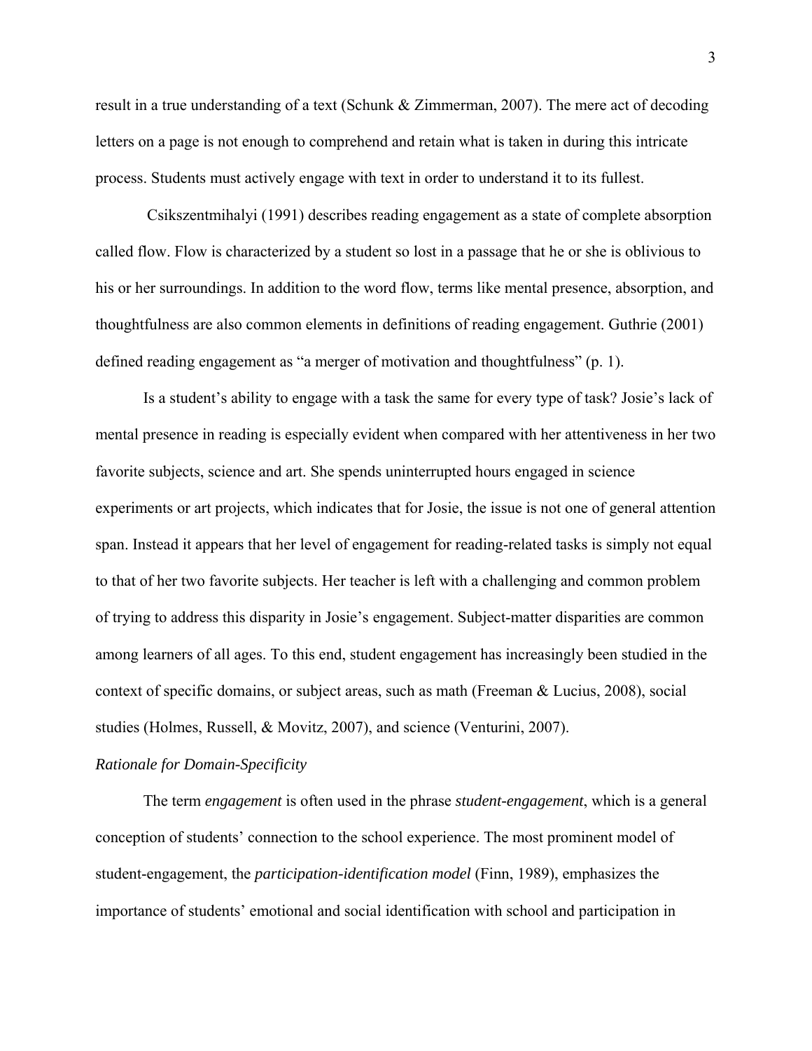result in a true understanding of a text (Schunk & Zimmerman, 2007). The mere act of decoding letters on a page is not enough to comprehend and retain what is taken in during this intricate process. Students must actively engage with text in order to understand it to its fullest.

Csikszentmihalyi (1991) describes reading engagement as a state of complete absorption called flow. Flow is characterized by a student so lost in a passage that he or she is oblivious to his or her surroundings. In addition to the word flow, terms like mental presence, absorption, and thoughtfulness are also common elements in definitions of reading engagement. Guthrie (2001) defined reading engagement as "a merger of motivation and thoughtfulness" (p. 1).

Is a student's ability to engage with a task the same for every type of task? Josie's lack of mental presence in reading is especially evident when compared with her attentiveness in her two favorite subjects, science and art. She spends uninterrupted hours engaged in science experiments or art projects, which indicates that for Josie, the issue is not one of general attention span. Instead it appears that her level of engagement for reading-related tasks is simply not equal to that of her two favorite subjects. Her teacher is left with a challenging and common problem of trying to address this disparity in Josie's engagement. Subject-matter disparities are common among learners of all ages. To this end, student engagement has increasingly been studied in the context of specific domains, or subject areas, such as math (Freeman & Lucius, 2008), social studies (Holmes, Russell, & Movitz, 2007), and science (Venturini, 2007).

*Rationale for Domain-Specificity*

The term *engagement* is often used in the phrase *student-engagement*, which is a general conception of students' connection to the school experience. The most prominent model of student-engagement, the *participation-identification model* (Finn, 1989), emphasizes the importance of students' emotional and social identification with school and participation in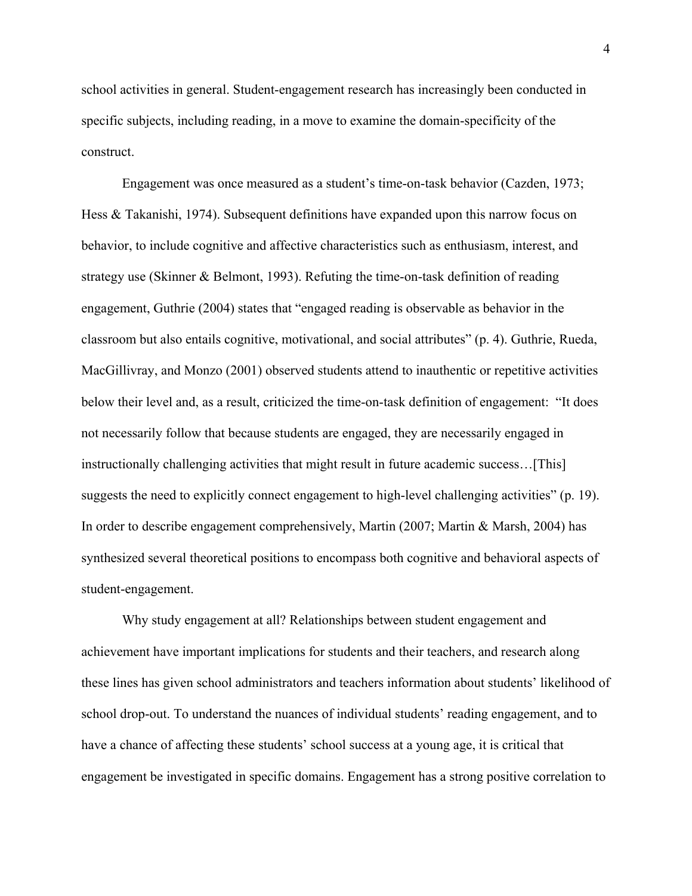school activities in general. Student-engagement research has increasingly been conducted in specific subjects, including reading, in a move to examine the domain-specificity of the construct.

Engagement was once measured as a student's time-on-task behavior (Cazden, 1973; Hess & Takanishi, 1974). Subsequent definitions have expanded upon this narrow focus on behavior, to include cognitive and affective characteristics such as enthusiasm, interest, and strategy use (Skinner & Belmont, 1993). Refuting the time-on-task definition of reading engagement, Guthrie (2004) states that "engaged reading is observable as behavior in the classroom but also entails cognitive, motivational, and social attributes" (p. 4). Guthrie, Rueda, MacGillivray, and Monzo (2001) observed students attend to inauthentic or repetitive activities below their level and, as a result, criticized the time-on-task definition of engagement: "It does not necessarily follow that because students are engaged, they are necessarily engaged in instructionally challenging activities that might result in future academic success…[This] suggests the need to explicitly connect engagement to high-level challenging activities" (p. 19). In order to describe engagement comprehensively, Martin (2007; Martin & Marsh, 2004) has synthesized several theoretical positions to encompass both cognitive and behavioral aspects of student-engagement.

Why study engagement at all? Relationships between student engagement and achievement have important implications for students and their teachers, and research along these lines has given school administrators and teachers information about students' likelihood of school drop-out. To understand the nuances of individual students' reading engagement, and to have a chance of affecting these students' school success at a young age, it is critical that engagement be investigated in specific domains. Engagement has a strong positive correlation to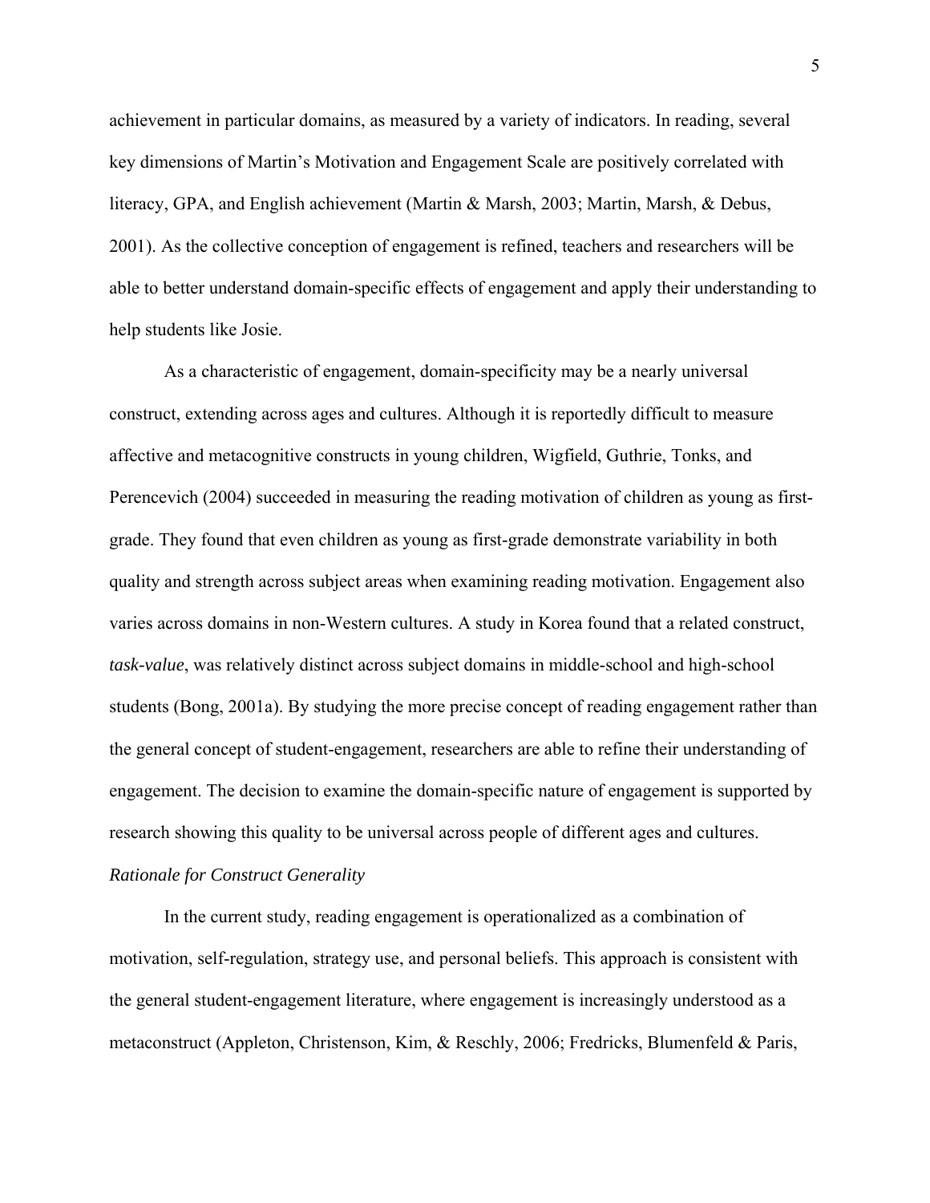achievement in particular domains, as measured by a variety of indicators. In reading, several key dimensions of Martin's Motivation and Engagement Scale are positively correlated with literacy, GPA, and English achievement (Martin & Marsh, 2003; Martin, Marsh, & Debus, 2001). As the collective conception of engagement is refined, teachers and researchers will be able to better understand domain-specific effects of engagement and apply their understanding to help students like Josie.

As a characteristic of engagement, domain-specificity may be a nearly universal construct, extending across ages and cultures. Although it is reportedly difficult to measure affective and metacognitive constructs in young children, Wigfield, Guthrie, Tonks, and Perencevich (2004) succeeded in measuring the reading motivation of children as young as first-grade. They found that even children as young as first-grade demonstrate variability in both quality and strength across subject areas when examining reading motivation. Engagement also varies across domains in non-Western cultures. A study in Korea found that a related construct, *task-value*, was relatively distinct across subject domains in middle-school and high-school students (Bong, 2001a). By studying the more precise concept of reading engagement rather than the general concept of student-engagement, researchers are able to refine their understanding of engagement. The decision to examine the domain-specific nature of engagement is supported by research showing this quality to be universal across people of different ages and cultures.

### *Rationale for Construct Generality*

In the current study, reading engagement is operationalized as a combination of motivation, self-regulation, strategy use, and personal beliefs. This approach is consistent with the general student-engagement literature, where engagement is increasingly understood as a metaconstruct (Appleton, Christenson, Kim, & Reschly, 2006; Fredricks, Blumenfeld & Paris,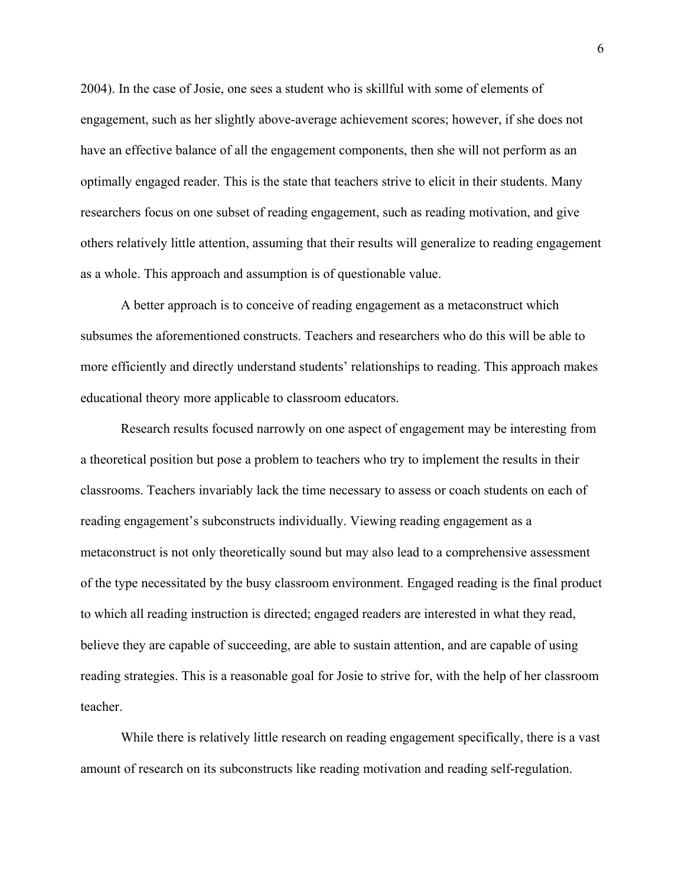2004). In the case of Josie, one sees a student who is skillful with some of elements of engagement, such as her slightly above-average achievement scores; however, if she does not have an effective balance of all the engagement components, then she will not perform as an optimally engaged reader. This is the state that teachers strive to elicit in their students. Many researchers focus on one subset of reading engagement, such as reading motivation, and give others relatively little attention, assuming that their results will generalize to reading engagement as a whole. This approach and assumption is of questionable value.

A better approach is to conceive of reading engagement as a metaconstruct which subsumes the aforementioned constructs. Teachers and researchers who do this will be able to more efficiently and directly understand students' relationships to reading. This approach makes educational theory more applicable to classroom educators.

Research results focused narrowly on one aspect of engagement may be interesting from a theoretical position but pose a problem to teachers who try to implement the results in their classrooms. Teachers invariably lack the time necessary to assess or coach students on each of reading engagement's subconstructs individually. Viewing reading engagement as a metaconstruct is not only theoretically sound but may also lead to a comprehensive assessment of the type necessitated by the busy classroom environment. Engaged reading is the final product to which all reading instruction is directed; engaged readers are interested in what they read, believe they are capable of succeeding, are able to sustain attention, and are capable of using reading strategies. This is a reasonable goal for Josie to strive for, with the help of her classroom teacher.

While there is relatively little research on reading engagement specifically, there is a vast amount of research on its subconstructs like reading motivation and reading self-regulation.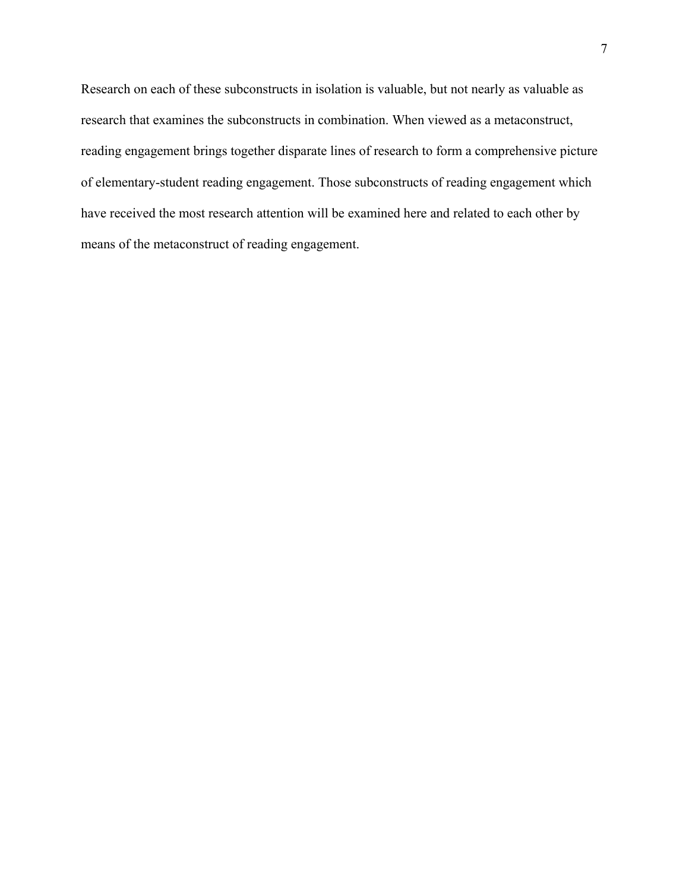Research on each of these subconstructs in isolation is valuable, but not nearly as valuable as research that examines the subconstructs in combination. When viewed as a metaconstruct, reading engagement brings together disparate lines of research to form a comprehensive picture of elementary-student reading engagement. Those subconstructs of reading engagement which have received the most research attention will be examined here and related to each other by means of the metaconstruct of reading engagement.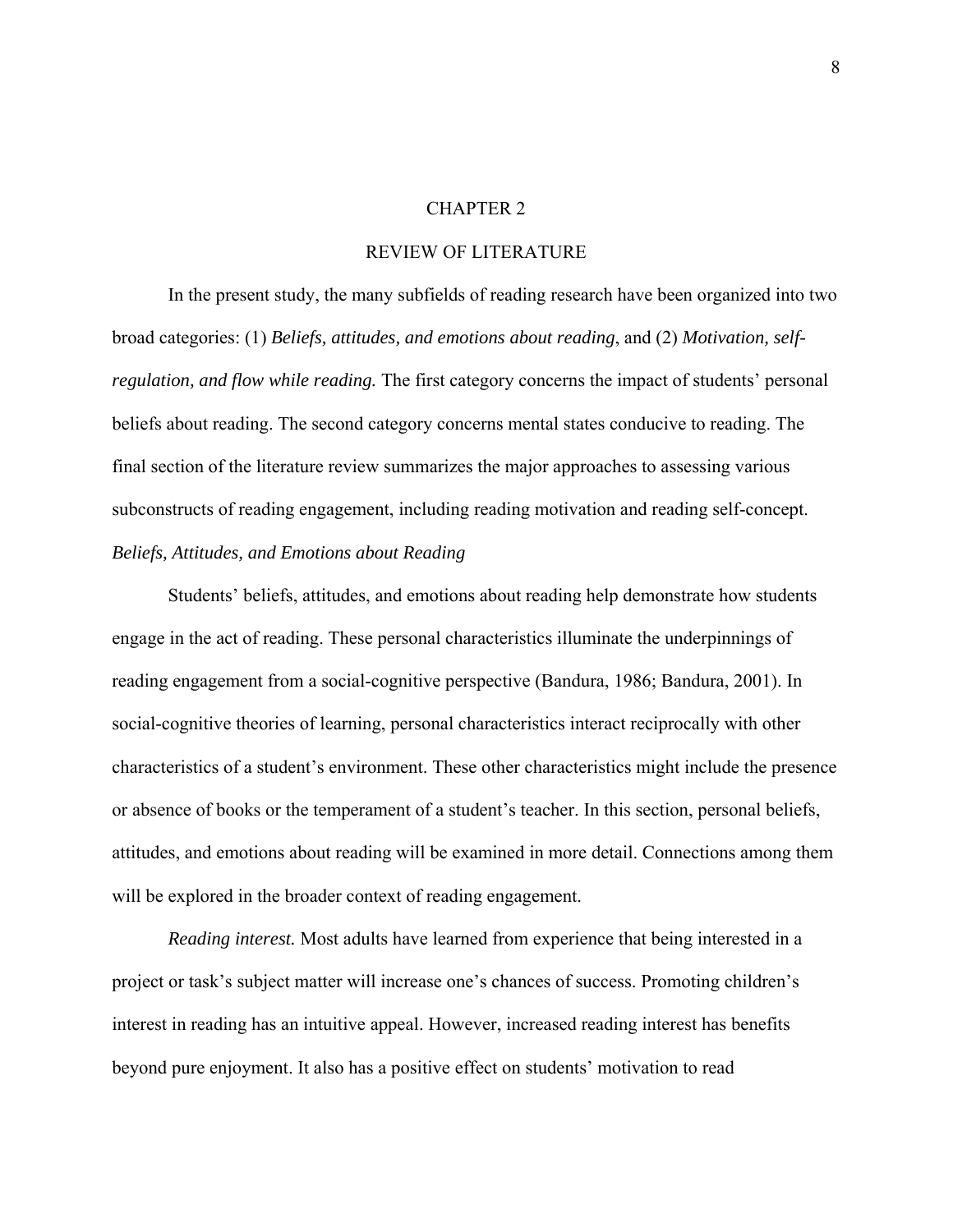# CHAPTER 2

## REVIEW OF LITERATURE

In the present study, the many subfields of reading research have been organized into two broad categories: (1) *Beliefs, attitudes, and emotions about reading*, and (2) *Motivation, self-regulation, and flow while reading.* The first category concerns the impact of students' personal beliefs about reading. The second category concerns mental states conducive to reading. The final section of the literature review summarizes the major approaches to assessing various subconstructs of reading engagement, including reading motivation and reading self-concept.

### *Beliefs, Attitudes, and Emotions about Reading*

Students' beliefs, attitudes, and emotions about reading help demonstrate how students engage in the act of reading. These personal characteristics illuminate the underpinnings of reading engagement from a social-cognitive perspective (Bandura, 1986; Bandura, 2001). In social-cognitive theories of learning, personal characteristics interact reciprocally with other characteristics of a student's environment. These other characteristics might include the presence or absence of books or the temperament of a student's teacher. In this section, personal beliefs, attitudes, and emotions about reading will be examined in more detail. Connections among them will be explored in the broader context of reading engagement.

*Reading interest.* Most adults have learned from experience that being interested in a project or task's subject matter will increase one's chances of success. Promoting children's interest in reading has an intuitive appeal. However, increased reading interest has benefits beyond pure enjoyment. It also has a positive effect on students' motivation to read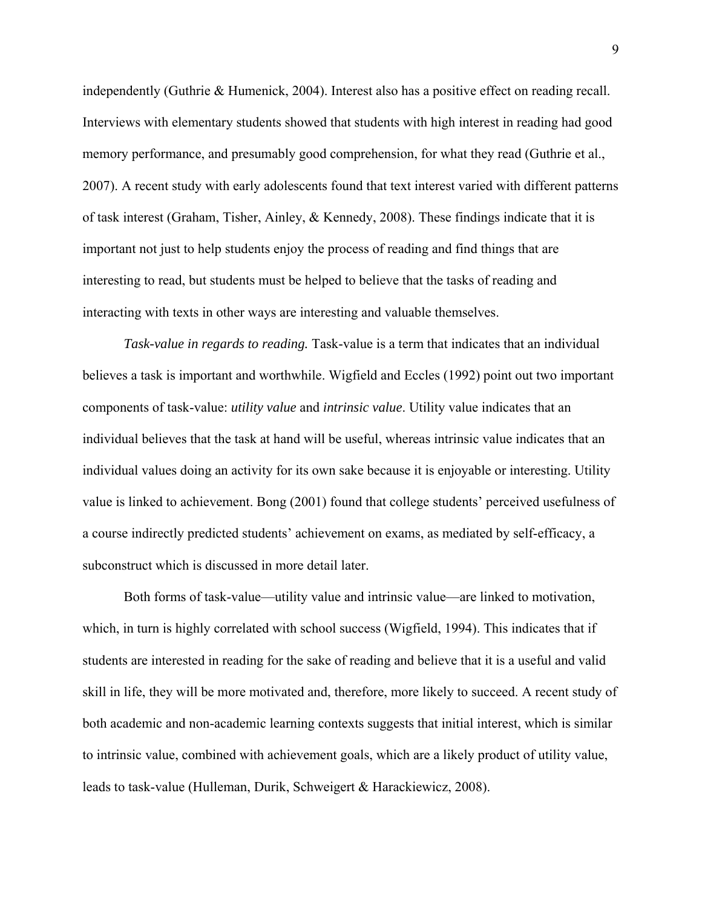independently (Guthrie & Humenick, 2004). Interest also has a positive effect on reading recall. Interviews with elementary students showed that students with high interest in reading had good memory performance, and presumably good comprehension, for what they read (Guthrie et al., 2007). A recent study with early adolescents found that text interest varied with different patterns of task interest (Graham, Tisher, Ainley, & Kennedy, 2008). These findings indicate that it is important not just to help students enjoy the process of reading and find things that are interesting to read, but students must be helped to believe that the tasks of reading and interacting with texts in other ways are interesting and valuable themselves.

*Task-value in regards to reading.* Task-value is a term that indicates that an individual believes a task is important and worthwhile. Wigfield and Eccles (1992) point out two important components of task-value: *utility value* and *intrinsic value*. Utility value indicates that an individual believes that the task at hand will be useful, whereas intrinsic value indicates that an individual values doing an activity for its own sake because it is enjoyable or interesting. Utility value is linked to achievement. Bong (2001) found that college students' perceived usefulness of a course indirectly predicted students' achievement on exams, as mediated by self-efficacy, a subconstruct which is discussed in more detail later.

Both forms of task-value—utility value and intrinsic value—are linked to motivation, which, in turn is highly correlated with school success (Wigfield, 1994). This indicates that if students are interested in reading for the sake of reading and believe that it is a useful and valid skill in life, they will be more motivated and, therefore, more likely to succeed. A recent study of both academic and non-academic learning contexts suggests that initial interest, which is similar to intrinsic value, combined with achievement goals, which are a likely product of utility value, leads to task-value (Hulleman, Durik, Schweigert & Harackiewicz, 2008).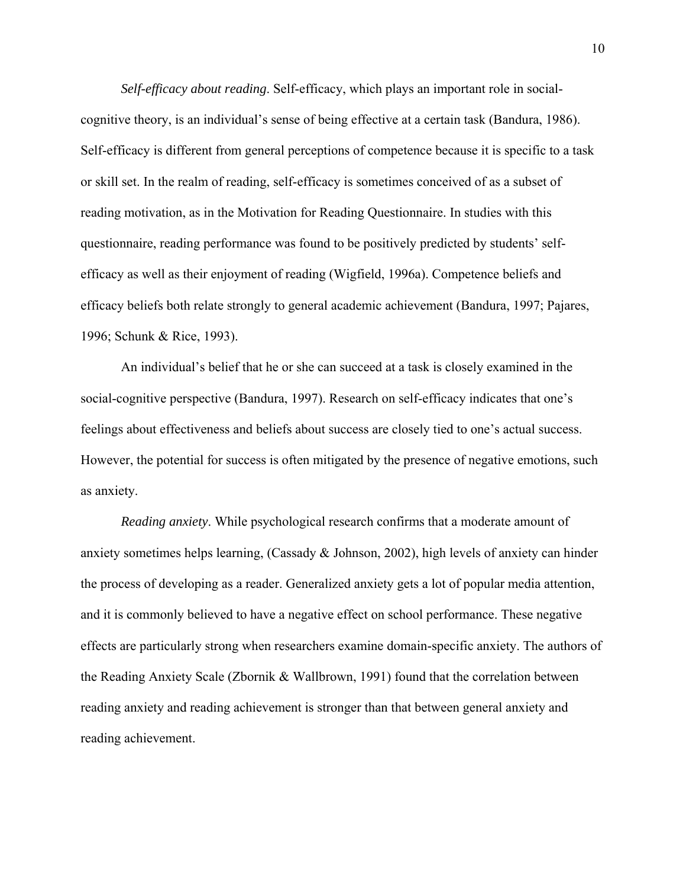*Self-efficacy about reading*. Self-efficacy, which plays an important role in social-cognitive theory, is an individual's sense of being effective at a certain task (Bandura, 1986). Self-efficacy is different from general perceptions of competence because it is specific to a task or skill set. In the realm of reading, self-efficacy is sometimes conceived of as a subset of reading motivation, as in the Motivation for Reading Questionnaire. In studies with this questionnaire, reading performance was found to be positively predicted by students' self-efficacy as well as their enjoyment of reading (Wigfield, 1996a). Competence beliefs and efficacy beliefs both relate strongly to general academic achievement (Bandura, 1997; Pajares, 1996; Schunk & Rice, 1993).

An individual's belief that he or she can succeed at a task is closely examined in the social-cognitive perspective (Bandura, 1997). Research on self-efficacy indicates that one's feelings about effectiveness and beliefs about success are closely tied to one's actual success. However, the potential for success is often mitigated by the presence of negative emotions, such as anxiety.

*Reading anxiety*. While psychological research confirms that a moderate amount of anxiety sometimes helps learning, (Cassady & Johnson, 2002), high levels of anxiety can hinder the process of developing as a reader. Generalized anxiety gets a lot of popular media attention, and it is commonly believed to have a negative effect on school performance. These negative effects are particularly strong when researchers examine domain-specific anxiety. The authors of the Reading Anxiety Scale (Zbornik & Wallbrown, 1991) found that the correlation between reading anxiety and reading achievement is stronger than that between general anxiety and reading achievement.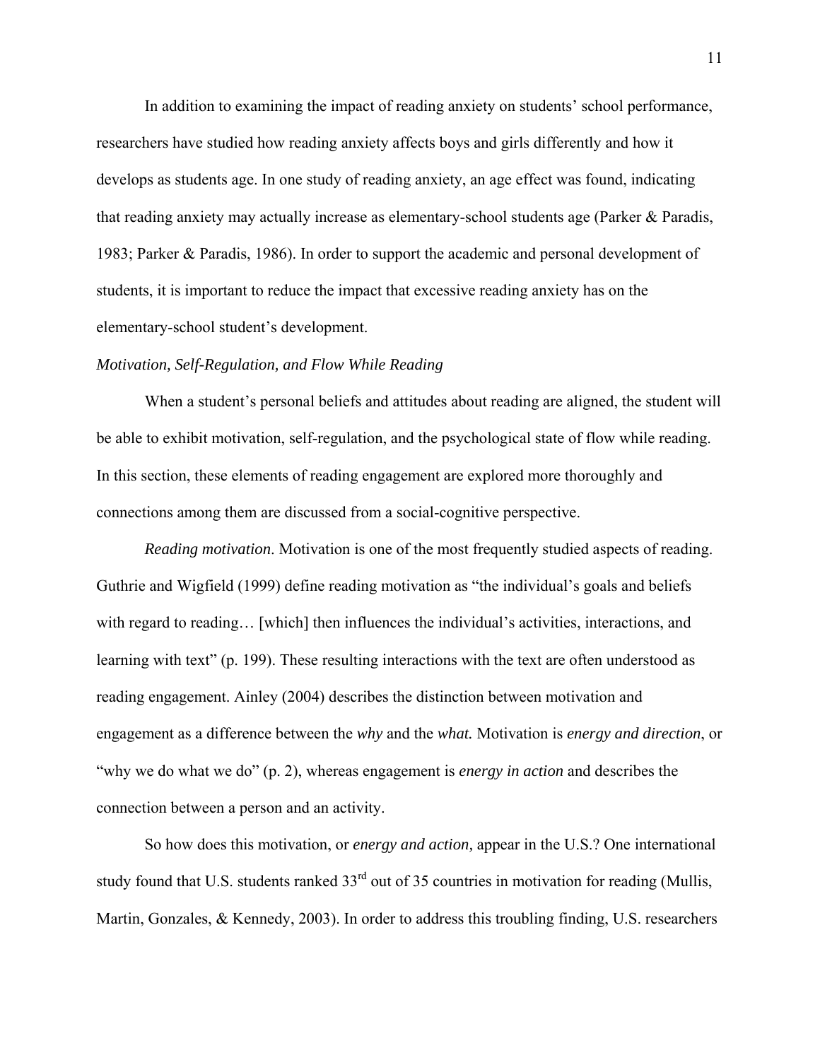In addition to examining the impact of reading anxiety on students' school performance, researchers have studied how reading anxiety affects boys and girls differently and how it develops as students age. In one study of reading anxiety, an age effect was found, indicating that reading anxiety may actually increase as elementary-school students age (Parker & Paradis, 1983; Parker & Paradis, 1986). In order to support the academic and personal development of students, it is important to reduce the impact that excessive reading anxiety has on the elementary-school student's development.

*Motivation, Self-Regulation, and Flow While Reading*

When a student's personal beliefs and attitudes about reading are aligned, the student will be able to exhibit motivation, self-regulation, and the psychological state of flow while reading. In this section, these elements of reading engagement are explored more thoroughly and connections among them are discussed from a social-cognitive perspective.

*Reading motivation*. Motivation is one of the most frequently studied aspects of reading. Guthrie and Wigfield (1999) define reading motivation as "the individual's goals and beliefs with regard to reading… [which] then influences the individual's activities, interactions, and learning with text" (p. 199). These resulting interactions with the text are often understood as reading engagement. Ainley (2004) describes the distinction between motivation and engagement as a difference between the *why* and the *what.* Motivation is *energy and direction*, or "why we do what we do" (p. 2), whereas engagement is *energy in action* and describes the connection between a person and an activity.

So how does this motivation, or *energy and action,* appear in the U.S.? One international study found that U.S. students ranked 33rd out of 35 countries in motivation for reading (Mullis, Martin, Gonzales, & Kennedy, 2003). In order to address this troubling finding, U.S. researchers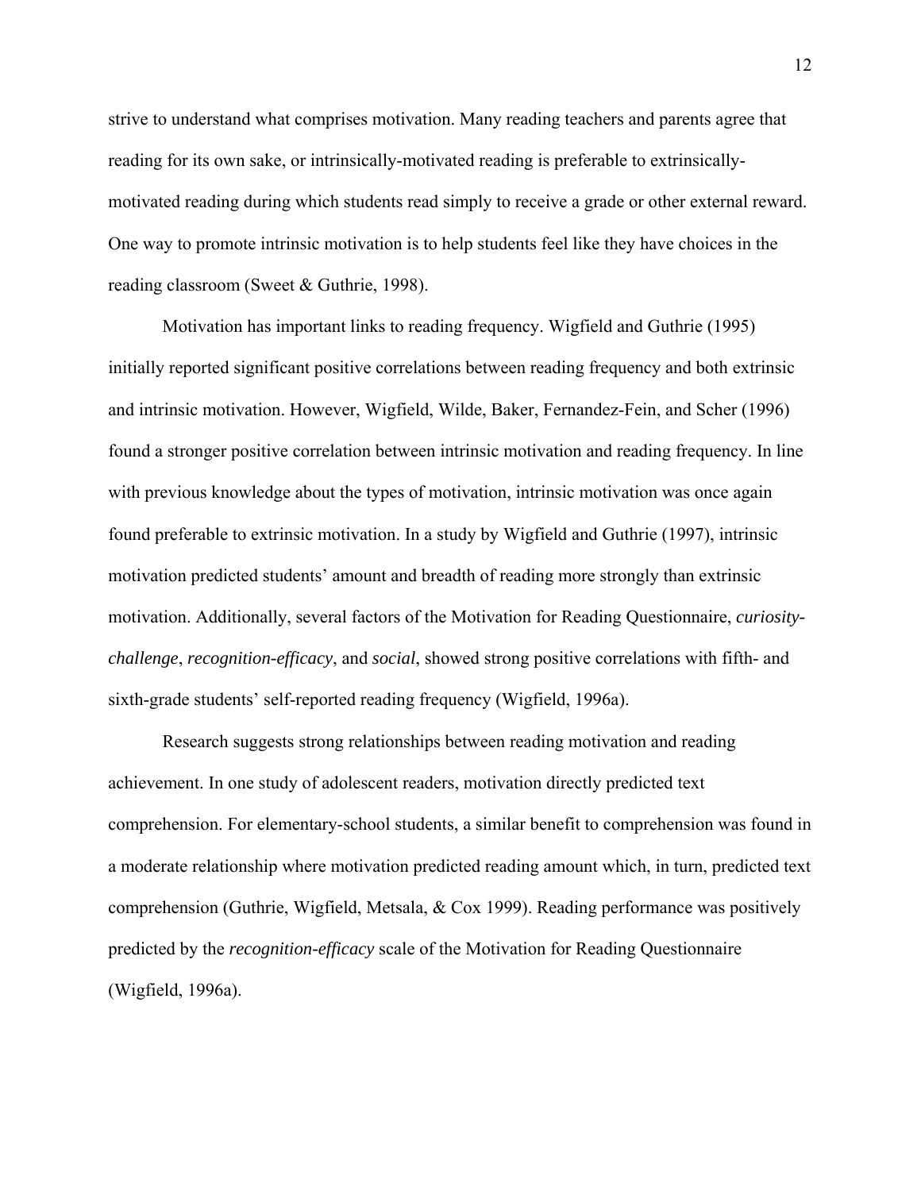strive to understand what comprises motivation. Many reading teachers and parents agree that reading for its own sake, or intrinsically-motivated reading is preferable to extrinsically-motivated reading during which students read simply to receive a grade or other external reward. One way to promote intrinsic motivation is to help students feel like they have choices in the reading classroom (Sweet & Guthrie, 1998).

Motivation has important links to reading frequency. Wigfield and Guthrie (1995) initially reported significant positive correlations between reading frequency and both extrinsic and intrinsic motivation. However, Wigfield, Wilde, Baker, Fernandez-Fein, and Scher (1996) found a stronger positive correlation between intrinsic motivation and reading frequency. In line with previous knowledge about the types of motivation, intrinsic motivation was once again found preferable to extrinsic motivation. In a study by Wigfield and Guthrie (1997), intrinsic motivation predicted students' amount and breadth of reading more strongly than extrinsic motivation. Additionally, several factors of the Motivation for Reading Questionnaire, *curiosity-challenge*, *recognition-efficacy*, and *social*, showed strong positive correlations with fifth- and sixth-grade students' self-reported reading frequency (Wigfield, 1996a).

Research suggests strong relationships between reading motivation and reading achievement. In one study of adolescent readers, motivation directly predicted text comprehension. For elementary-school students, a similar benefit to comprehension was found in a moderate relationship where motivation predicted reading amount which, in turn, predicted text comprehension (Guthrie, Wigfield, Metsala, & Cox 1999). Reading performance was positively predicted by the *recognition-efficacy* scale of the Motivation for Reading Questionnaire (Wigfield, 1996a).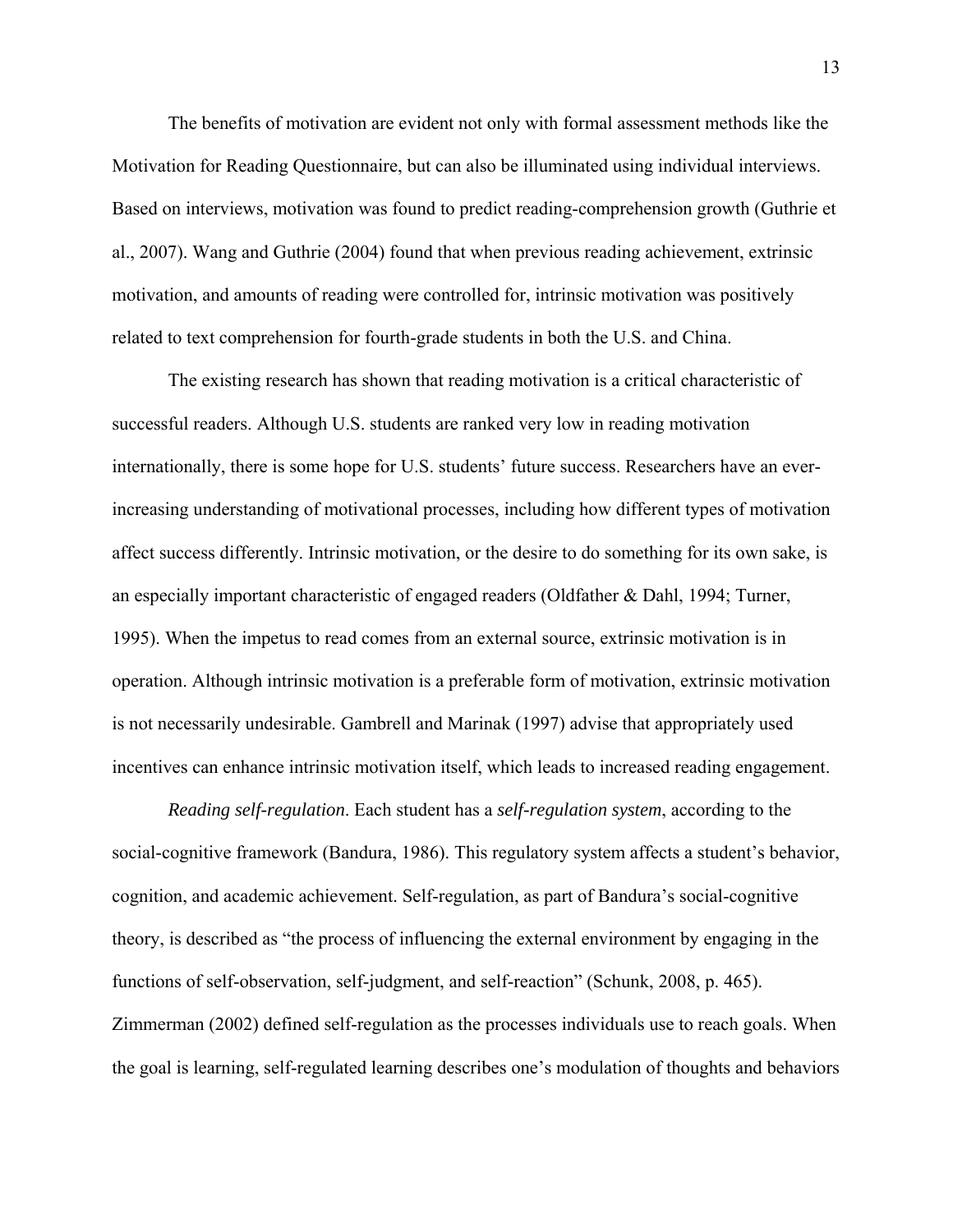The benefits of motivation are evident not only with formal assessment methods like the Motivation for Reading Questionnaire, but can also be illuminated using individual interviews. Based on interviews, motivation was found to predict reading-comprehension growth (Guthrie et al., 2007). Wang and Guthrie (2004) found that when previous reading achievement, extrinsic motivation, and amounts of reading were controlled for, intrinsic motivation was positively related to text comprehension for fourth-grade students in both the U.S. and China.

The existing research has shown that reading motivation is a critical characteristic of successful readers. Although U.S. students are ranked very low in reading motivation internationally, there is some hope for U.S. students' future success. Researchers have an ever-increasing understanding of motivational processes, including how different types of motivation affect success differently. Intrinsic motivation, or the desire to do something for its own sake, is an especially important characteristic of engaged readers (Oldfather & Dahl, 1994; Turner, 1995). When the impetus to read comes from an external source, extrinsic motivation is in operation. Although intrinsic motivation is a preferable form of motivation, extrinsic motivation is not necessarily undesirable. Gambrell and Marinak (1997) advise that appropriately used incentives can enhance intrinsic motivation itself, which leads to increased reading engagement.

*Reading self-regulation*. Each student has a *self-regulation system*, according to the social-cognitive framework (Bandura, 1986). This regulatory system affects a student's behavior, cognition, and academic achievement. Self-regulation, as part of Bandura's social-cognitive theory, is described as "the process of influencing the external environment by engaging in the functions of self-observation, self-judgment, and self-reaction" (Schunk, 2008, p. 465). Zimmerman (2002) defined self-regulation as the processes individuals use to reach goals. When the goal is learning, self-regulated learning describes one's modulation of thoughts and behaviors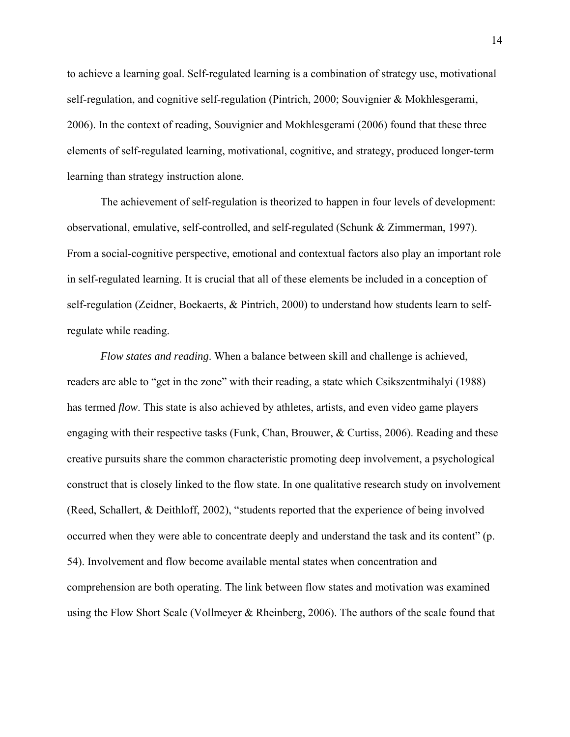to achieve a learning goal. Self-regulated learning is a combination of strategy use, motivational self-regulation, and cognitive self-regulation (Pintrich, 2000; Souvignier & Mokhlesgerami, 2006). In the context of reading, Souvignier and Mokhlesgerami (2006) found that these three elements of self-regulated learning, motivational, cognitive, and strategy, produced longer-term learning than strategy instruction alone.

The achievement of self-regulation is theorized to happen in four levels of development: observational, emulative, self-controlled, and self-regulated (Schunk & Zimmerman, 1997). From a social-cognitive perspective, emotional and contextual factors also play an important role in self-regulated learning. It is crucial that all of these elements be included in a conception of self-regulation (Zeidner, Boekaerts, & Pintrich, 2000) to understand how students learn to self-regulate while reading.

*Flow states and reading*. When a balance between skill and challenge is achieved, readers are able to "get in the zone" with their reading, a state which Csikszentmihalyi (1988) has termed *flow*. This state is also achieved by athletes, artists, and even video game players engaging with their respective tasks (Funk, Chan, Brouwer, & Curtiss, 2006). Reading and these creative pursuits share the common characteristic promoting deep involvement, a psychological construct that is closely linked to the flow state. In one qualitative research study on involvement (Reed, Schallert, & Deithloff, 2002), "students reported that the experience of being involved occurred when they were able to concentrate deeply and understand the task and its content" (p. 54). Involvement and flow become available mental states when concentration and comprehension are both operating. The link between flow states and motivation was examined using the Flow Short Scale (Vollmeyer & Rheinberg, 2006). The authors of the scale found that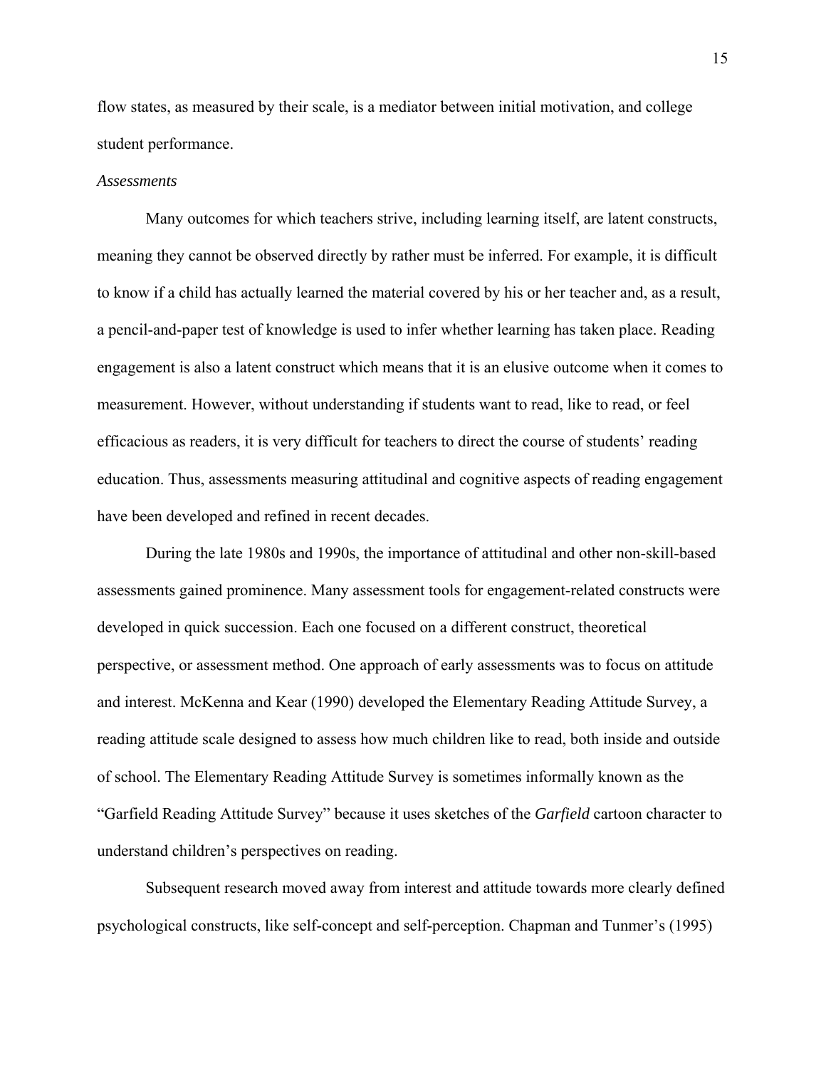flow states, as measured by their scale, is a mediator between initial motivation, and college student performance.

*Assessments*

Many outcomes for which teachers strive, including learning itself, are latent constructs, meaning they cannot be observed directly by rather must be inferred. For example, it is difficult to know if a child has actually learned the material covered by his or her teacher and, as a result, a pencil-and-paper test of knowledge is used to infer whether learning has taken place. Reading engagement is also a latent construct which means that it is an elusive outcome when it comes to measurement. However, without understanding if students want to read, like to read, or feel efficacious as readers, it is very difficult for teachers to direct the course of students' reading education. Thus, assessments measuring attitudinal and cognitive aspects of reading engagement have been developed and refined in recent decades.

During the late 1980s and 1990s, the importance of attitudinal and other non-skill-based assessments gained prominence. Many assessment tools for engagement-related constructs were developed in quick succession. Each one focused on a different construct, theoretical perspective, or assessment method. One approach of early assessments was to focus on attitude and interest. McKenna and Kear (1990) developed the Elementary Reading Attitude Survey, a reading attitude scale designed to assess how much children like to read, both inside and outside of school. The Elementary Reading Attitude Survey is sometimes informally known as the "Garfield Reading Attitude Survey" because it uses sketches of the *Garfield* cartoon character to understand children's perspectives on reading.

Subsequent research moved away from interest and attitude towards more clearly defined psychological constructs, like self-concept and self-perception. Chapman and Tunmer's (1995)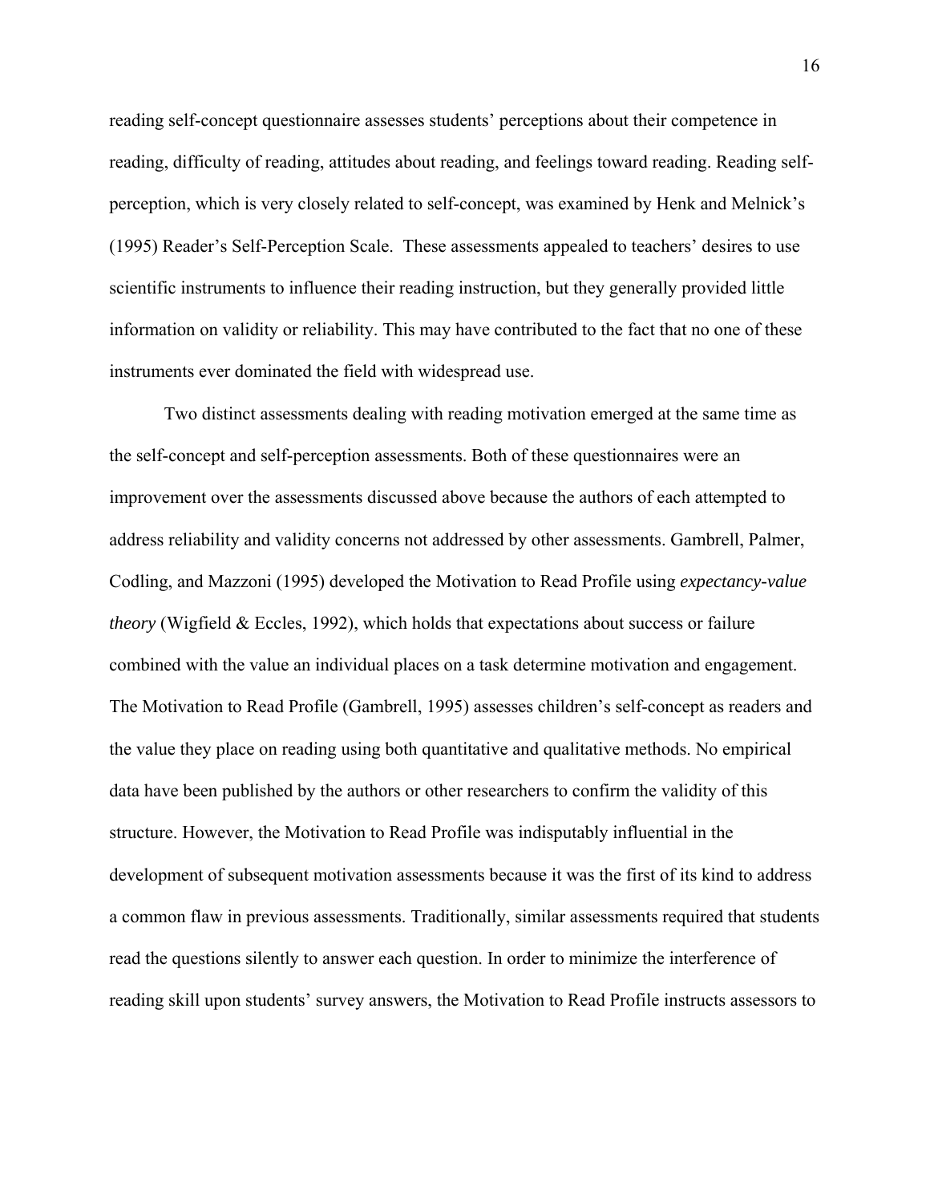reading self-concept questionnaire assesses students' perceptions about their competence in reading, difficulty of reading, attitudes about reading, and feelings toward reading. Reading self-perception, which is very closely related to self-concept, was examined by Henk and Melnick's (1995) Reader's Self-Perception Scale. These assessments appealed to teachers' desires to use scientific instruments to influence their reading instruction, but they generally provided little information on validity or reliability. This may have contributed to the fact that no one of these instruments ever dominated the field with widespread use.

Two distinct assessments dealing with reading motivation emerged at the same time as the self-concept and self-perception assessments. Both of these questionnaires were an improvement over the assessments discussed above because the authors of each attempted to address reliability and validity concerns not addressed by other assessments. Gambrell, Palmer, Codling, and Mazzoni (1995) developed the Motivation to Read Profile using *expectancy-value theory* (Wigfield & Eccles, 1992), which holds that expectations about success or failure combined with the value an individual places on a task determine motivation and engagement. The Motivation to Read Profile (Gambrell, 1995) assesses children's self-concept as readers and the value they place on reading using both quantitative and qualitative methods. No empirical data have been published by the authors or other researchers to confirm the validity of this structure. However, the Motivation to Read Profile was indisputably influential in the development of subsequent motivation assessments because it was the first of its kind to address a common flaw in previous assessments. Traditionally, similar assessments required that students read the questions silently to answer each question. In order to minimize the interference of reading skill upon students' survey answers, the Motivation to Read Profile instructs assessors to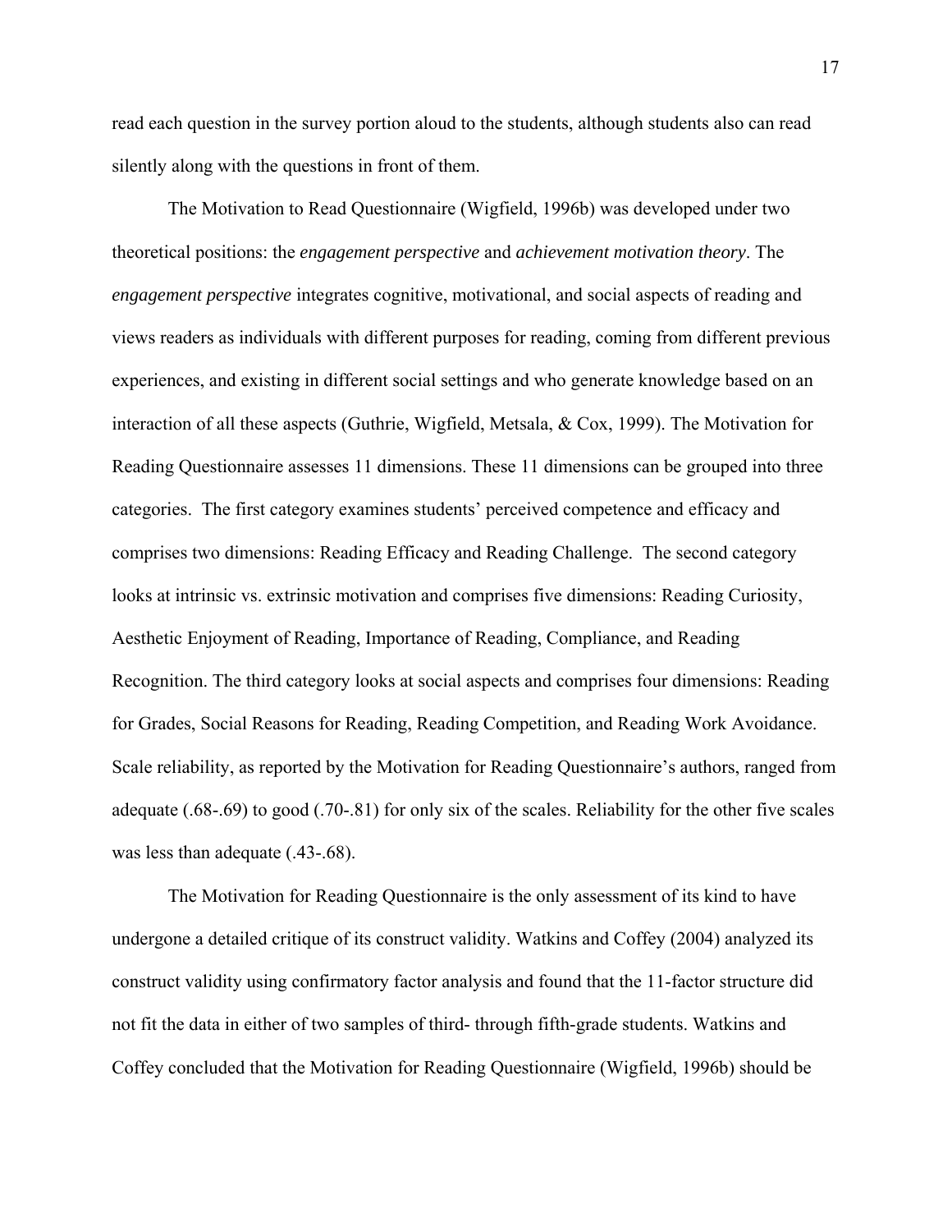read each question in the survey portion aloud to the students, although students also can read silently along with the questions in front of them.

The Motivation to Read Questionnaire (Wigfield, 1996b) was developed under two theoretical positions: the *engagement perspective* and *achievement motivation theory*. The *engagement perspective* integrates cognitive, motivational, and social aspects of reading and views readers as individuals with different purposes for reading, coming from different previous experiences, and existing in different social settings and who generate knowledge based on an interaction of all these aspects (Guthrie, Wigfield, Metsala, & Cox, 1999). The Motivation for Reading Questionnaire assesses 11 dimensions. These 11 dimensions can be grouped into three categories. The first category examines students' perceived competence and efficacy and comprises two dimensions: Reading Efficacy and Reading Challenge. The second category looks at intrinsic vs. extrinsic motivation and comprises five dimensions: Reading Curiosity, Aesthetic Enjoyment of Reading, Importance of Reading, Compliance, and Reading Recognition. The third category looks at social aspects and comprises four dimensions: Reading for Grades, Social Reasons for Reading, Reading Competition, and Reading Work Avoidance. Scale reliability, as reported by the Motivation for Reading Questionnaire's authors, ranged from adequate (.68-.69) to good (.70-.81) for only six of the scales. Reliability for the other five scales was less than adequate (.43-.68).

The Motivation for Reading Questionnaire is the only assessment of its kind to have undergone a detailed critique of its construct validity. Watkins and Coffey (2004) analyzed its construct validity using confirmatory factor analysis and found that the 11-factor structure did not fit the data in either of two samples of third- through fifth-grade students. Watkins and Coffey concluded that the Motivation for Reading Questionnaire (Wigfield, 1996b) should be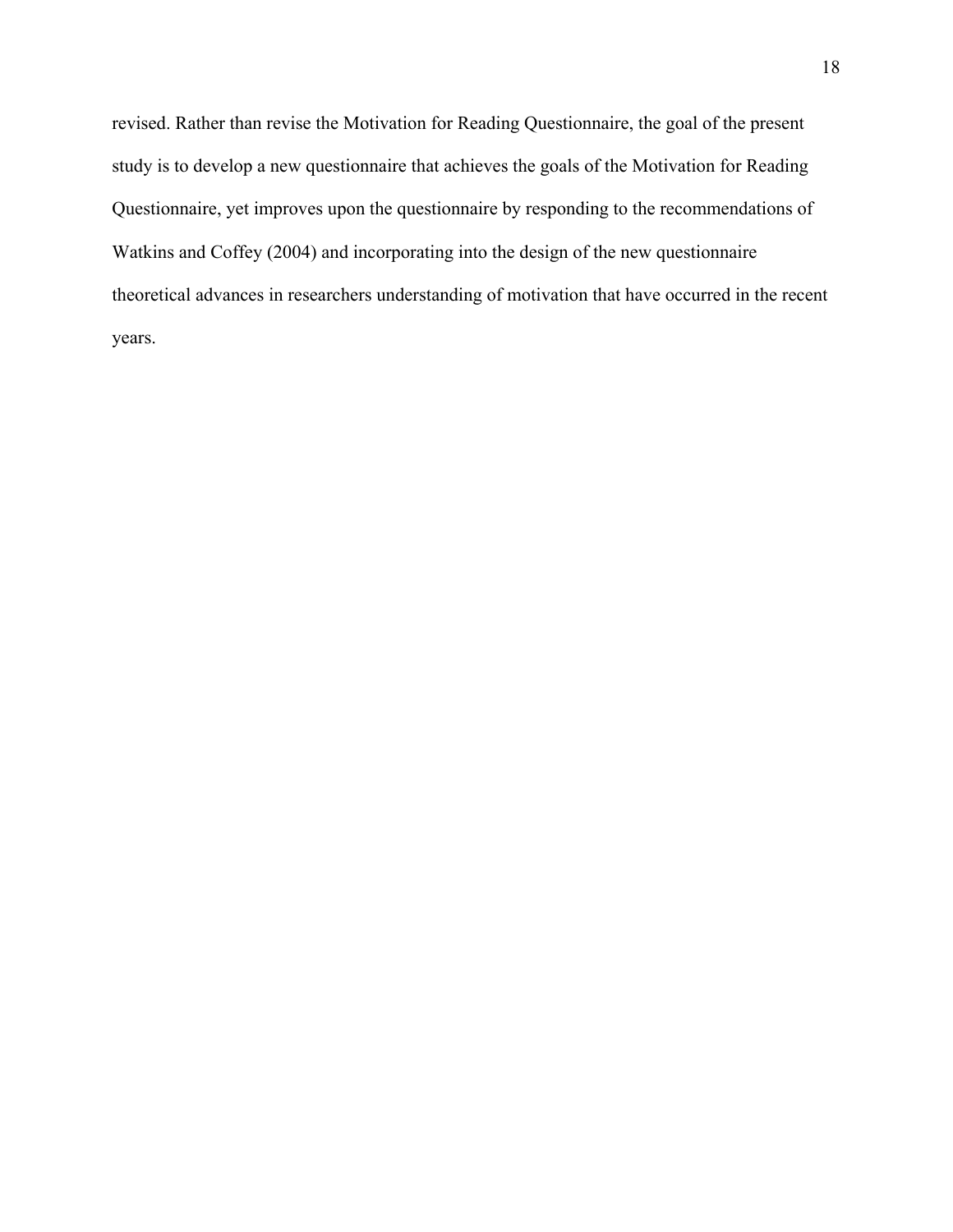revised. Rather than revise the Motivation for Reading Questionnaire, the goal of the present study is to develop a new questionnaire that achieves the goals of the Motivation for Reading Questionnaire, yet improves upon the questionnaire by responding to the recommendations of Watkins and Coffey (2004) and incorporating into the design of the new questionnaire theoretical advances in researchers understanding of motivation that have occurred in the recent years.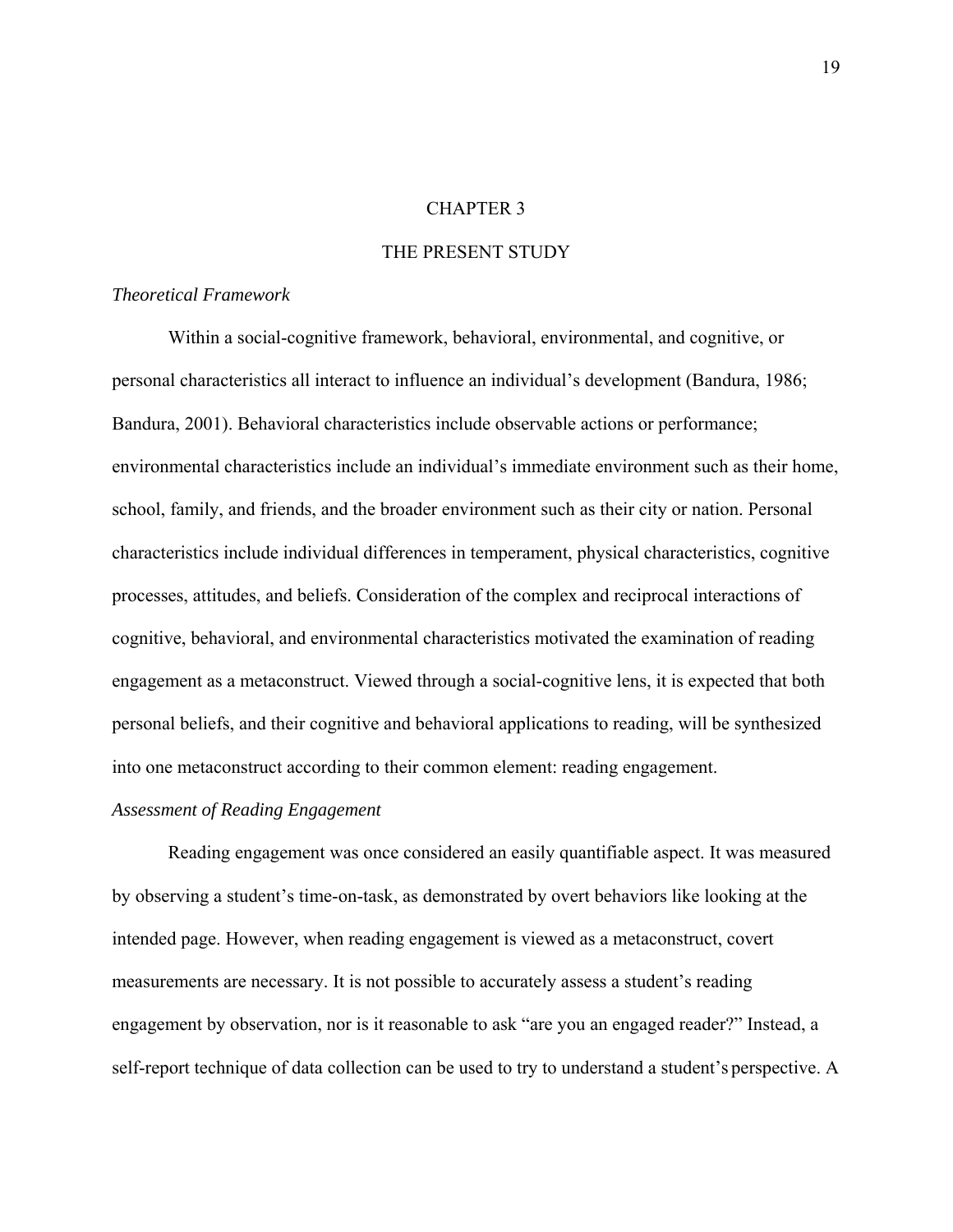# CHAPTER 3

# THE PRESENT STUDY

### *Theoretical Framework*

Within a social-cognitive framework, behavioral, environmental, and cognitive, or personal characteristics all interact to influence an individual's development (Bandura, 1986; Bandura, 2001). Behavioral characteristics include observable actions or performance; environmental characteristics include an individual's immediate environment such as their home, school, family, and friends, and the broader environment such as their city or nation. Personal characteristics include individual differences in temperament, physical characteristics, cognitive processes, attitudes, and beliefs. Consideration of the complex and reciprocal interactions of cognitive, behavioral, and environmental characteristics motivated the examination of reading engagement as a metaconstruct. Viewed through a social-cognitive lens, it is expected that both personal beliefs, and their cognitive and behavioral applications to reading, will be synthesized into one metaconstruct according to their common element: reading engagement.

### *Assessment of Reading Engagement*

Reading engagement was once considered an easily quantifiable aspect. It was measured by observing a student's time-on-task, as demonstrated by overt behaviors like looking at the intended page. However, when reading engagement is viewed as a metaconstruct, covert measurements are necessary. It is not possible to accurately assess a student's reading engagement by observation, nor is it reasonable to ask "are you an engaged reader?" Instead, a self-report technique of data collection can be used to try to understand a student's perspective. A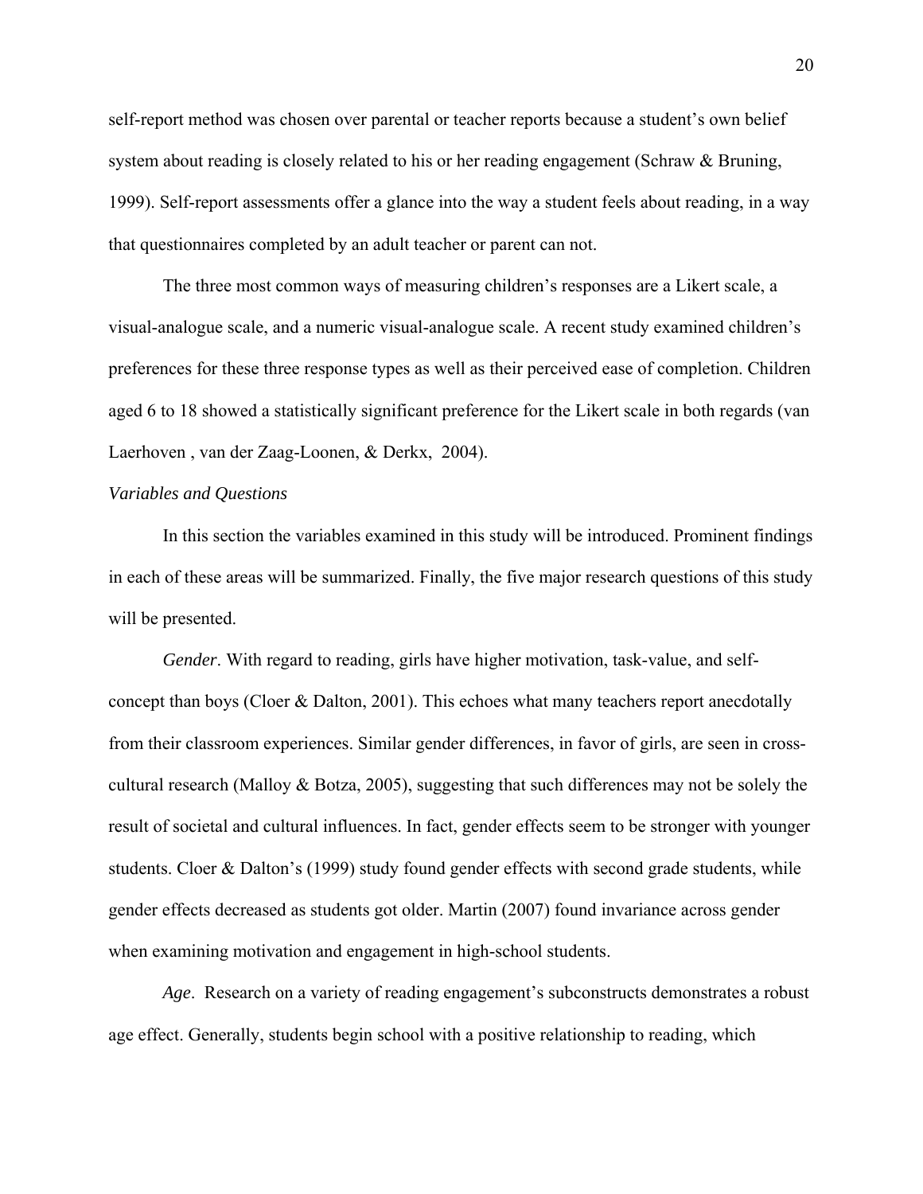self-report method was chosen over parental or teacher reports because a student's own belief system about reading is closely related to his or her reading engagement (Schraw & Bruning, 1999). Self-report assessments offer a glance into the way a student feels about reading, in a way that questionnaires completed by an adult teacher or parent can not.

The three most common ways of measuring children's responses are a Likert scale, a visual-analogue scale, and a numeric visual-analogue scale. A recent study examined children's preferences for these three response types as well as their perceived ease of completion. Children aged 6 to 18 showed a statistically significant preference for the Likert scale in both regards (van Laerhoven , van der Zaag-Loonen, & Derkx, 2004).

*Variables and Questions*

In this section the variables examined in this study will be introduced. Prominent findings in each of these areas will be summarized. Finally, the five major research questions of this study will be presented.

*Gender*. With regard to reading, girls have higher motivation, task-value, and self-concept than boys (Cloer & Dalton, 2001). This echoes what many teachers report anecdotally from their classroom experiences. Similar gender differences, in favor of girls, are seen in cross-cultural research (Malloy & Botza, 2005), suggesting that such differences may not be solely the result of societal and cultural influences. In fact, gender effects seem to be stronger with younger students. Cloer & Dalton's (1999) study found gender effects with second grade students, while gender effects decreased as students got older. Martin (2007) found invariance across gender when examining motivation and engagement in high-school students.

*Age*. Research on a variety of reading engagement's subconstructs demonstrates a robust age effect. Generally, students begin school with a positive relationship to reading, which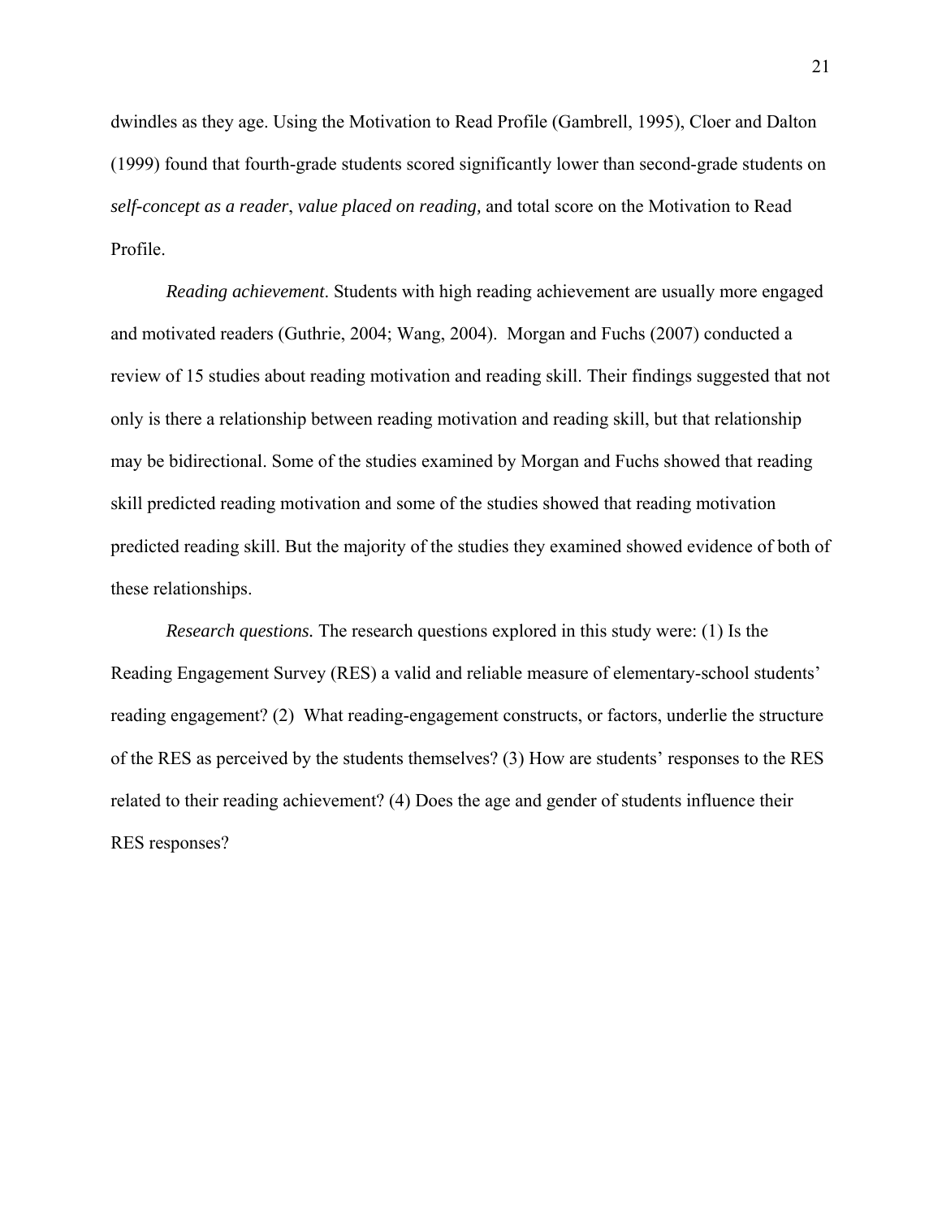dwindles as they age. Using the Motivation to Read Profile (Gambrell, 1995), Cloer and Dalton (1999) found that fourth-grade students scored significantly lower than second-grade students on *self-concept as a reader*, *value placed on reading,* and total score on the Motivation to Read Profile.

*Reading achievement*. Students with high reading achievement are usually more engaged and motivated readers (Guthrie, 2004; Wang, 2004). Morgan and Fuchs (2007) conducted a review of 15 studies about reading motivation and reading skill. Their findings suggested that not only is there a relationship between reading motivation and reading skill, but that relationship may be bidirectional. Some of the studies examined by Morgan and Fuchs showed that reading skill predicted reading motivation and some of the studies showed that reading motivation predicted reading skill. But the majority of the studies they examined showed evidence of both of these relationships.

*Research questions.* The research questions explored in this study were: (1) Is the Reading Engagement Survey (RES) a valid and reliable measure of elementary-school students' reading engagement? (2) What reading-engagement constructs, or factors, underlie the structure of the RES as perceived by the students themselves? (3) How are students' responses to the RES related to their reading achievement? (4) Does the age and gender of students influence their RES responses?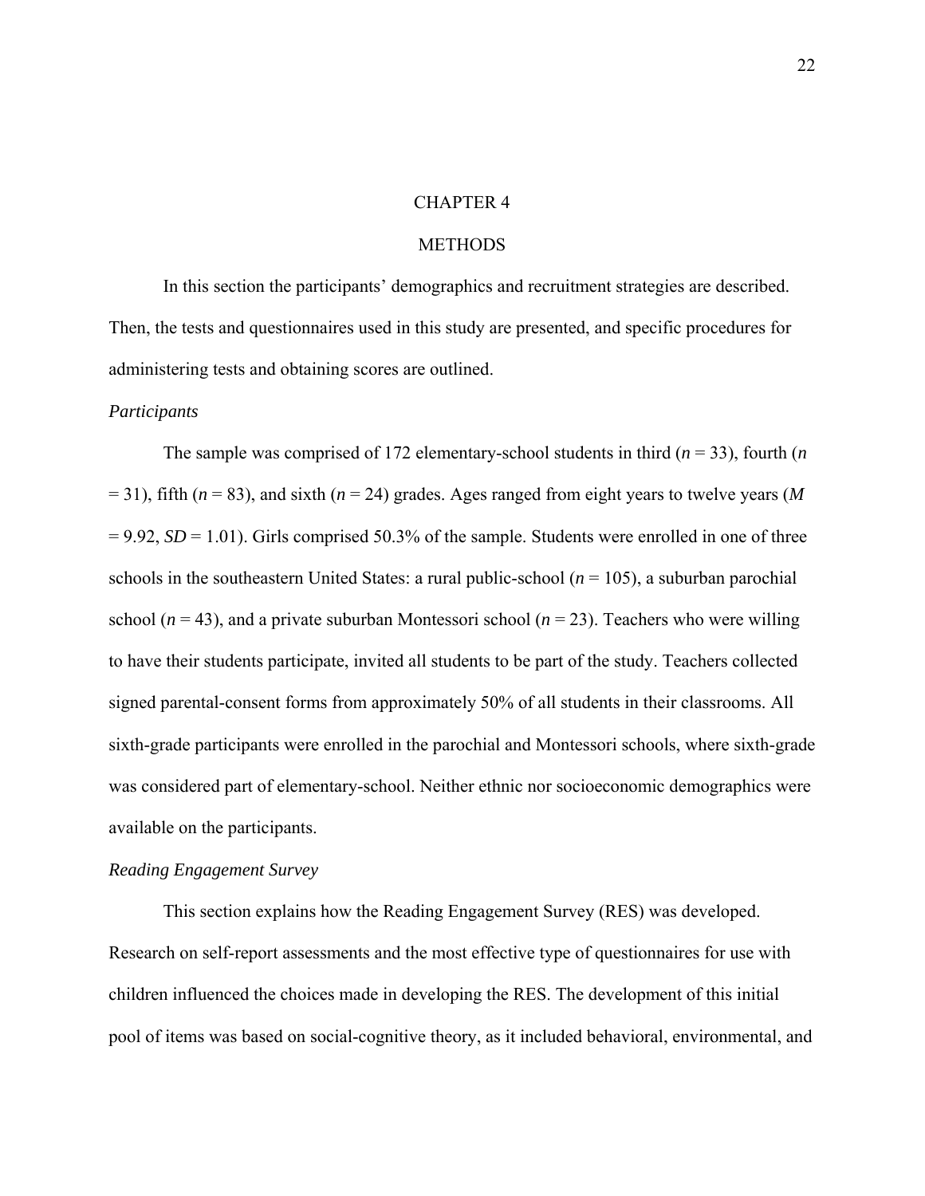# CHAPTER 4

# METHODS

In this section the participants' demographics and recruitment strategies are described. Then, the tests and questionnaires used in this study are presented, and specific procedures for administering tests and obtaining scores are outlined.

### *Participants*

The sample was comprised of 172 elementary-school students in third (*n* = 33), fourth (*n* = 31), fifth (*n* = 83), and sixth (*n* = 24) grades. Ages ranged from eight years to twelve years (*M* = 9.92, *SD* = 1.01). Girls comprised 50.3% of the sample. Students were enrolled in one of three schools in the southeastern United States: a rural public-school (*n* = 105), a suburban parochial school (*n* = 43), and a private suburban Montessori school (*n* = 23). Teachers who were willing to have their students participate, invited all students to be part of the study. Teachers collected signed parental-consent forms from approximately 50% of all students in their classrooms. All sixth-grade participants were enrolled in the parochial and Montessori schools, where sixth-grade was considered part of elementary-school. Neither ethnic nor socioeconomic demographics were available on the participants.

### *Reading Engagement Survey*

This section explains how the Reading Engagement Survey (RES) was developed. Research on self-report assessments and the most effective type of questionnaires for use with children influenced the choices made in developing the RES. The development of this initial pool of items was based on social-cognitive theory, as it included behavioral, environmental, and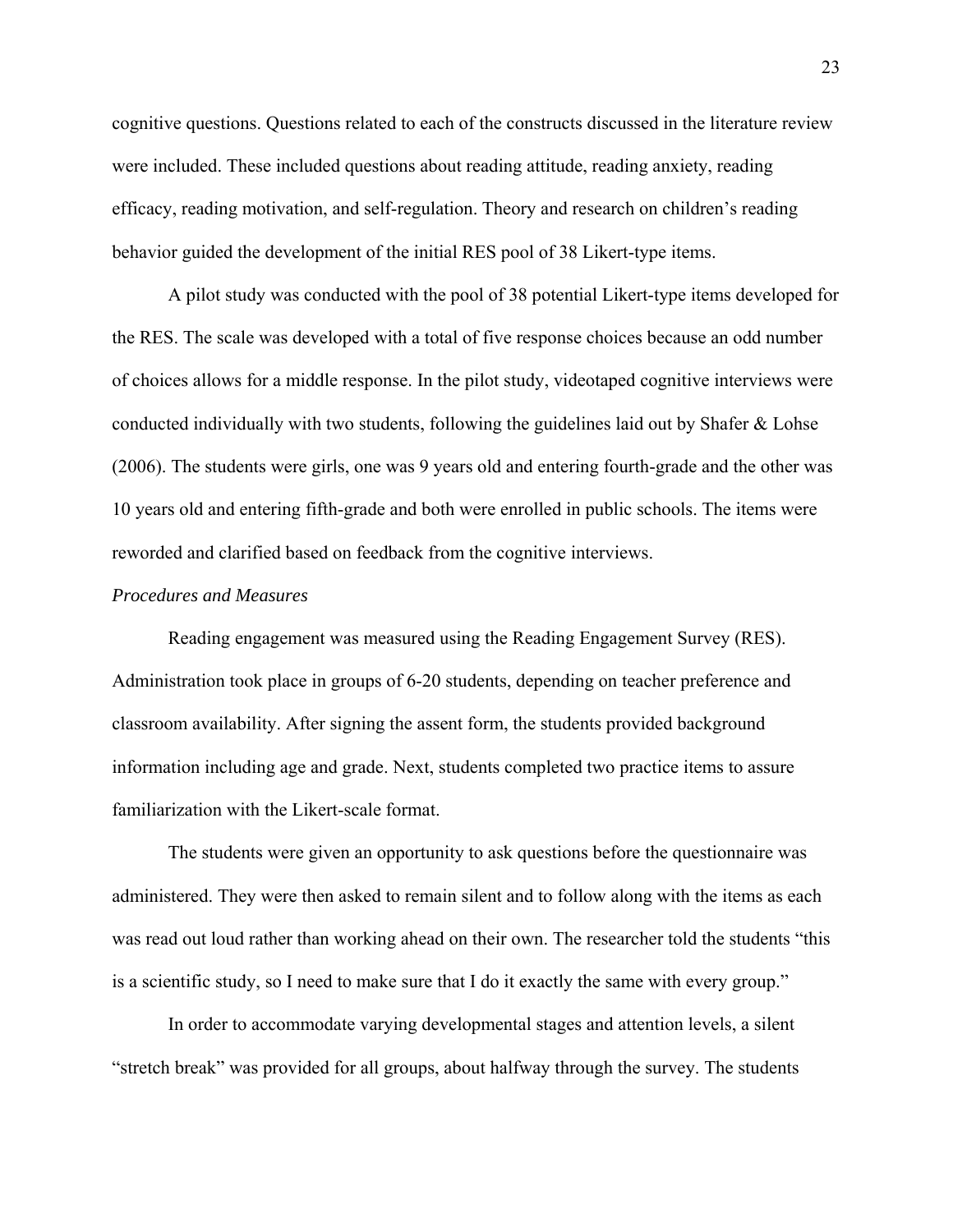cognitive questions. Questions related to each of the constructs discussed in the literature review were included. These included questions about reading attitude, reading anxiety, reading efficacy, reading motivation, and self-regulation. Theory and research on children's reading behavior guided the development of the initial RES pool of 38 Likert-type items.

A pilot study was conducted with the pool of 38 potential Likert-type items developed for the RES. The scale was developed with a total of five response choices because an odd number of choices allows for a middle response. In the pilot study, videotaped cognitive interviews were conducted individually with two students, following the guidelines laid out by Shafer & Lohse (2006). The students were girls, one was 9 years old and entering fourth-grade and the other was 10 years old and entering fifth-grade and both were enrolled in public schools. The items were reworded and clarified based on feedback from the cognitive interviews.

*Procedures and Measures*

Reading engagement was measured using the Reading Engagement Survey (RES). Administration took place in groups of 6-20 students, depending on teacher preference and classroom availability. After signing the assent form, the students provided background information including age and grade. Next, students completed two practice items to assure familiarization with the Likert-scale format.

The students were given an opportunity to ask questions before the questionnaire was administered. They were then asked to remain silent and to follow along with the items as each was read out loud rather than working ahead on their own. The researcher told the students "this is a scientific study, so I need to make sure that I do it exactly the same with every group."

In order to accommodate varying developmental stages and attention levels, a silent "stretch break" was provided for all groups, about halfway through the survey. The students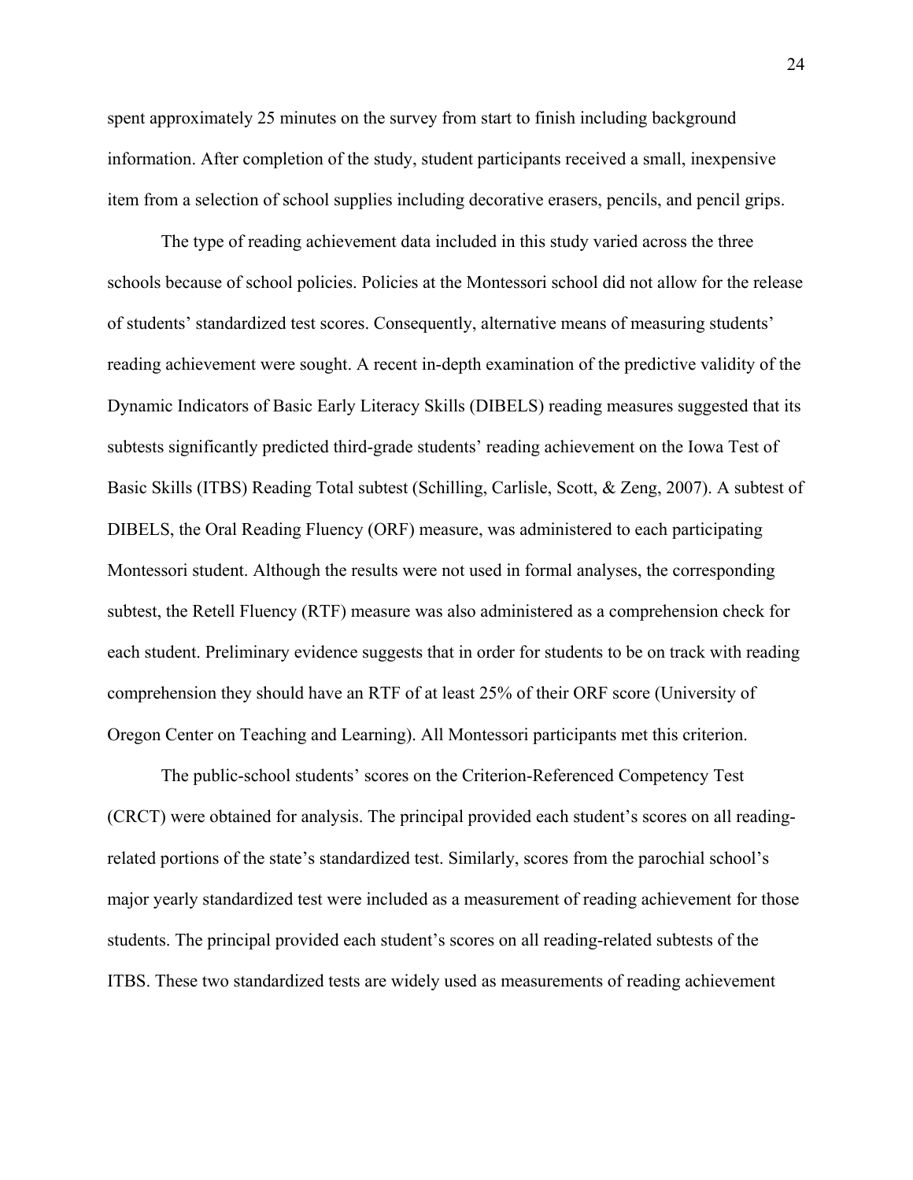spent approximately 25 minutes on the survey from start to finish including background information. After completion of the study, student participants received a small, inexpensive item from a selection of school supplies including decorative erasers, pencils, and pencil grips.

The type of reading achievement data included in this study varied across the three schools because of school policies. Policies at the Montessori school did not allow for the release of students' standardized test scores. Consequently, alternative means of measuring students' reading achievement were sought. A recent in-depth examination of the predictive validity of the Dynamic Indicators of Basic Early Literacy Skills (DIBELS) reading measures suggested that its subtests significantly predicted third-grade students' reading achievement on the Iowa Test of Basic Skills (ITBS) Reading Total subtest (Schilling, Carlisle, Scott, & Zeng, 2007). A subtest of DIBELS, the Oral Reading Fluency (ORF) measure, was administered to each participating Montessori student. Although the results were not used in formal analyses, the corresponding subtest, the Retell Fluency (RTF) measure was also administered as a comprehension check for each student. Preliminary evidence suggests that in order for students to be on track with reading comprehension they should have an RTF of at least 25% of their ORF score (University of Oregon Center on Teaching and Learning). All Montessori participants met this criterion.

The public-school students' scores on the Criterion-Referenced Competency Test (CRCT) were obtained for analysis. The principal provided each student's scores on all reading-related portions of the state's standardized test. Similarly, scores from the parochial school's major yearly standardized test were included as a measurement of reading achievement for those students. The principal provided each student's scores on all reading-related subtests of the ITBS. These two standardized tests are widely used as measurements of reading achievement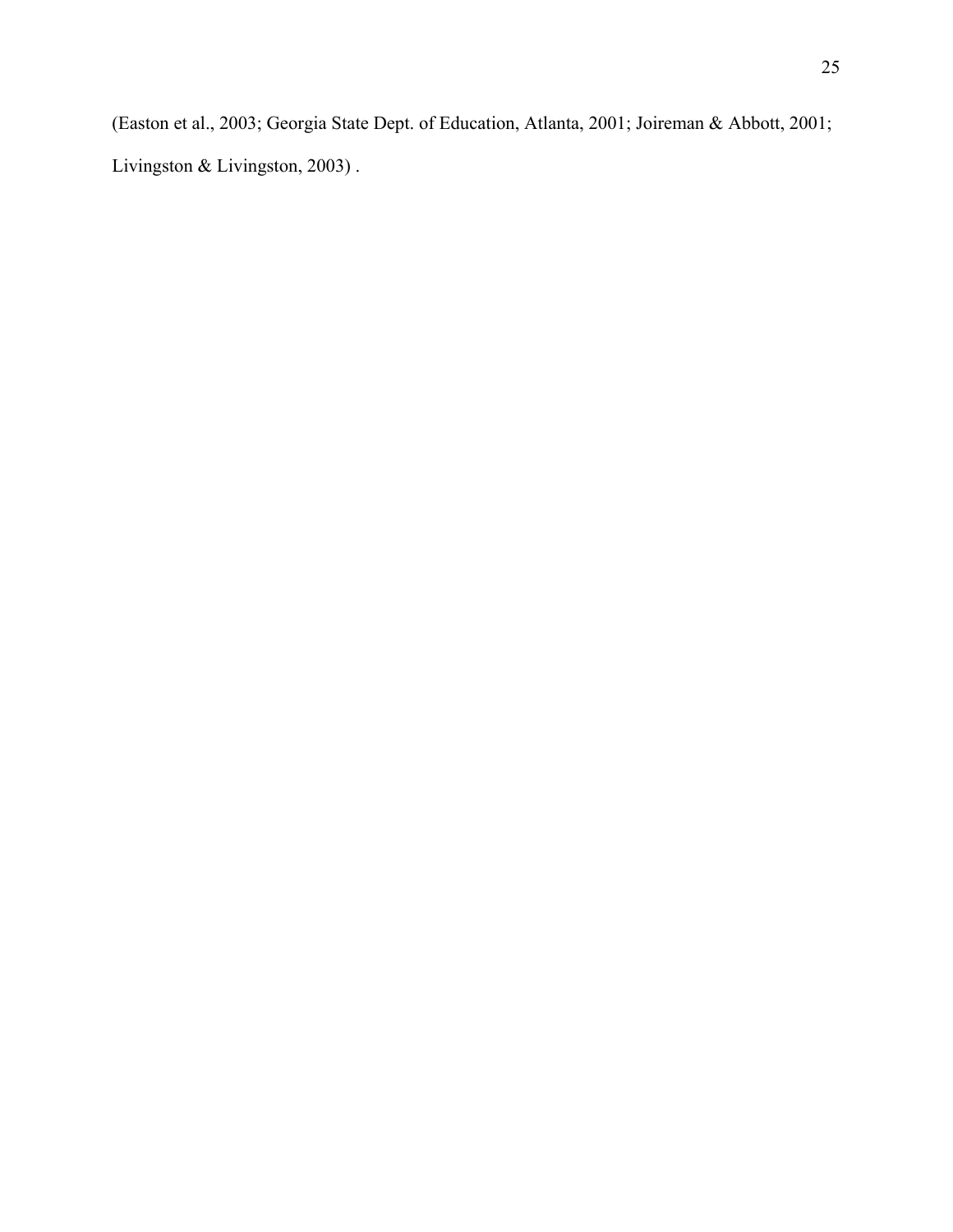(Easton et al., 2003; Georgia State Dept. of Education, Atlanta, 2001; Joireman & Abbott, 2001; Livingston & Livingston, 2003) .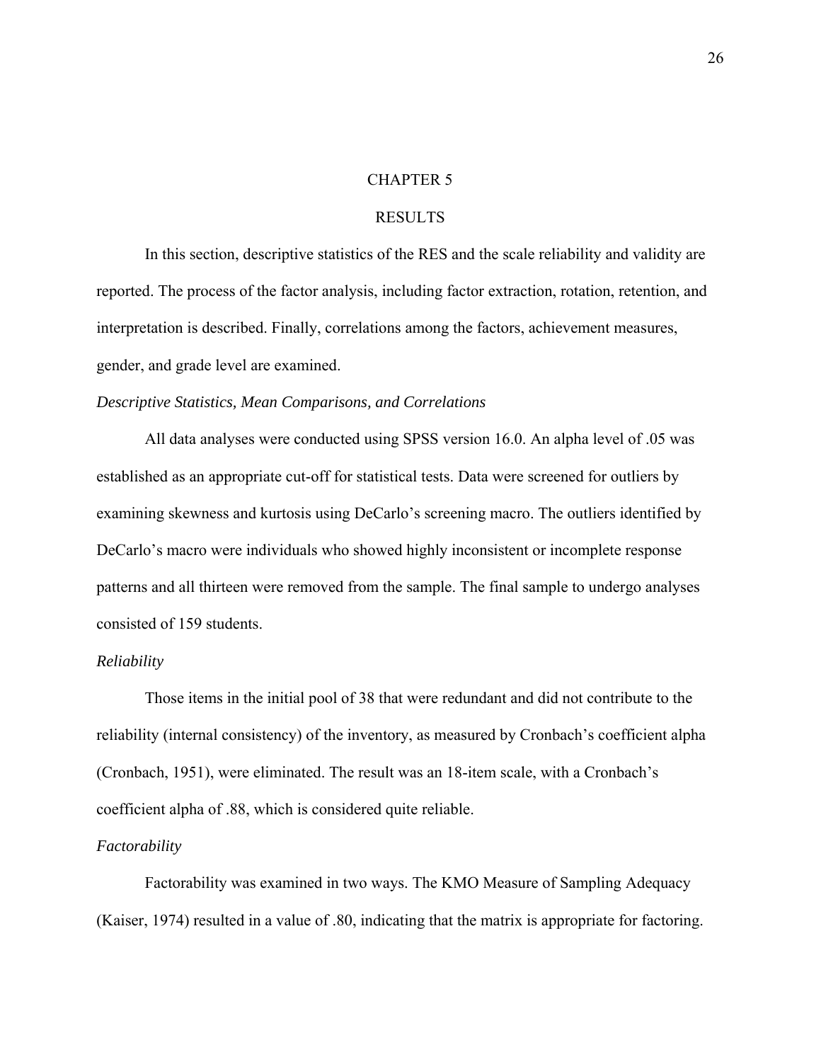# CHAPTER 5

# RESULTS

In this section, descriptive statistics of the RES and the scale reliability and validity are reported. The process of the factor analysis, including factor extraction, rotation, retention, and interpretation is described. Finally, correlations among the factors, achievement measures, gender, and grade level are examined.

*Descriptive Statistics, Mean Comparisons, and Correlations*

All data analyses were conducted using SPSS version 16.0. An alpha level of .05 was established as an appropriate cut-off for statistical tests. Data were screened for outliers by examining skewness and kurtosis using DeCarlo's screening macro. The outliers identified by DeCarlo's macro were individuals who showed highly inconsistent or incomplete response patterns and all thirteen were removed from the sample. The final sample to undergo analyses consisted of 159 students.

*Reliability*

Those items in the initial pool of 38 that were redundant and did not contribute to the reliability (internal consistency) of the inventory, as measured by Cronbach's coefficient alpha (Cronbach, 1951), were eliminated. The result was an 18-item scale, with a Cronbach's coefficient alpha of .88, which is considered quite reliable.

*Factorability*

Factorability was examined in two ways. The KMO Measure of Sampling Adequacy (Kaiser, 1974) resulted in a value of .80, indicating that the matrix is appropriate for factoring.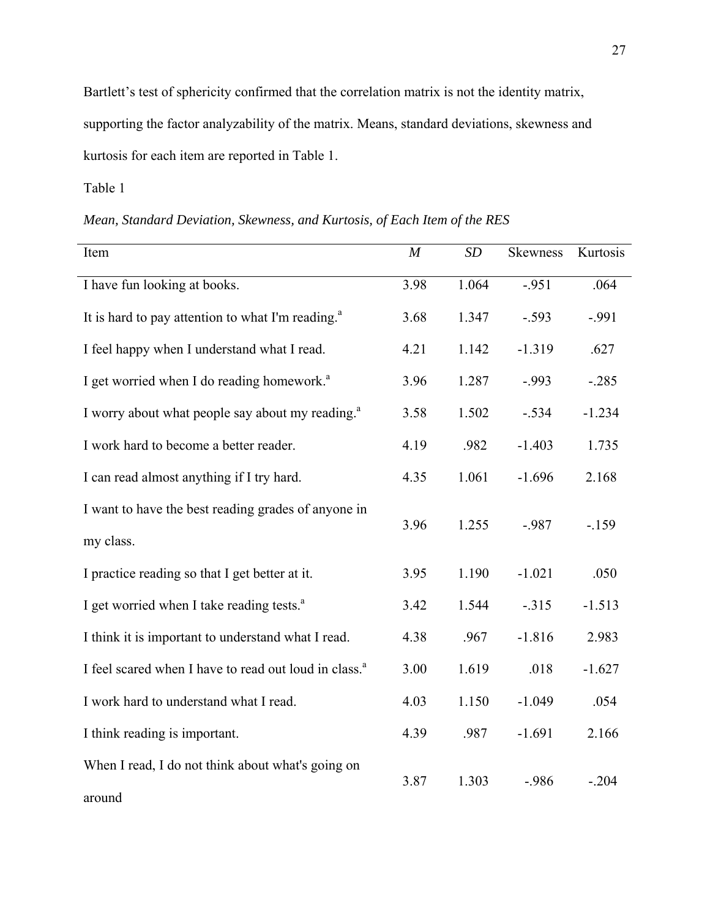Bartlett's test of sphericity confirmed that the correlation matrix is not the identity matrix, supporting the factor analyzability of the matrix. Means, standard deviations, skewness and kurtosis for each item are reported in Table 1.

Table 1

*Mean, Standard Deviation, Skewness, and Kurtosis, of Each Item of the RES*

| Item | *M* | *SD* | Skewness | Kurtosis |
|---|---|---|---|---|
| I have fun looking at books. | 3.98 | 1.064 | -.951 | .064 |
| It is hard to pay attention to what I'm reading.[a] | 3.68 | 1.347 | -.593 | -.991 |
| I feel happy when I understand what I read. | 4.21 | 1.142 | -1.319 | .627 |
| I get worried when I do reading homework.[a] | 3.96 | 1.287 | -.993 | -.285 |
| I worry about what people say about my reading.[a] | 3.58 | 1.502 | -.534 | -1.234 |
| I work hard to become a better reader. | 4.19 | .982 | -1.403 | 1.735 |
| I can read almost anything if I try hard. | 4.35 | 1.061 | -1.696 | 2.168 |
| I want to have the best reading grades of anyone in my class. | 3.96 | 1.255 | -.987 | -.159 |
| I practice reading so that I get better at it. | 3.95 | 1.190 | -1.021 | .050 |
| I get worried when I take reading tests.[a] | 3.42 | 1.544 | -.315 | -1.513 |
| I think it is important to understand what I read. | 4.38 | .967 | -1.816 | 2.983 |
| I feel scared when I have to read out loud in class.[a] | 3.00 | 1.619 | .018 | -1.627 |
| I work hard to understand what I read. | 4.03 | 1.150 | -1.049 | .054 |
| I think reading is important. | 4.39 | .987 | -1.691 | 2.166 |
| When I read, I do not think about what's going on around | 3.87 | 1.303 | -.986 | -.204 |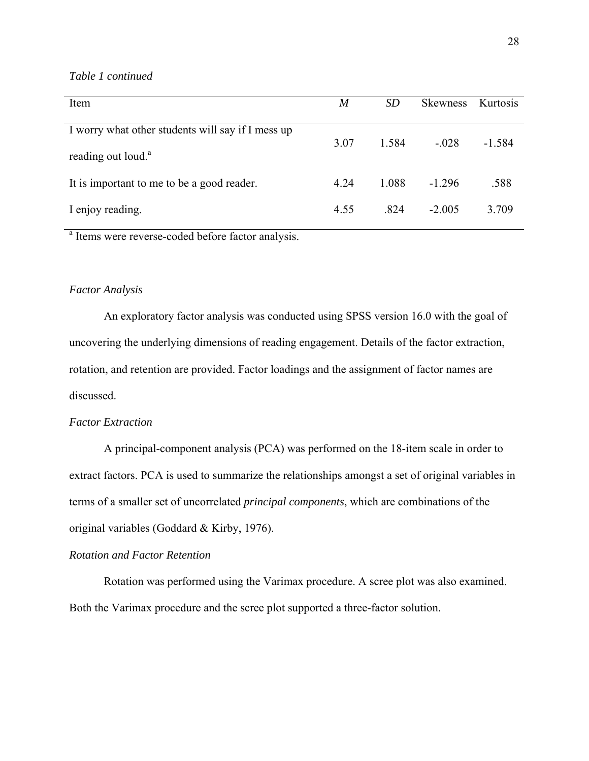*Table 1 continued*

| Item | *M* | *SD* | Skewness | Kurtosis |
|---|---|---|---|---|
| I worry what other students will say if I mess up reading out loud.[a] | 3.07 | 1.584 | -.028 | -1.584 |
| It is important to me to be a good reader. | 4.24 | 1.088 | -1.296 | .588 |
| I enjoy reading. | 4.55 | .824 | -2.005 | 3.709 |

[a] Items were reverse-coded before factor analysis.

*Factor Analysis*

An exploratory factor analysis was conducted using SPSS version 16.0 with the goal of uncovering the underlying dimensions of reading engagement. Details of the factor extraction, rotation, and retention are provided. Factor loadings and the assignment of factor names are discussed.

*Factor Extraction*

A principal-component analysis (PCA) was performed on the 18-item scale in order to extract factors. PCA is used to summarize the relationships amongst a set of original variables in terms of a smaller set of uncorrelated *principal components*, which are combinations of the original variables (Goddard & Kirby, 1976).

*Rotation and Factor Retention*

Rotation was performed using the Varimax procedure. A scree plot was also examined. Both the Varimax procedure and the scree plot supported a three-factor solution.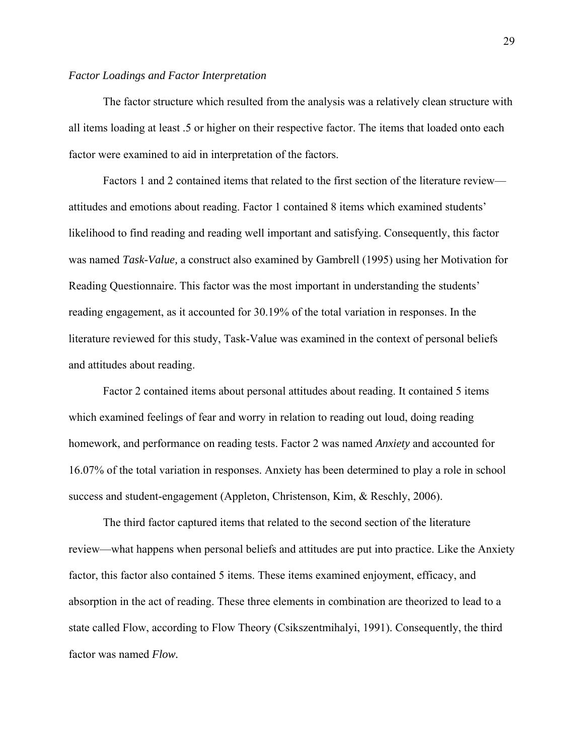*Factor Loadings and Factor Interpretation*

The factor structure which resulted from the analysis was a relatively clean structure with all items loading at least .5 or higher on their respective factor. The items that loaded onto each factor were examined to aid in interpretation of the factors.

Factors 1 and 2 contained items that related to the first section of the literature review—attitudes and emotions about reading. Factor 1 contained 8 items which examined students' likelihood to find reading and reading well important and satisfying. Consequently, this factor was named *Task-Value,* a construct also examined by Gambrell (1995) using her Motivation for Reading Questionnaire. This factor was the most important in understanding the students' reading engagement, as it accounted for 30.19% of the total variation in responses. In the literature reviewed for this study, Task-Value was examined in the context of personal beliefs and attitudes about reading.

Factor 2 contained items about personal attitudes about reading. It contained 5 items which examined feelings of fear and worry in relation to reading out loud, doing reading homework, and performance on reading tests. Factor 2 was named *Anxiety* and accounted for 16.07% of the total variation in responses. Anxiety has been determined to play a role in school success and student-engagement (Appleton, Christenson, Kim, & Reschly, 2006).

The third factor captured items that related to the second section of the literature review—what happens when personal beliefs and attitudes are put into practice. Like the Anxiety factor, this factor also contained 5 items. These items examined enjoyment, efficacy, and absorption in the act of reading. These three elements in combination are theorized to lead to a state called Flow, according to Flow Theory (Csikszentmihalyi, 1991). Consequently, the third factor was named *Flow.*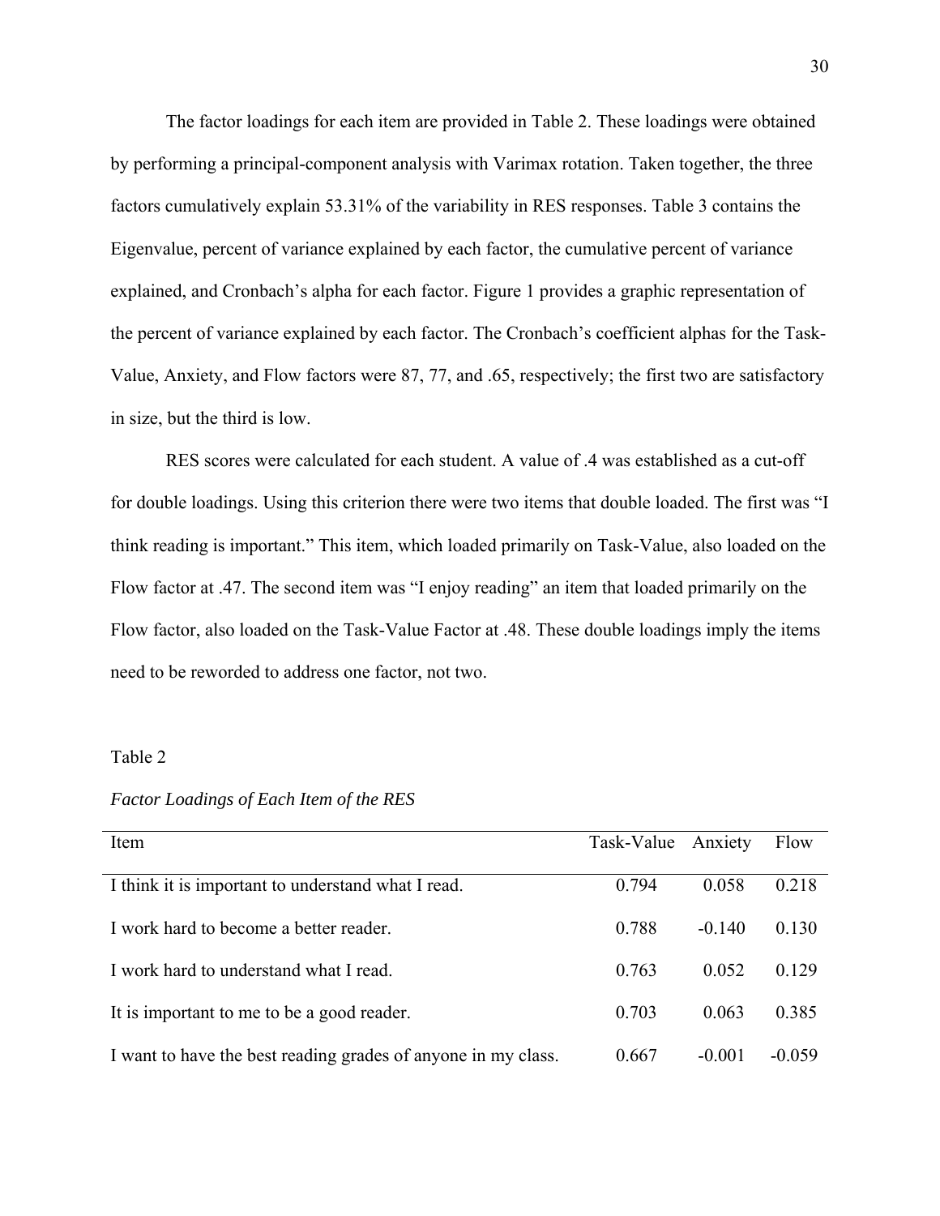The factor loadings for each item are provided in Table 2. These loadings were obtained by performing a principal-component analysis with Varimax rotation. Taken together, the three factors cumulatively explain 53.31% of the variability in RES responses. Table 3 contains the Eigenvalue, percent of variance explained by each factor, the cumulative percent of variance explained, and Cronbach's alpha for each factor. Figure 1 provides a graphic representation of the percent of variance explained by each factor. The Cronbach's coefficient alphas for the Task-Value, Anxiety, and Flow factors were 87, 77, and .65, respectively; the first two are satisfactory in size, but the third is low.

RES scores were calculated for each student. A value of .4 was established as a cut-off for double loadings. Using this criterion there were two items that double loaded. The first was "I think reading is important." This item, which loaded primarily on Task-Value, also loaded on the Flow factor at .47. The second item was "I enjoy reading" an item that loaded primarily on the Flow factor, also loaded on the Task-Value Factor at .48. These double loadings imply the items need to be reworded to address one factor, not two.

Table 2

*Factor Loadings of Each Item of the RES*

| Item | Task-Value | Anxiety | Flow |
|---|---|---|---|
| I think it is important to understand what I read. | 0.794 | 0.058 | 0.218 |
| I work hard to become a better reader. | 0.788 | -0.140 | 0.130 |
| I work hard to understand what I read. | 0.763 | 0.052 | 0.129 |
| It is important to me to be a good reader. | 0.703 | 0.063 | 0.385 |
| I want to have the best reading grades of anyone in my class. | 0.667 | -0.001 | -0.059 |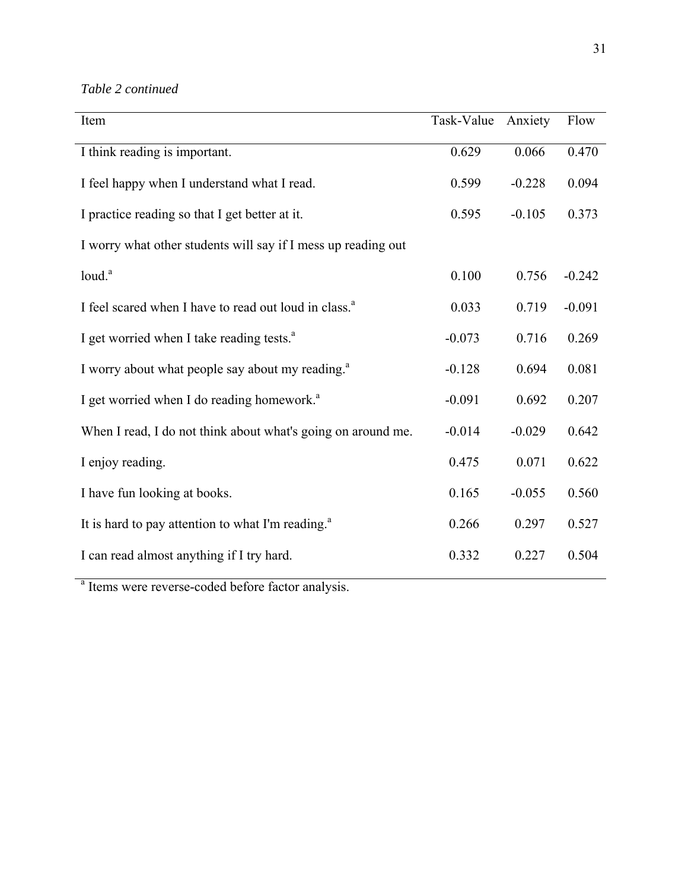*Table 2 continued*

| Item | Task-Value | Anxiety | Flow |
|---|---|---|---|
| I think reading is important. | 0.629 | 0.066 | 0.470 |
| I feel happy when I understand what I read. | 0.599 | -0.228 | 0.094 |
| I practice reading so that I get better at it. | 0.595 | -0.105 | 0.373 |
| I worry what other students will say if I mess up reading out loud.[a] | 0.100 | 0.756 | -0.242 |
| I feel scared when I have to read out loud in class.[a] | 0.033 | 0.719 | -0.091 |
| I get worried when I take reading tests.[a] | -0.073 | 0.716 | 0.269 |
| I worry about what people say about my reading.[a] | -0.128 | 0.694 | 0.081 |
| I get worried when I do reading homework.[a] | -0.091 | 0.692 | 0.207 |
| When I read, I do not think about what's going on around me. | -0.014 | -0.029 | 0.642 |
| I enjoy reading. | 0.475 | 0.071 | 0.622 |
| I have fun looking at books. | 0.165 | -0.055 | 0.560 |
| It is hard to pay attention to what I'm reading.[a] | 0.266 | 0.297 | 0.527 |
| I can read almost anything if I try hard. | 0.332 | 0.227 | 0.504 |

[a] Items were reverse-coded before factor analysis.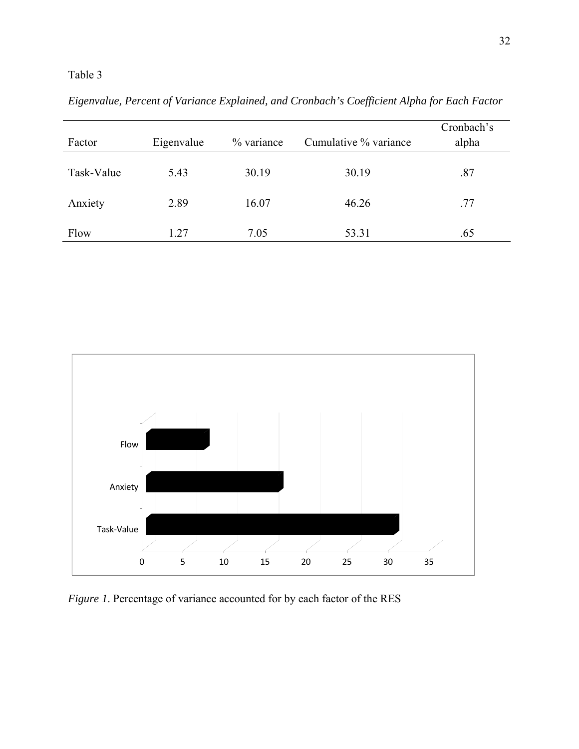Table 3

*Eigenvalue, Percent of Variance Explained, and Cronbach's Coefficient Alpha for Each Factor*

| Factor | Eigenvalue | % variance | Cumulative % variance | Cronbach's alpha |
|---|---|---|---|---|
| Task-Value | 5.43 | 30.19 | 30.19 | .87 |
| Anxiety | 2.89 | 16.07 | 46.26 | .77 |
| Flow | 1.27 | 7.05 | 53.31 | .65 |

*Figure 1*. Percentage of variance accounted for by each factor of the RES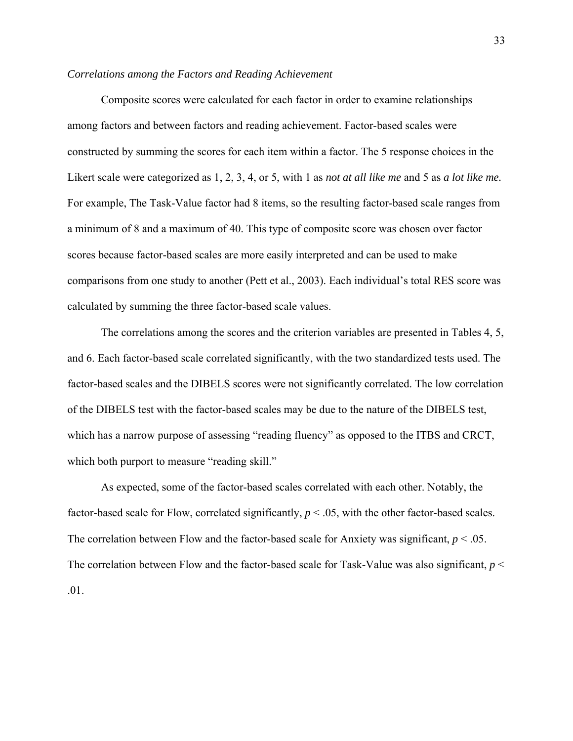*Correlations among the Factors and Reading Achievement*

Composite scores were calculated for each factor in order to examine relationships among factors and between factors and reading achievement. Factor-based scales were constructed by summing the scores for each item within a factor. The 5 response choices in the Likert scale were categorized as 1, 2, 3, 4, or 5, with 1 as *not at all like me* and 5 as *a lot like me.* For example, The Task-Value factor had 8 items, so the resulting factor-based scale ranges from a minimum of 8 and a maximum of 40. This type of composite score was chosen over factor scores because factor-based scales are more easily interpreted and can be used to make comparisons from one study to another (Pett et al., 2003). Each individual's total RES score was calculated by summing the three factor-based scale values.

The correlations among the scores and the criterion variables are presented in Tables 4, 5, and 6. Each factor-based scale correlated significantly, with the two standardized tests used. The factor-based scales and the DIBELS scores were not significantly correlated. The low correlation of the DIBELS test with the factor-based scales may be due to the nature of the DIBELS test, which has a narrow purpose of assessing "reading fluency" as opposed to the ITBS and CRCT, which both purport to measure "reading skill."

As expected, some of the factor-based scales correlated with each other. Notably, the factor-based scale for Flow, correlated significantly, $p < .05$, with the other factor-based scales. The correlation between Flow and the factor-based scale for Anxiety was significant, $p < .05$. The correlation between Flow and the factor-based scale for Task-Value was also significant, $p < .01$.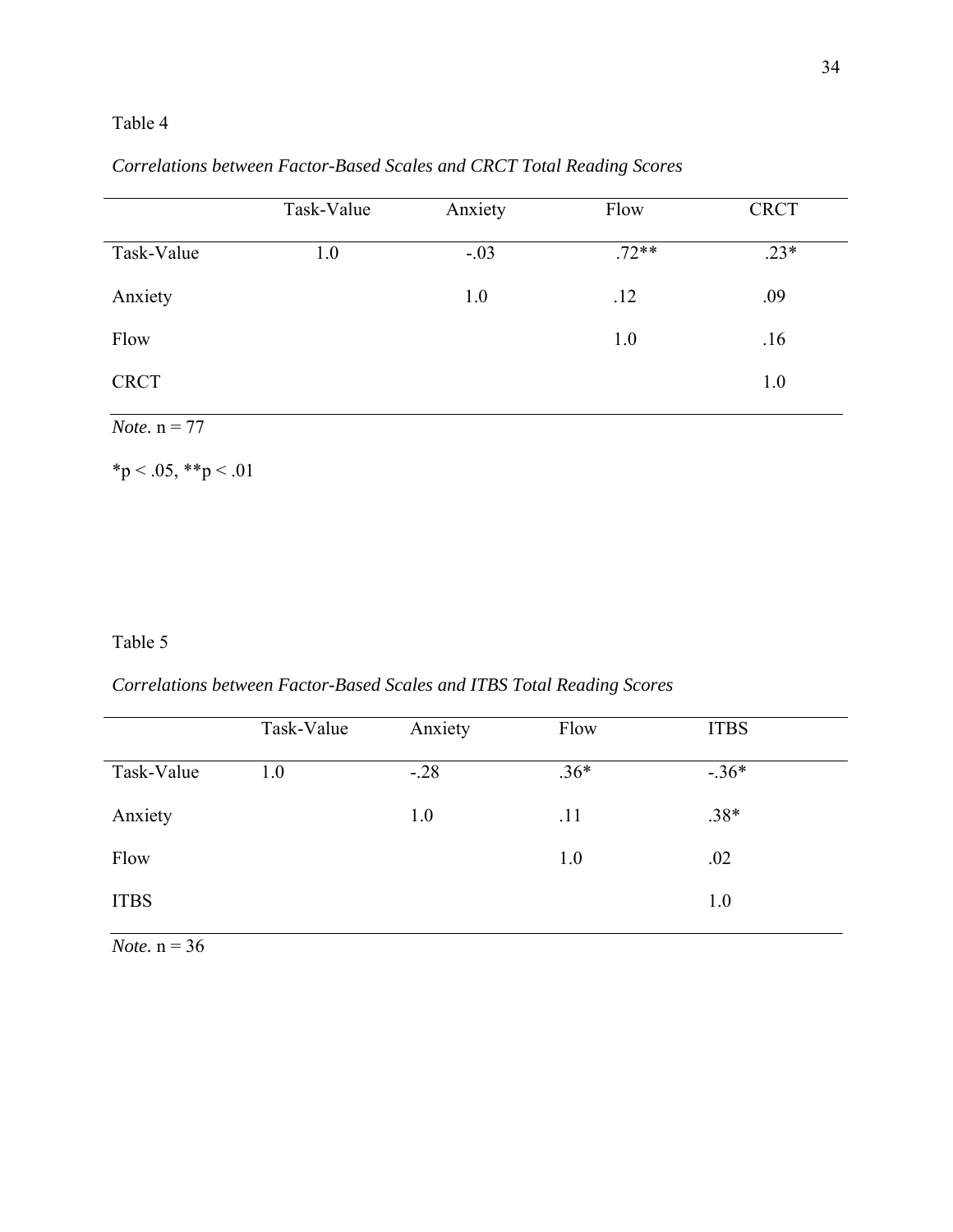Table 4

*Correlations between Factor-Based Scales and CRCT Total Reading Scores*

| | Task-Value | Anxiety | Flow | CRCT |
|---|---|---|---|---|
| Task-Value | 1.0 | -.03 | .72** | .23* |
| Anxiety | | 1.0 | .12 | .09 |
| Flow | | | 1.0 | .16 |
| CRCT | | | | 1.0 |

*Note.* n = 77

*p < .05, **p < .01

Table 5

*Correlations between Factor-Based Scales and ITBS Total Reading Scores*

| | Task-Value | Anxiety | Flow | ITBS |
|---|---|---|---|---|
| Task-Value | 1.0 | -.28 | .36* | -.36* |
| Anxiety | | 1.0 | .11 | .38* |
| Flow | | | 1.0 | .02 |
| ITBS | | | | 1.0 |

*Note.* n = 36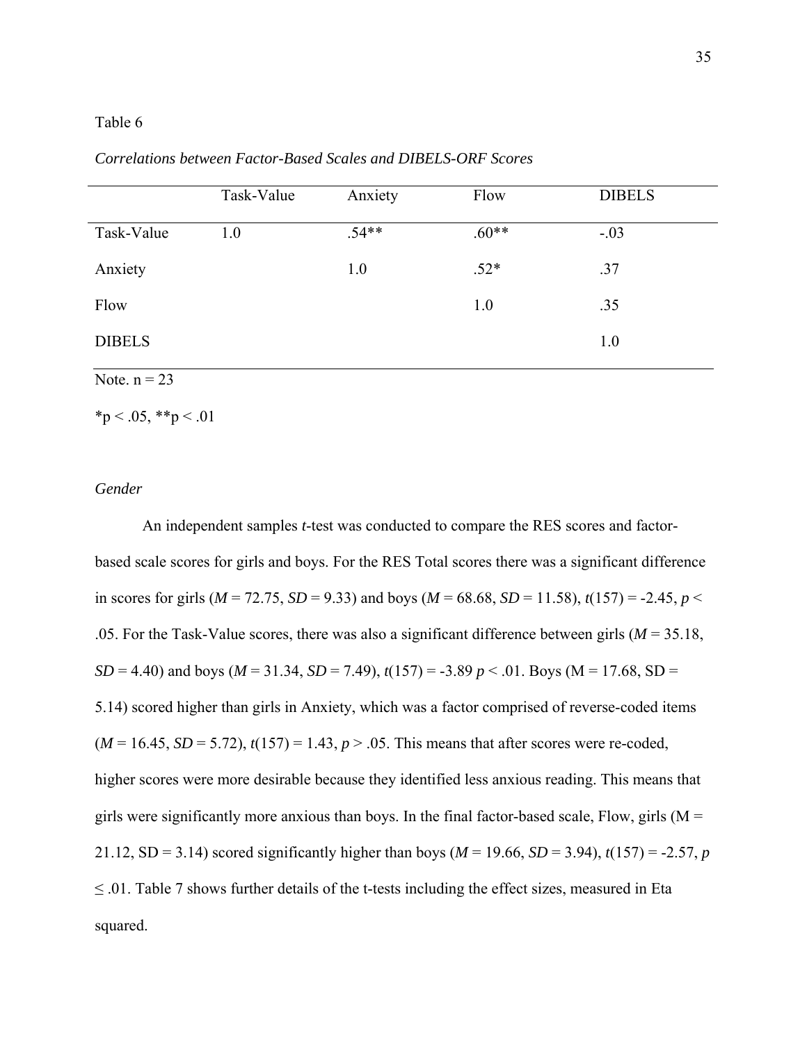Table 6

*Correlations between Factor-Based Scales and DIBELS-ORF Scores*

| | Task-Value | Anxiety | Flow | DIBELS |
|---|---|---|---|---|
| Task-Value | 1.0 | .54** | .60** | -.03 |
| Anxiety | | 1.0 | .52* | .37 |
| Flow | | | 1.0 | .35 |
| DIBELS | | | | 1.0 |

Note. n = 23

*p < .05, **p < .01

*Gender*

An independent samples *t*-test was conducted to compare the RES scores and factor-based scale scores for girls and boys. For the RES Total scores there was a significant difference in scores for girls (*M* = 72.75, *SD* = 9.33) and boys (*M* = 68.68, *SD* = 11.58), *t*(157) = -2.45, *p* < .05. For the Task-Value scores, there was also a significant difference between girls (*M* = 35.18, *SD* = 4.40) and boys (*M* = 31.34, *SD* = 7.49), *t*(157) = -3.89 *p* < .01. Boys (M = 17.68, SD = 5.14) scored higher than girls in Anxiety, which was a factor comprised of reverse-coded items (*M* = 16.45, *SD* = 5.72), *t*(157) = 1.43, *p* > .05. This means that after scores were re-coded, higher scores were more desirable because they identified less anxious reading. This means that girls were significantly more anxious than boys. In the final factor-based scale, Flow, girls (M = 21.12, SD = 3.14) scored significantly higher than boys (*M* = 19.66, *SD* = 3.94), *t*(157) = -2.57, *p* ≤ .01. Table 7 shows further details of the t-tests including the effect sizes, measured in Eta squared.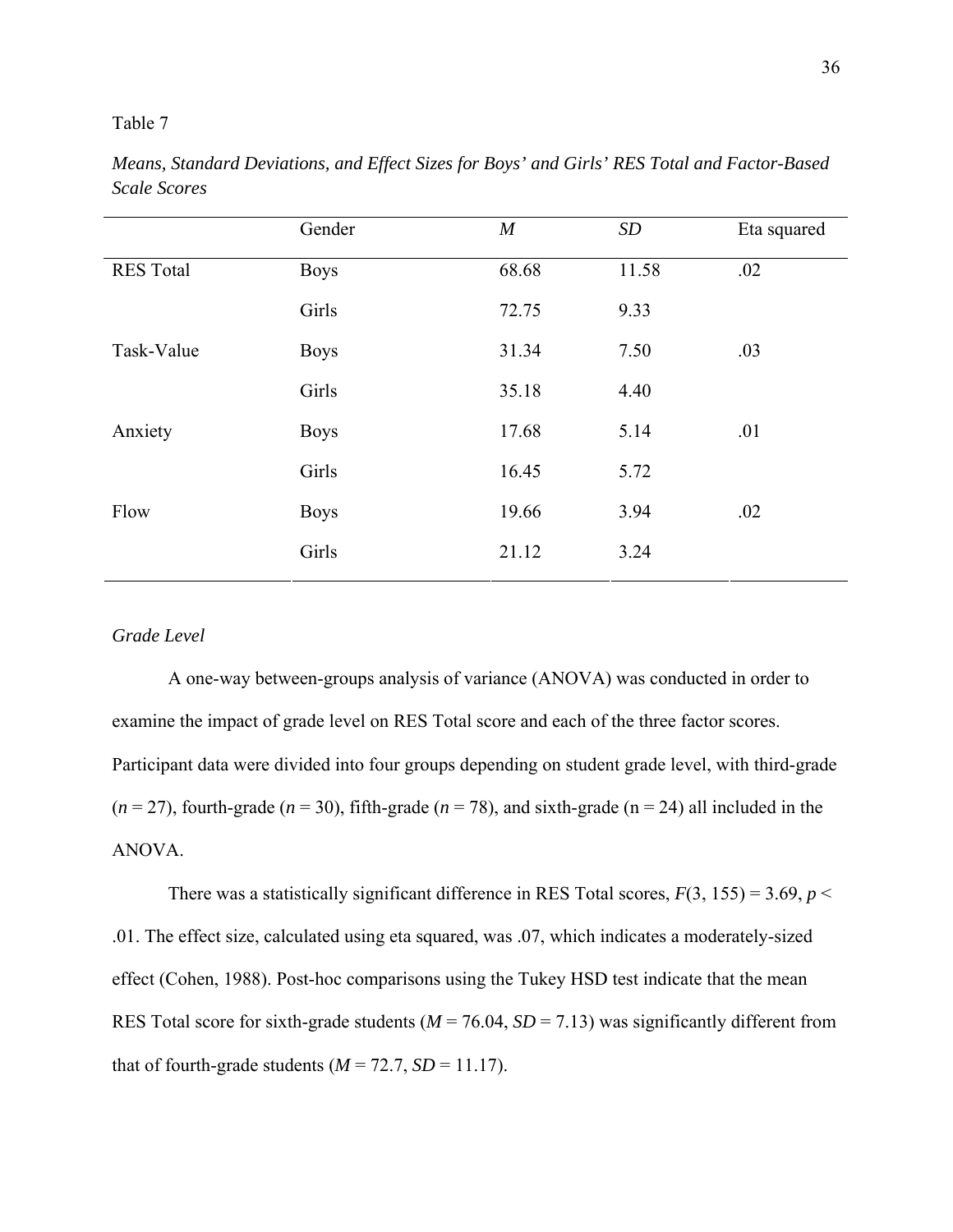Table 7

*Means, Standard Deviations, and Effect Sizes for Boys' and Girls' RES Total and Factor-Based Scale Scores*

| | Gender | *M* | *SD* | Eta squared |
|---|---|---|---|---|
| RES Total | Boys | 68.68 | 11.58 | .02 |
| | Girls | 72.75 | 9.33 | |
| Task-Value | Boys | 31.34 | 7.50 | .03 |
| | Girls | 35.18 | 4.40 | |
| Anxiety | Boys | 17.68 | 5.14 | .01 |
| | Girls | 16.45 | 5.72 | |
| Flow | Boys | 19.66 | 3.94 | .02 |
| | Girls | 21.12 | 3.24 | |

*Grade Level*

A one-way between-groups analysis of variance (ANOVA) was conducted in order to examine the impact of grade level on RES Total score and each of the three factor scores. Participant data were divided into four groups depending on student grade level, with third-grade ($n$ = 27), fourth-grade ($n$ = 30), fifth-grade ($n$ = 78), and sixth-grade (n = 24) all included in the ANOVA.

There was a statistically significant difference in RES Total scores, $F(3, 155) = 3.69$, $p < .01$. The effect size, calculated using eta squared, was .07, which indicates a moderately-sized effect (Cohen, 1988). Post-hoc comparisons using the Tukey HSD test indicate that the mean RES Total score for sixth-grade students ($M$ = 76.04, $SD$ = 7.13) was significantly different from that of fourth-grade students ($M$ = 72.7, $SD$ = 11.17).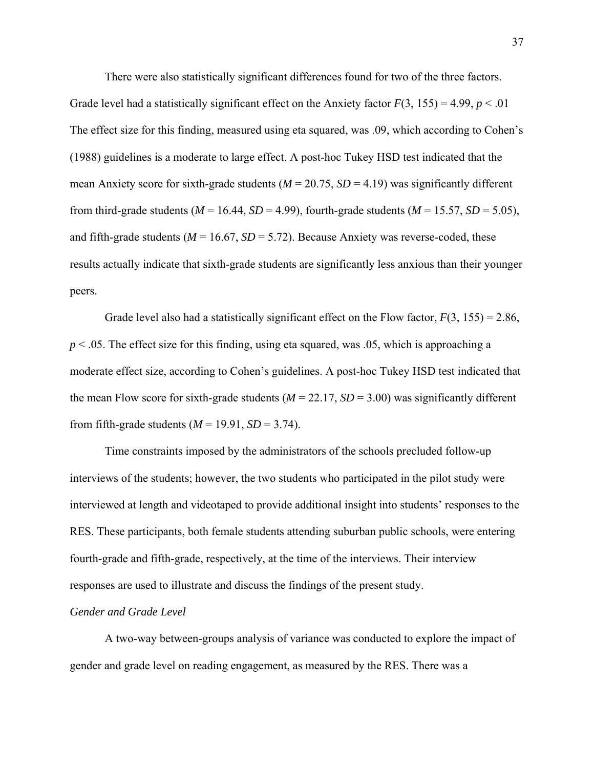There were also statistically significant differences found for two of the three factors. Grade level had a statistically significant effect on the Anxiety factor $F(3, 155) = 4.99$, $p < .01$ The effect size for this finding, measured using eta squared, was .09, which according to Cohen's (1988) guidelines is a moderate to large effect. A post-hoc Tukey HSD test indicated that the mean Anxiety score for sixth-grade students ($M = 20.75$, $SD = 4.19$) was significantly different from third-grade students ($M = 16.44$, $SD = 4.99$), fourth-grade students ($M = 15.57$, $SD = 5.05$), and fifth-grade students ($M = 16.67$, $SD = 5.72$). Because Anxiety was reverse-coded, these results actually indicate that sixth-grade students are significantly less anxious than their younger peers.

Grade level also had a statistically significant effect on the Flow factor, $F(3, 155) = 2.86$, $p < .05$. The effect size for this finding, using eta squared, was .05, which is approaching a moderate effect size, according to Cohen's guidelines. A post-hoc Tukey HSD test indicated that the mean Flow score for sixth-grade students ($M = 22.17$, $SD = 3.00$) was significantly different from fifth-grade students ($M = 19.91$, $SD = 3.74$).

Time constraints imposed by the administrators of the schools precluded follow-up interviews of the students; however, the two students who participated in the pilot study were interviewed at length and videotaped to provide additional insight into students' responses to the RES. These participants, both female students attending suburban public schools, were entering fourth-grade and fifth-grade, respectively, at the time of the interviews. Their interview responses are used to illustrate and discuss the findings of the present study.

*Gender and Grade Level*

A two-way between-groups analysis of variance was conducted to explore the impact of gender and grade level on reading engagement, as measured by the RES. There was a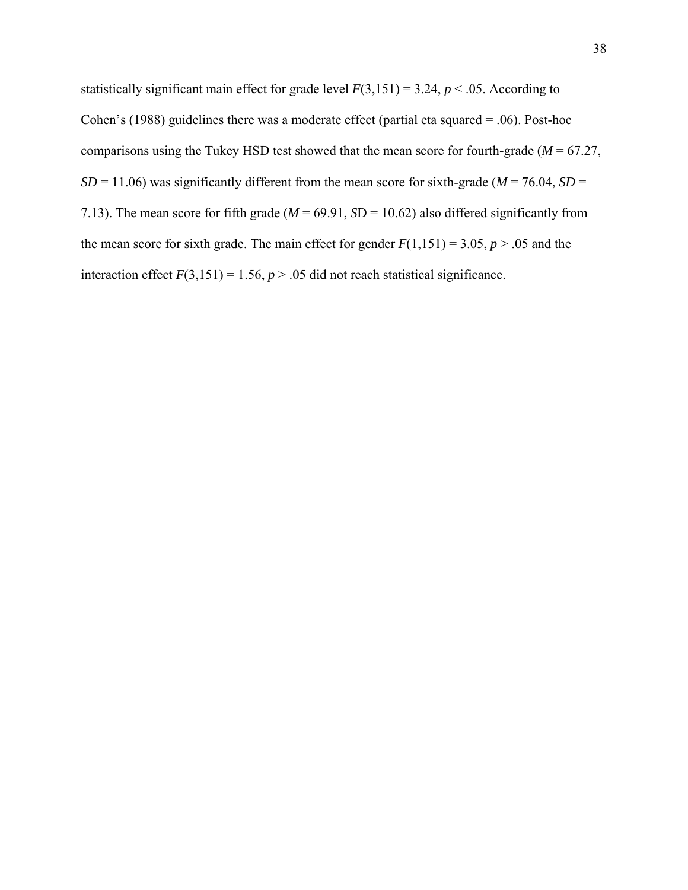statistically significant main effect for grade level $F(3,151) = 3.24$, $p < .05$. According to Cohen's (1988) guidelines there was a moderate effect (partial eta squared = .06). Post-hoc comparisons using the Tukey HSD test showed that the mean score for fourth-grade ($M = 67.27$, $SD = 11.06$) was significantly different from the mean score for sixth-grade ($M = 76.04$, $SD = 7.13$). The mean score for fifth grade ($M = 69.91$, $SD = 10.62$) also differed significantly from the mean score for sixth grade. The main effect for gender $F(1,151) = 3.05$, $p > .05$ and the interaction effect $F(3,151) = 1.56$, $p > .05$ did not reach statistical significance.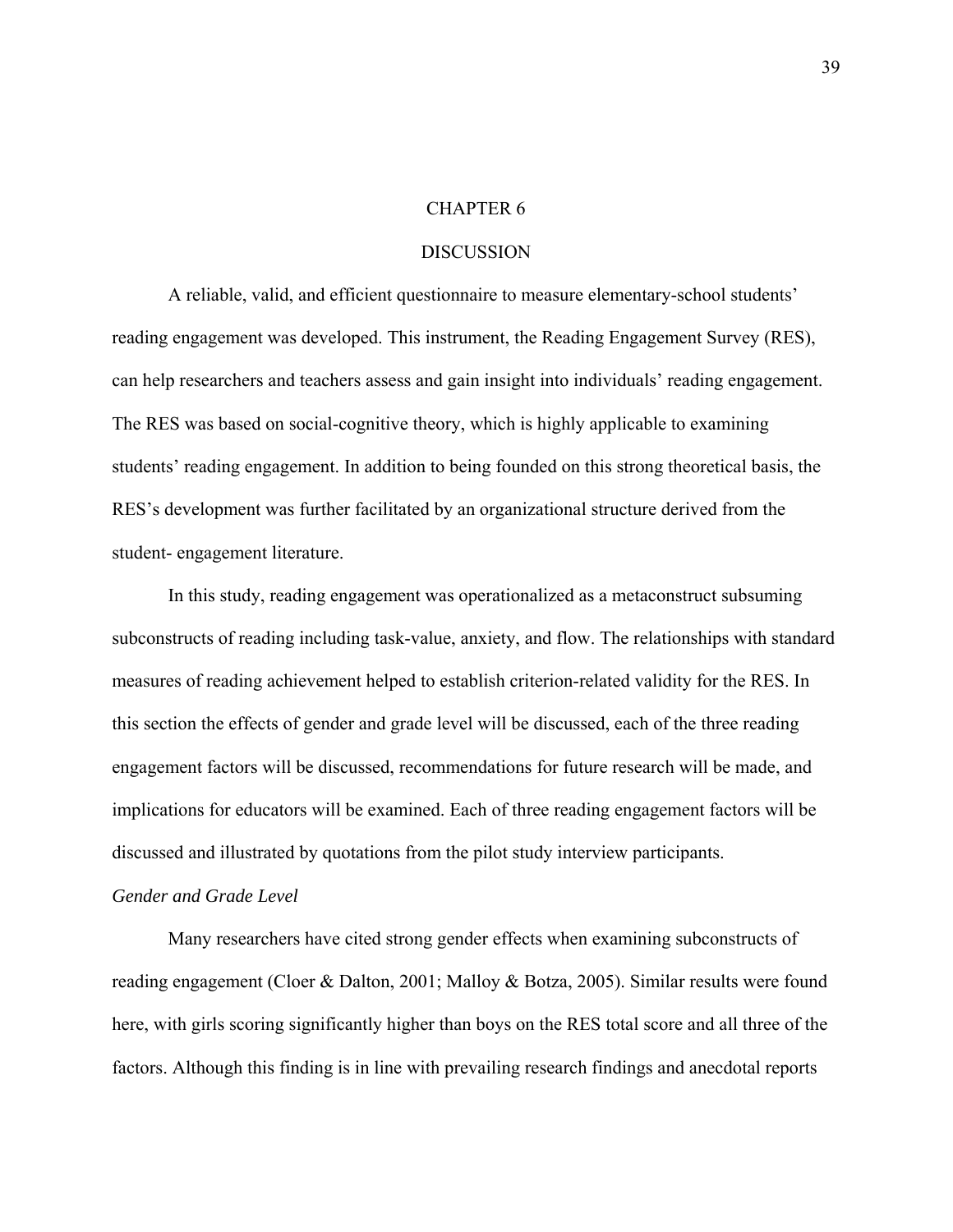# CHAPTER 6

# DISCUSSION

A reliable, valid, and efficient questionnaire to measure elementary-school students' reading engagement was developed. This instrument, the Reading Engagement Survey (RES), can help researchers and teachers assess and gain insight into individuals' reading engagement. The RES was based on social-cognitive theory, which is highly applicable to examining students' reading engagement. In addition to being founded on this strong theoretical basis, the RES's development was further facilitated by an organizational structure derived from the student- engagement literature.

In this study, reading engagement was operationalized as a metaconstruct subsuming subconstructs of reading including task-value, anxiety, and flow. The relationships with standard measures of reading achievement helped to establish criterion-related validity for the RES. In this section the effects of gender and grade level will be discussed, each of the three reading engagement factors will be discussed, recommendations for future research will be made, and implications for educators will be examined. Each of three reading engagement factors will be discussed and illustrated by quotations from the pilot study interview participants.

*Gender and Grade Level*

Many researchers have cited strong gender effects when examining subconstructs of reading engagement (Cloer & Dalton, 2001; Malloy & Botza, 2005). Similar results were found here, with girls scoring significantly higher than boys on the RES total score and all three of the factors. Although this finding is in line with prevailing research findings and anecdotal reports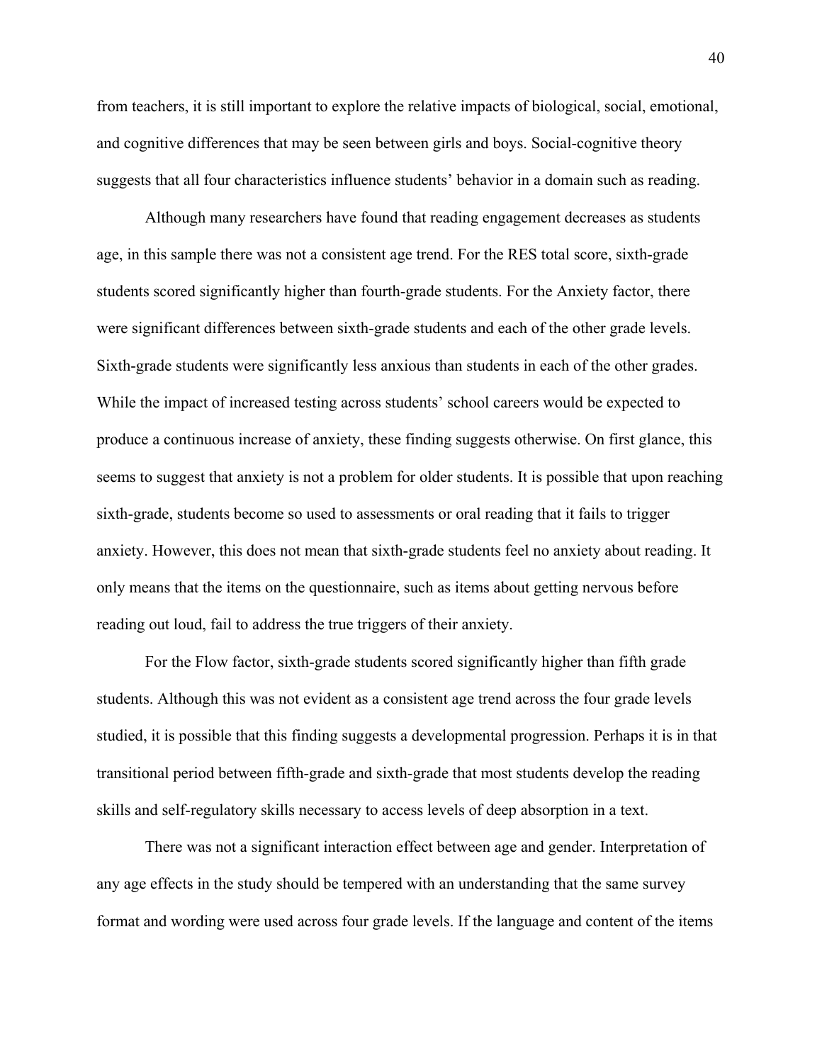from teachers, it is still important to explore the relative impacts of biological, social, emotional, and cognitive differences that may be seen between girls and boys. Social-cognitive theory suggests that all four characteristics influence students' behavior in a domain such as reading.

Although many researchers have found that reading engagement decreases as students age, in this sample there was not a consistent age trend. For the RES total score, sixth-grade students scored significantly higher than fourth-grade students. For the Anxiety factor, there were significant differences between sixth-grade students and each of the other grade levels. Sixth-grade students were significantly less anxious than students in each of the other grades. While the impact of increased testing across students' school careers would be expected to produce a continuous increase of anxiety, these finding suggests otherwise. On first glance, this seems to suggest that anxiety is not a problem for older students. It is possible that upon reaching sixth-grade, students become so used to assessments or oral reading that it fails to trigger anxiety. However, this does not mean that sixth-grade students feel no anxiety about reading. It only means that the items on the questionnaire, such as items about getting nervous before reading out loud, fail to address the true triggers of their anxiety.

For the Flow factor, sixth-grade students scored significantly higher than fifth grade students. Although this was not evident as a consistent age trend across the four grade levels studied, it is possible that this finding suggests a developmental progression. Perhaps it is in that transitional period between fifth-grade and sixth-grade that most students develop the reading skills and self-regulatory skills necessary to access levels of deep absorption in a text.

There was not a significant interaction effect between age and gender. Interpretation of any age effects in the study should be tempered with an understanding that the same survey format and wording were used across four grade levels. If the language and content of the items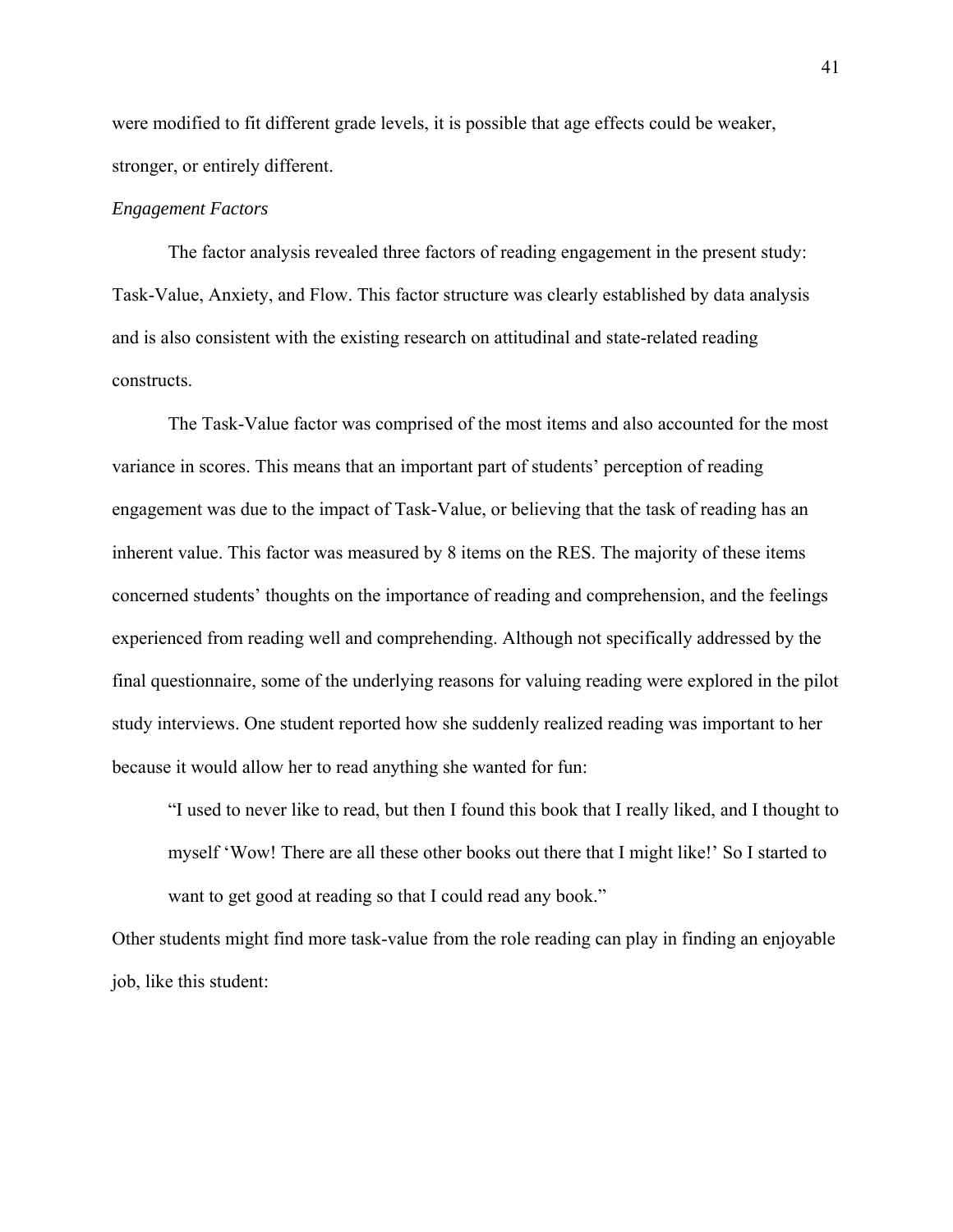were modified to fit different grade levels, it is possible that age effects could be weaker, stronger, or entirely different.

### *Engagement Factors*

The factor analysis revealed three factors of reading engagement in the present study: Task-Value, Anxiety, and Flow. This factor structure was clearly established by data analysis and is also consistent with the existing research on attitudinal and state-related reading constructs.

The Task-Value factor was comprised of the most items and also accounted for the most variance in scores. This means that an important part of students' perception of reading engagement was due to the impact of Task-Value, or believing that the task of reading has an inherent value. This factor was measured by 8 items on the RES. The majority of these items concerned students' thoughts on the importance of reading and comprehension, and the feelings experienced from reading well and comprehending. Although not specifically addressed by the final questionnaire, some of the underlying reasons for valuing reading were explored in the pilot study interviews. One student reported how she suddenly realized reading was important to her because it would allow her to read anything she wanted for fun:

> "I used to never like to read, but then I found this book that I really liked, and I thought to myself 'Wow! There are all these other books out there that I might like!' So I started to want to get good at reading so that I could read any book."

Other students might find more task-value from the role reading can play in finding an enjoyable job, like this student: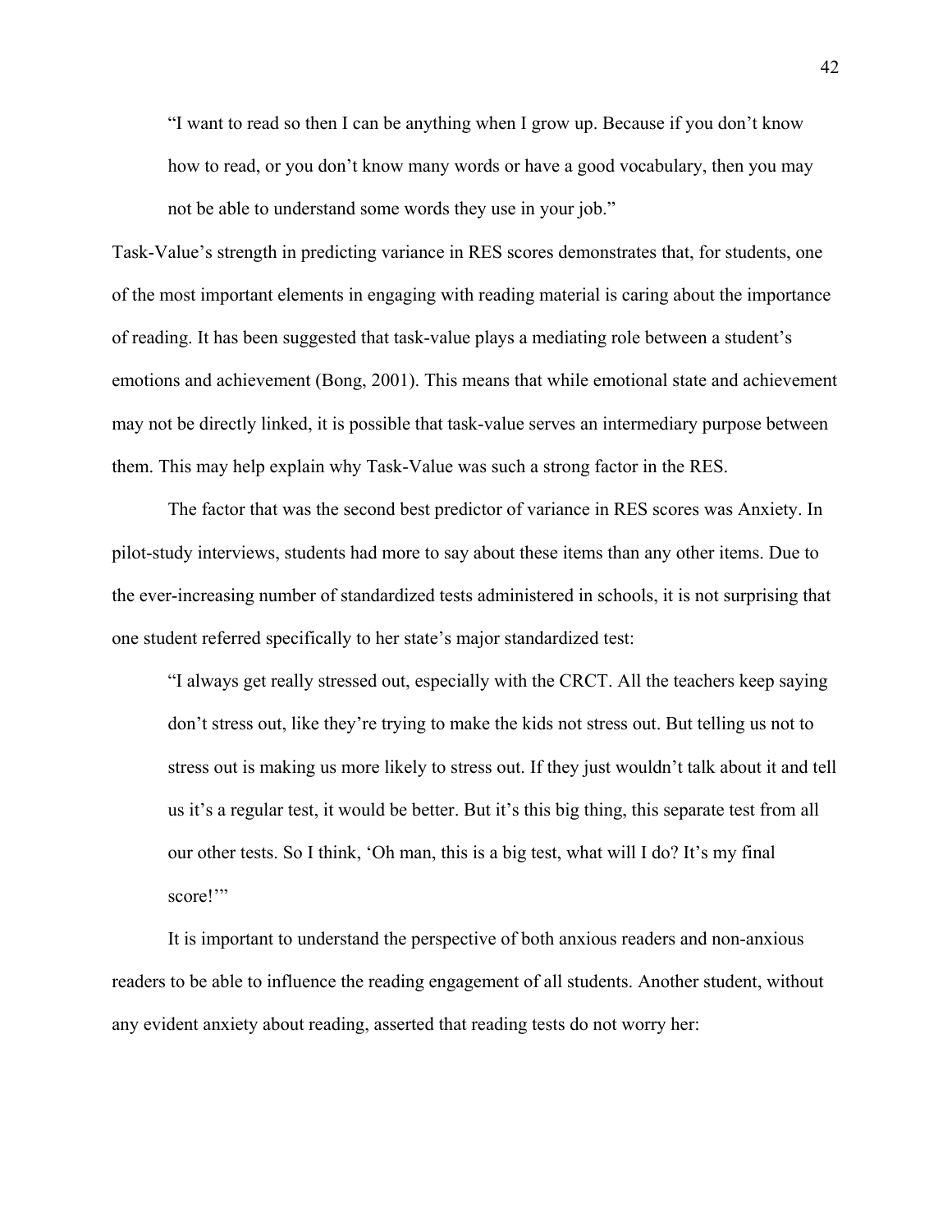> "I want to read so then I can be anything when I grow up. Because if you don't know how to read, or you don't know many words or have a good vocabulary, then you may not be able to understand some words they use in your job."

Task-Value's strength in predicting variance in RES scores demonstrates that, for students, one of the most important elements in engaging with reading material is caring about the importance of reading. It has been suggested that task-value plays a mediating role between a student's emotions and achievement (Bong, 2001). This means that while emotional state and achievement may not be directly linked, it is possible that task-value serves an intermediary purpose between them. This may help explain why Task-Value was such a strong factor in the RES.

The factor that was the second best predictor of variance in RES scores was Anxiety. In pilot-study interviews, students had more to say about these items than any other items. Due to the ever-increasing number of standardized tests administered in schools, it is not surprising that one student referred specifically to her state's major standardized test:

> "I always get really stressed out, especially with the CRCT. All the teachers keep saying don't stress out, like they're trying to make the kids not stress out. But telling us not to stress out is making us more likely to stress out. If they just wouldn't talk about it and tell us it's a regular test, it would be better. But it's this big thing, this separate test from all our other tests. So I think, 'Oh man, this is a big test, what will I do? It's my final score!'"

It is important to understand the perspective of both anxious readers and non-anxious readers to be able to influence the reading engagement of all students. Another student, without any evident anxiety about reading, asserted that reading tests do not worry her: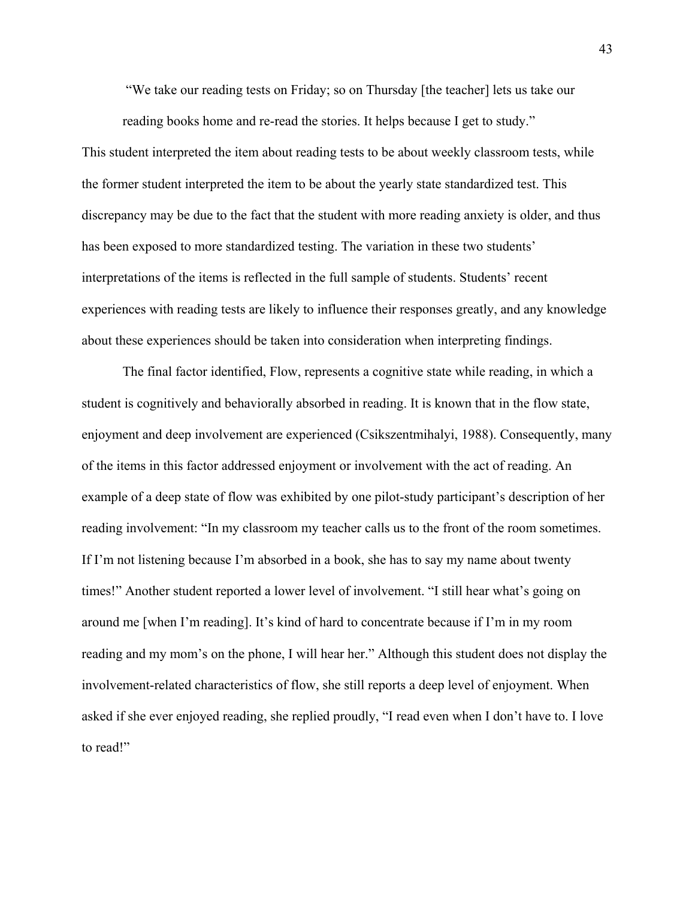> "We take our reading tests on Friday; so on Thursday [the teacher] lets us take our reading books home and re-read the stories. It helps because I get to study."

This student interpreted the item about reading tests to be about weekly classroom tests, while the former student interpreted the item to be about the yearly state standardized test. This discrepancy may be due to the fact that the student with more reading anxiety is older, and thus has been exposed to more standardized testing. The variation in these two students' interpretations of the items is reflected in the full sample of students. Students' recent experiences with reading tests are likely to influence their responses greatly, and any knowledge about these experiences should be taken into consideration when interpreting findings.

The final factor identified, Flow, represents a cognitive state while reading, in which a student is cognitively and behaviorally absorbed in reading. It is known that in the flow state, enjoyment and deep involvement are experienced (Csikszentmihalyi, 1988). Consequently, many of the items in this factor addressed enjoyment or involvement with the act of reading. An example of a deep state of flow was exhibited by one pilot-study participant's description of her reading involvement: "In my classroom my teacher calls us to the front of the room sometimes. If I'm not listening because I'm absorbed in a book, she has to say my name about twenty times!" Another student reported a lower level of involvement. "I still hear what's going on around me [when I'm reading]. It's kind of hard to concentrate because if I'm in my room reading and my mom's on the phone, I will hear her." Although this student does not display the involvement-related characteristics of flow, she still reports a deep level of enjoyment. When asked if she ever enjoyed reading, she replied proudly, "I read even when I don't have to. I love to read!"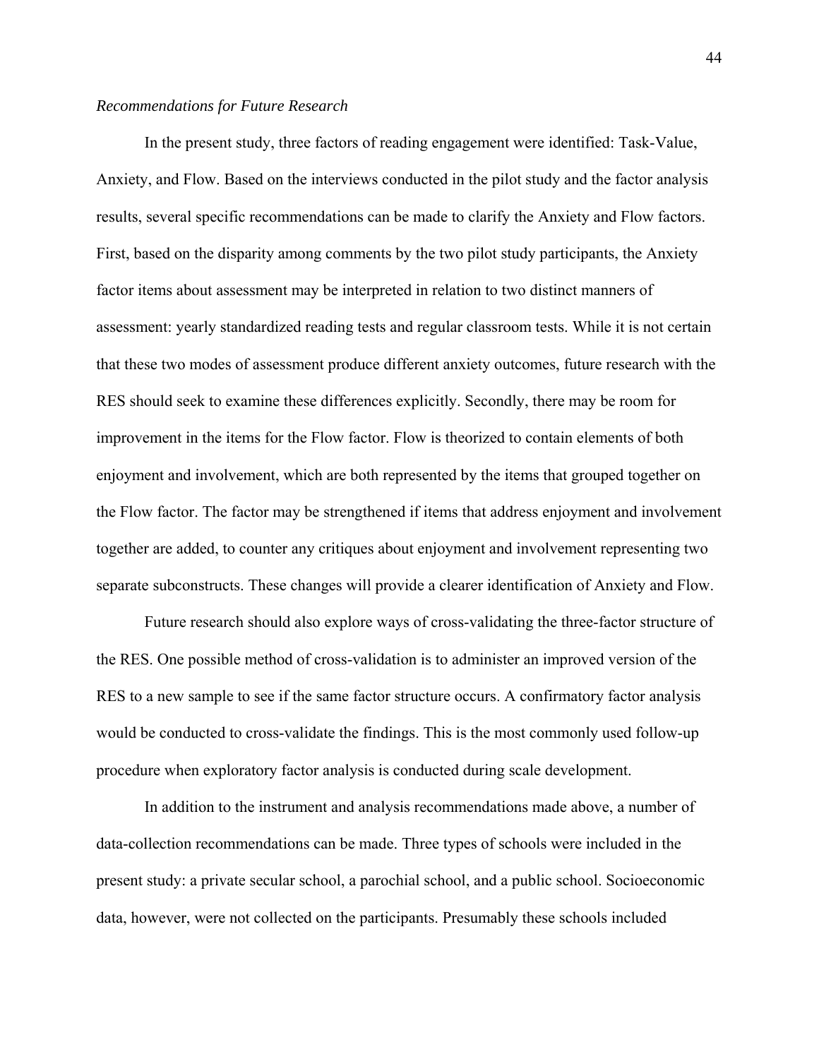*Recommendations for Future Research*

In the present study, three factors of reading engagement were identified: Task-Value, Anxiety, and Flow. Based on the interviews conducted in the pilot study and the factor analysis results, several specific recommendations can be made to clarify the Anxiety and Flow factors. First, based on the disparity among comments by the two pilot study participants, the Anxiety factor items about assessment may be interpreted in relation to two distinct manners of assessment: yearly standardized reading tests and regular classroom tests. While it is not certain that these two modes of assessment produce different anxiety outcomes, future research with the RES should seek to examine these differences explicitly. Secondly, there may be room for improvement in the items for the Flow factor. Flow is theorized to contain elements of both enjoyment and involvement, which are both represented by the items that grouped together on the Flow factor. The factor may be strengthened if items that address enjoyment and involvement together are added, to counter any critiques about enjoyment and involvement representing two separate subconstructs. These changes will provide a clearer identification of Anxiety and Flow.

Future research should also explore ways of cross-validating the three-factor structure of the RES. One possible method of cross-validation is to administer an improved version of the RES to a new sample to see if the same factor structure occurs. A confirmatory factor analysis would be conducted to cross-validate the findings. This is the most commonly used follow-up procedure when exploratory factor analysis is conducted during scale development.

In addition to the instrument and analysis recommendations made above, a number of data-collection recommendations can be made. Three types of schools were included in the present study: a private secular school, a parochial school, and a public school. Socioeconomic data, however, were not collected on the participants. Presumably these schools included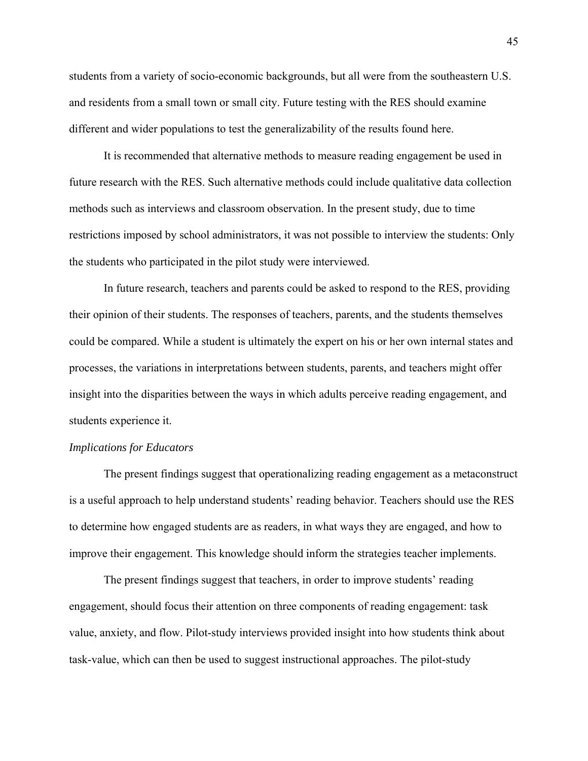students from a variety of socio-economic backgrounds, but all were from the southeastern U.S. and residents from a small town or small city. Future testing with the RES should examine different and wider populations to test the generalizability of the results found here.

It is recommended that alternative methods to measure reading engagement be used in future research with the RES. Such alternative methods could include qualitative data collection methods such as interviews and classroom observation. In the present study, due to time restrictions imposed by school administrators, it was not possible to interview the students: Only the students who participated in the pilot study were interviewed.

In future research, teachers and parents could be asked to respond to the RES, providing their opinion of their students. The responses of teachers, parents, and the students themselves could be compared. While a student is ultimately the expert on his or her own internal states and processes, the variations in interpretations between students, parents, and teachers might offer insight into the disparities between the ways in which adults perceive reading engagement, and students experience it.

*Implications for Educators*

The present findings suggest that operationalizing reading engagement as a metaconstruct is a useful approach to help understand students' reading behavior. Teachers should use the RES to determine how engaged students are as readers, in what ways they are engaged, and how to improve their engagement. This knowledge should inform the strategies teacher implements.

The present findings suggest that teachers, in order to improve students' reading engagement, should focus their attention on three components of reading engagement: task value, anxiety, and flow. Pilot-study interviews provided insight into how students think about task-value, which can then be used to suggest instructional approaches. The pilot-study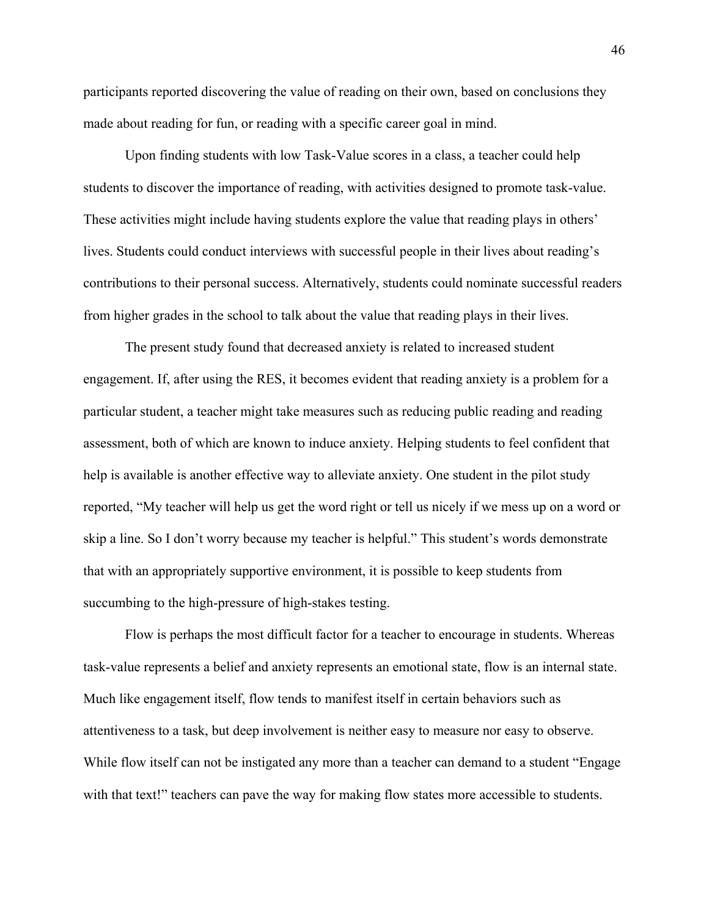participants reported discovering the value of reading on their own, based on conclusions they made about reading for fun, or reading with a specific career goal in mind.

Upon finding students with low Task-Value scores in a class, a teacher could help students to discover the importance of reading, with activities designed to promote task-value. These activities might include having students explore the value that reading plays in others' lives. Students could conduct interviews with successful people in their lives about reading's contributions to their personal success. Alternatively, students could nominate successful readers from higher grades in the school to talk about the value that reading plays in their lives.

The present study found that decreased anxiety is related to increased student engagement. If, after using the RES, it becomes evident that reading anxiety is a problem for a particular student, a teacher might take measures such as reducing public reading and reading assessment, both of which are known to induce anxiety. Helping students to feel confident that help is available is another effective way to alleviate anxiety. One student in the pilot study reported, "My teacher will help us get the word right or tell us nicely if we mess up on a word or skip a line. So I don't worry because my teacher is helpful." This student's words demonstrate that with an appropriately supportive environment, it is possible to keep students from succumbing to the high-pressure of high-stakes testing.

Flow is perhaps the most difficult factor for a teacher to encourage in students. Whereas task-value represents a belief and anxiety represents an emotional state, flow is an internal state. Much like engagement itself, flow tends to manifest itself in certain behaviors such as attentiveness to a task, but deep involvement is neither easy to measure nor easy to observe. While flow itself can not be instigated any more than a teacher can demand to a student "Engage with that text!" teachers can pave the way for making flow states more accessible to students.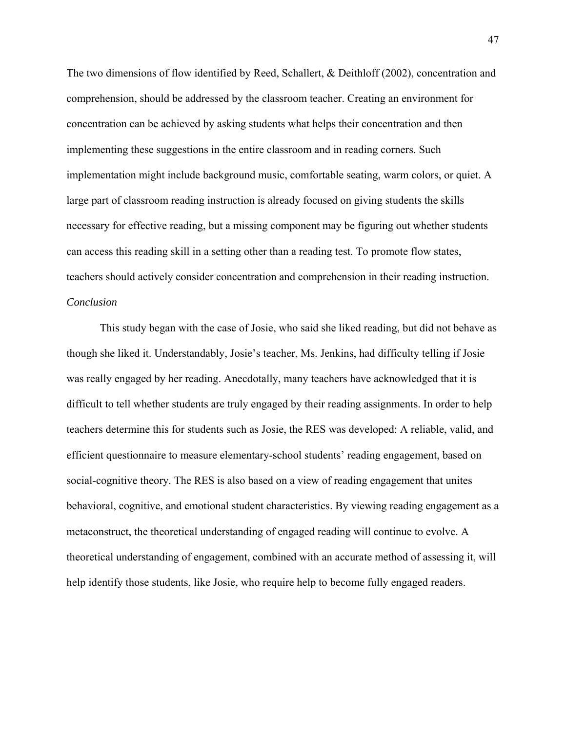The two dimensions of flow identified by Reed, Schallert, & Deithloff (2002), concentration and comprehension, should be addressed by the classroom teacher. Creating an environment for concentration can be achieved by asking students what helps their concentration and then implementing these suggestions in the entire classroom and in reading corners. Such implementation might include background music, comfortable seating, warm colors, or quiet. A large part of classroom reading instruction is already focused on giving students the skills necessary for effective reading, but a missing component may be figuring out whether students can access this reading skill in a setting other than a reading test. To promote flow states, teachers should actively consider concentration and comprehension in their reading instruction.

*Conclusion*

This study began with the case of Josie, who said she liked reading, but did not behave as though she liked it. Understandably, Josie's teacher, Ms. Jenkins, had difficulty telling if Josie was really engaged by her reading. Anecdotally, many teachers have acknowledged that it is difficult to tell whether students are truly engaged by their reading assignments. In order to help teachers determine this for students such as Josie, the RES was developed: A reliable, valid, and efficient questionnaire to measure elementary-school students' reading engagement, based on social-cognitive theory. The RES is also based on a view of reading engagement that unites behavioral, cognitive, and emotional student characteristics. By viewing reading engagement as a metaconstruct, the theoretical understanding of engaged reading will continue to evolve. A theoretical understanding of engagement, combined with an accurate method of assessing it, will help identify those students, like Josie, who require help to become fully engaged readers.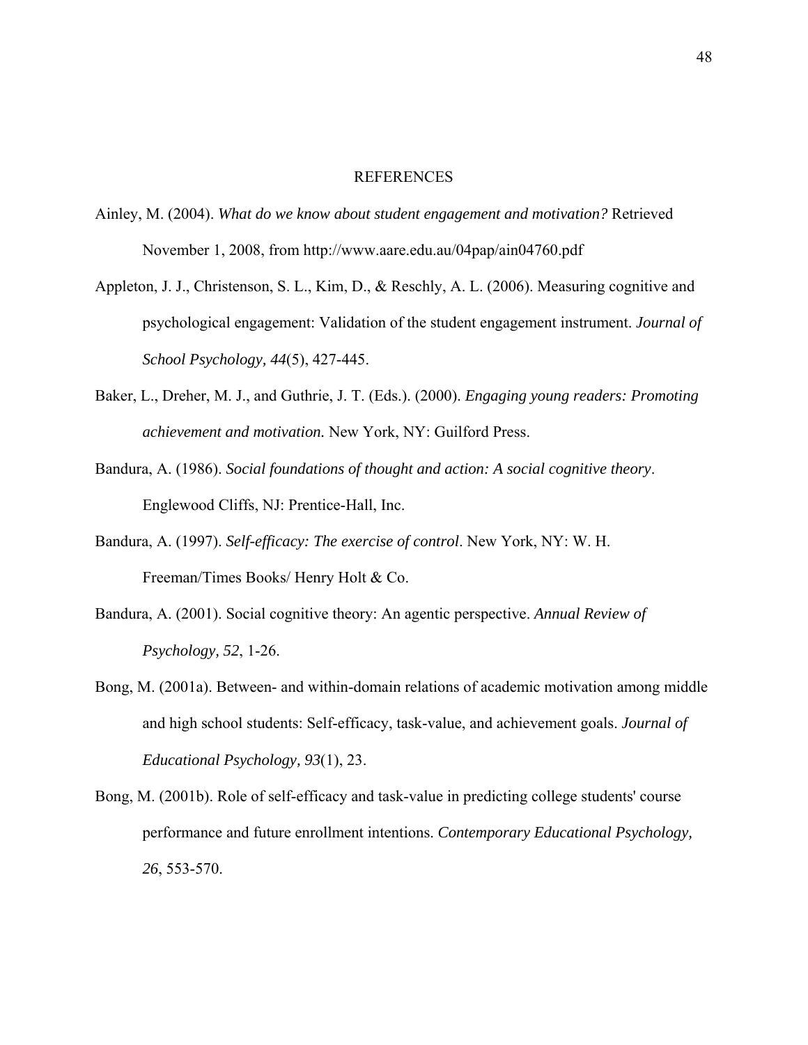# REFERENCES

Ainley, M. (2004). *What do we know about student engagement and motivation?* Retrieved November 1, 2008, from http://www.aare.edu.au/04pap/ain04760.pdf

Appleton, J. J., Christenson, S. L., Kim, D., & Reschly, A. L. (2006). Measuring cognitive and psychological engagement: Validation of the student engagement instrument. *Journal of School Psychology, 44*(5), 427-445.

Baker, L., Dreher, M. J., and Guthrie, J. T. (Eds.). (2000). *Engaging young readers: Promoting achievement and motivation.* New York, NY: Guilford Press.

Bandura, A. (1986). *Social foundations of thought and action: A social cognitive theory*. Englewood Cliffs, NJ: Prentice-Hall, Inc.

Bandura, A. (1997). *Self-efficacy: The exercise of control*. New York, NY: W. H. Freeman/Times Books/ Henry Holt & Co.

Bandura, A. (2001). Social cognitive theory: An agentic perspective. *Annual Review of Psychology, 52*, 1-26.

Bong, M. (2001a). Between- and within-domain relations of academic motivation among middle and high school students: Self-efficacy, task-value, and achievement goals. *Journal of Educational Psychology, 93*(1), 23.

Bong, M. (2001b). Role of self-efficacy and task-value in predicting college students' course performance and future enrollment intentions. *Contemporary Educational Psychology, 26*, 553-570.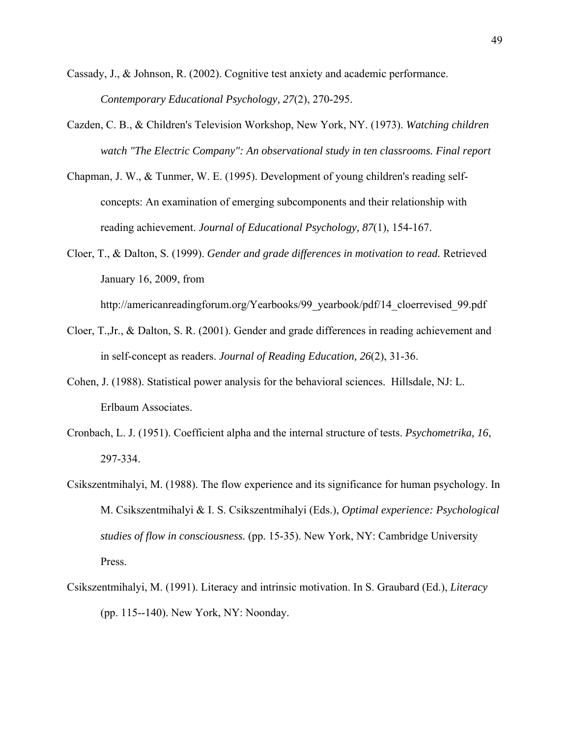Cassady, J., & Johnson, R. (2002). Cognitive test anxiety and academic performance. *Contemporary Educational Psychology, 27*(2), 270-295.

Cazden, C. B., & Children's Television Workshop, New York, NY. (1973). *Watching children watch "The Electric Company": An observational study in ten classrooms. Final report*

Chapman, J. W., & Tunmer, W. E. (1995). Development of young children's reading self-concepts: An examination of emerging subcomponents and their relationship with reading achievement. *Journal of Educational Psychology, 87*(1), 154-167.

Cloer, T., & Dalton, S. (1999). *Gender and grade differences in motivation to read.* Retrieved January 16, 2009, from http://americanreadingforum.org/Yearbooks/99_yearbook/pdf/14_cloerrevised_99.pdf

Cloer, T.,Jr., & Dalton, S. R. (2001). Gender and grade differences in reading achievement and in self-concept as readers. *Journal of Reading Education, 26*(2), 31-36.

Cohen, J. (1988). Statistical power analysis for the behavioral sciences. Hillsdale, NJ: L. Erlbaum Associates.

Cronbach, L. J. (1951). Coefficient alpha and the internal structure of tests. *Psychometrika, 16*, 297-334.

Csikszentmihalyi, M. (1988). The flow experience and its significance for human psychology. In M. Csikszentmihalyi & I. S. Csikszentmihalyi (Eds.), *Optimal experience: Psychological studies of flow in consciousness.* (pp. 15-35). New York, NY: Cambridge University Press.

Csikszentmihalyi, M. (1991). Literacy and intrinsic motivation. In S. Graubard (Ed.), *Literacy* (pp. 115--140). New York, NY: Noonday.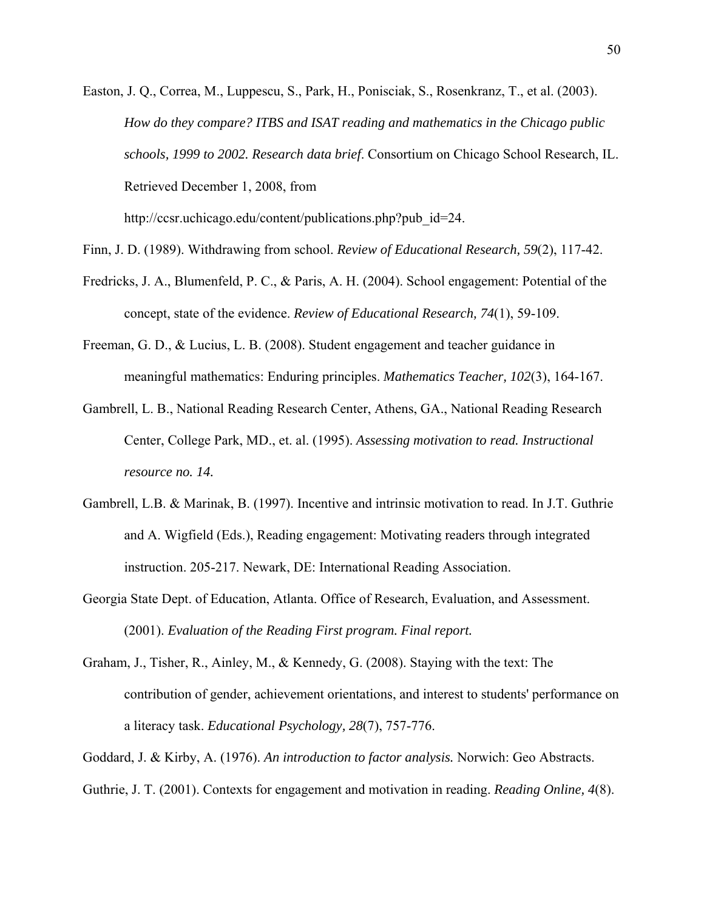Easton, J. Q., Correa, M., Luppescu, S., Park, H., Ponisciak, S., Rosenkranz, T., et al. (2003). *How do they compare? ITBS and ISAT reading and mathematics in the Chicago public schools, 1999 to 2002. Research data brief*. Consortium on Chicago School Research, IL. Retrieved December 1, 2008, from http://ccsr.uchicago.edu/content/publications.php?pub_id=24.

Finn, J. D. (1989). Withdrawing from school. *Review of Educational Research, 59*(2), 117-42.

Fredricks, J. A., Blumenfeld, P. C., & Paris, A. H. (2004). School engagement: Potential of the concept, state of the evidence. *Review of Educational Research, 74*(1), 59-109.

Freeman, G. D., & Lucius, L. B. (2008). Student engagement and teacher guidance in meaningful mathematics: Enduring principles. *Mathematics Teacher, 102*(3), 164-167.

Gambrell, L. B., National Reading Research Center, Athens, GA., National Reading Research Center, College Park, MD., et. al. (1995). *Assessing motivation to read. Instructional resource no. 14.*

Gambrell, L.B. & Marinak, B. (1997). Incentive and intrinsic motivation to read. In J.T. Guthrie and A. Wigfield (Eds.), Reading engagement: Motivating readers through integrated instruction. 205-217. Newark, DE: International Reading Association.

Georgia State Dept. of Education, Atlanta. Office of Research, Evaluation, and Assessment. (2001). *Evaluation of the Reading First program. Final report.*

Graham, J., Tisher, R., Ainley, M., & Kennedy, G. (2008). Staying with the text: The contribution of gender, achievement orientations, and interest to students' performance on a literacy task. *Educational Psychology, 28*(7), 757-776.

Goddard, J. & Kirby, A. (1976). *An introduction to factor analysis.* Norwich: Geo Abstracts.

Guthrie, J. T. (2001). Contexts for engagement and motivation in reading. *Reading Online, 4*(8).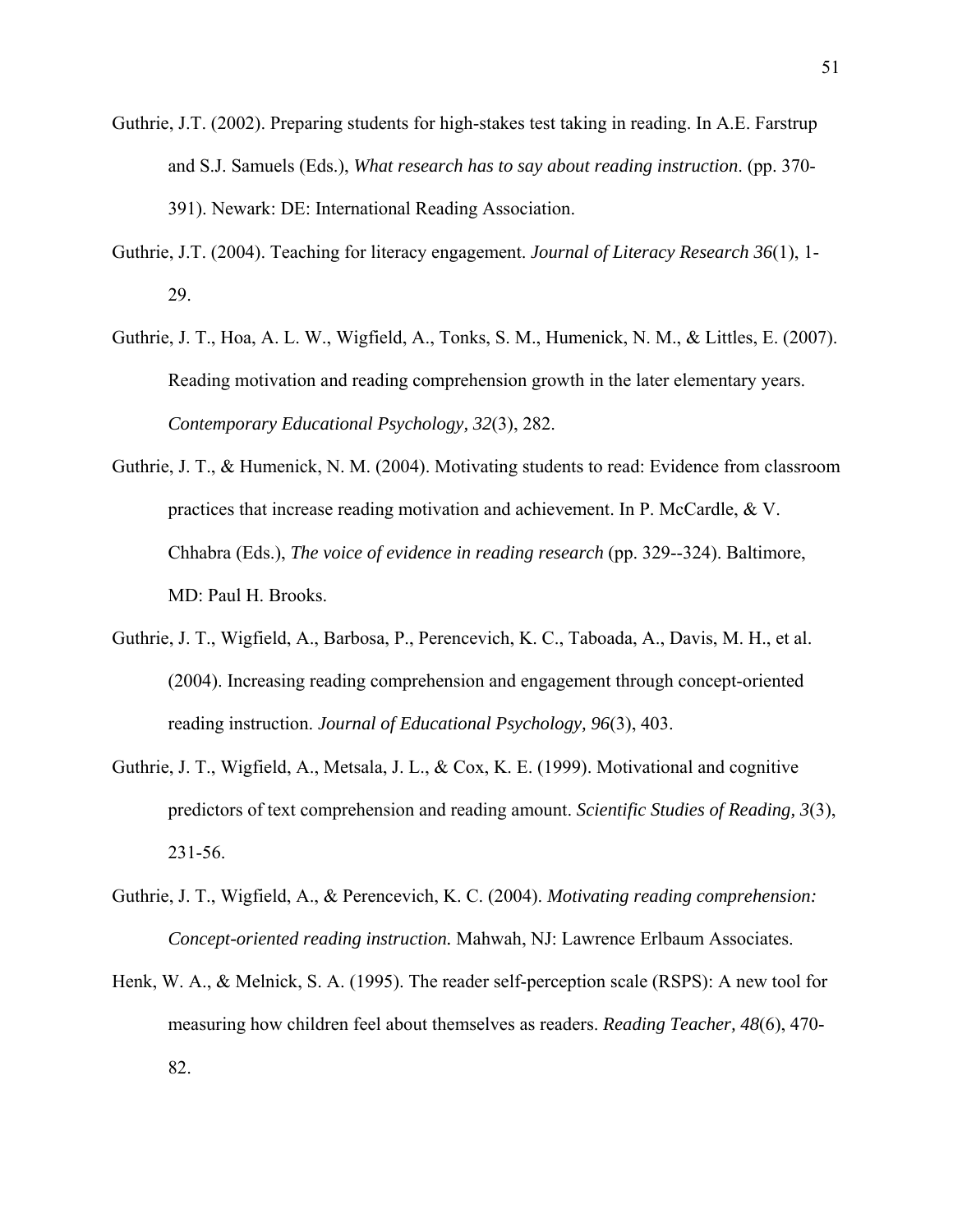Guthrie, J.T. (2002). Preparing students for high-stakes test taking in reading. In A.E. Farstrup and S.J. Samuels (Eds.), *What research has to say about reading instruction*. (pp. 370-391). Newark: DE: International Reading Association.

Guthrie, J.T. (2004). Teaching for literacy engagement. *Journal of Literacy Research 36*(1), 1-29.

Guthrie, J. T., Hoa, A. L. W., Wigfield, A., Tonks, S. M., Humenick, N. M., & Littles, E. (2007). Reading motivation and reading comprehension growth in the later elementary years. *Contemporary Educational Psychology, 32*(3), 282.

Guthrie, J. T., & Humenick, N. M. (2004). Motivating students to read: Evidence from classroom practices that increase reading motivation and achievement. In P. McCardle, & V. Chhabra (Eds.), *The voice of evidence in reading research* (pp. 329--324). Baltimore, MD: Paul H. Brooks.

Guthrie, J. T., Wigfield, A., Barbosa, P., Perencevich, K. C., Taboada, A., Davis, M. H., et al. (2004). Increasing reading comprehension and engagement through concept-oriented reading instruction. *Journal of Educational Psychology, 96*(3), 403.

Guthrie, J. T., Wigfield, A., Metsala, J. L., & Cox, K. E. (1999). Motivational and cognitive predictors of text comprehension and reading amount. *Scientific Studies of Reading, 3*(3), 231-56.

Guthrie, J. T., Wigfield, A., & Perencevich, K. C. (2004). *Motivating reading comprehension: Concept-oriented reading instruction.* Mahwah, NJ: Lawrence Erlbaum Associates.

Henk, W. A., & Melnick, S. A. (1995). The reader self-perception scale (RSPS): A new tool for measuring how children feel about themselves as readers. *Reading Teacher, 48*(6), 470-82.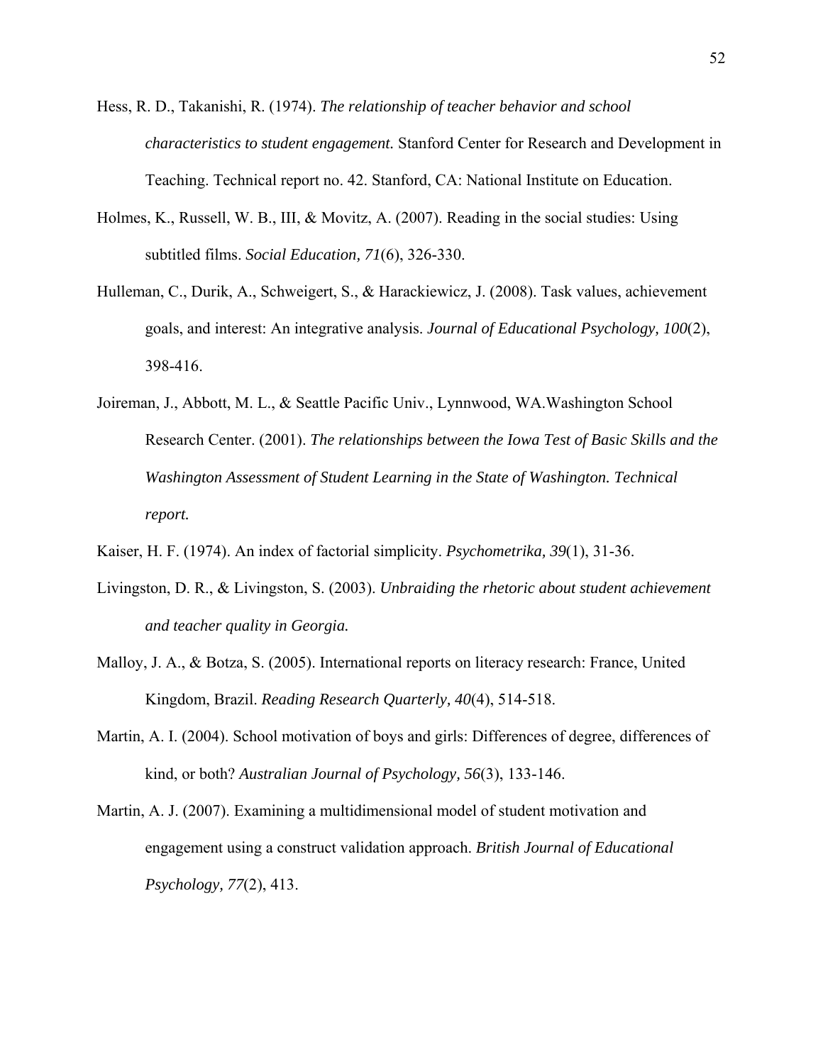Hess, R. D., Takanishi, R. (1974). *The relationship of teacher behavior and school characteristics to student engagement.* Stanford Center for Research and Development in Teaching. Technical report no. 42. Stanford, CA: National Institute on Education.

Holmes, K., Russell, W. B., III, & Movitz, A. (2007). Reading in the social studies: Using subtitled films. *Social Education, 71*(6), 326-330.

Hulleman, C., Durik, A., Schweigert, S., & Harackiewicz, J. (2008). Task values, achievement goals, and interest: An integrative analysis. *Journal of Educational Psychology, 100*(2), 398-416.

Joireman, J., Abbott, M. L., & Seattle Pacific Univ., Lynnwood, WA.Washington School Research Center. (2001). *The relationships between the Iowa Test of Basic Skills and the Washington Assessment of Student Learning in the State of Washington. Technical report.*

Kaiser, H. F. (1974). An index of factorial simplicity. *Psychometrika, 39*(1), 31-36.

Livingston, D. R., & Livingston, S. (2003). *Unbraiding the rhetoric about student achievement and teacher quality in Georgia.*

Malloy, J. A., & Botza, S. (2005). International reports on literacy research: France, United Kingdom, Brazil. *Reading Research Quarterly, 40*(4), 514-518.

Martin, A. I. (2004). School motivation of boys and girls: Differences of degree, differences of kind, or both? *Australian Journal of Psychology, 56*(3), 133-146.

Martin, A. J. (2007). Examining a multidimensional model of student motivation and engagement using a construct validation approach. *British Journal of Educational Psychology, 77*(2), 413.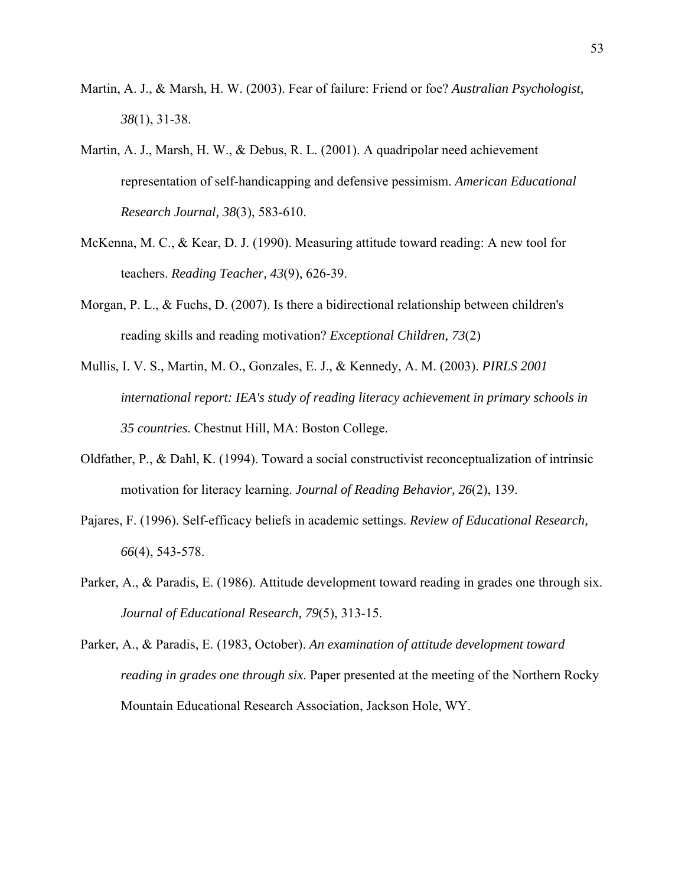Martin, A. J., & Marsh, H. W. (2003). Fear of failure: Friend or foe? *Australian Psychologist, 38*(1), 31-38.

Martin, A. J., Marsh, H. W., & Debus, R. L. (2001). A quadripolar need achievement representation of self-handicapping and defensive pessimism. *American Educational Research Journal, 38*(3), 583-610.

McKenna, M. C., & Kear, D. J. (1990). Measuring attitude toward reading: A new tool for teachers. *Reading Teacher, 43*(9), 626-39.

Morgan, P. L., & Fuchs, D. (2007). Is there a bidirectional relationship between children's reading skills and reading motivation? *Exceptional Children, 73*(2)

Mullis, I. V. S., Martin, M. O., Gonzales, E. J., & Kennedy, A. M. (2003). *PIRLS 2001 international report: IEA's study of reading literacy achievement in primary schools in 35 countries*. Chestnut Hill, MA: Boston College.

Oldfather, P., & Dahl, K. (1994). Toward a social constructivist reconceptualization of intrinsic motivation for literacy learning. *Journal of Reading Behavior, 26*(2), 139.

Pajares, F. (1996). Self-efficacy beliefs in academic settings. *Review of Educational Research, 66*(4), 543-578.

Parker, A., & Paradis, E. (1986). Attitude development toward reading in grades one through six. *Journal of Educational Research, 79*(5), 313-15.

Parker, A., & Paradis, E. (1983, October). *An examination of attitude development toward reading in grades one through six*. Paper presented at the meeting of the Northern Rocky Mountain Educational Research Association, Jackson Hole, WY.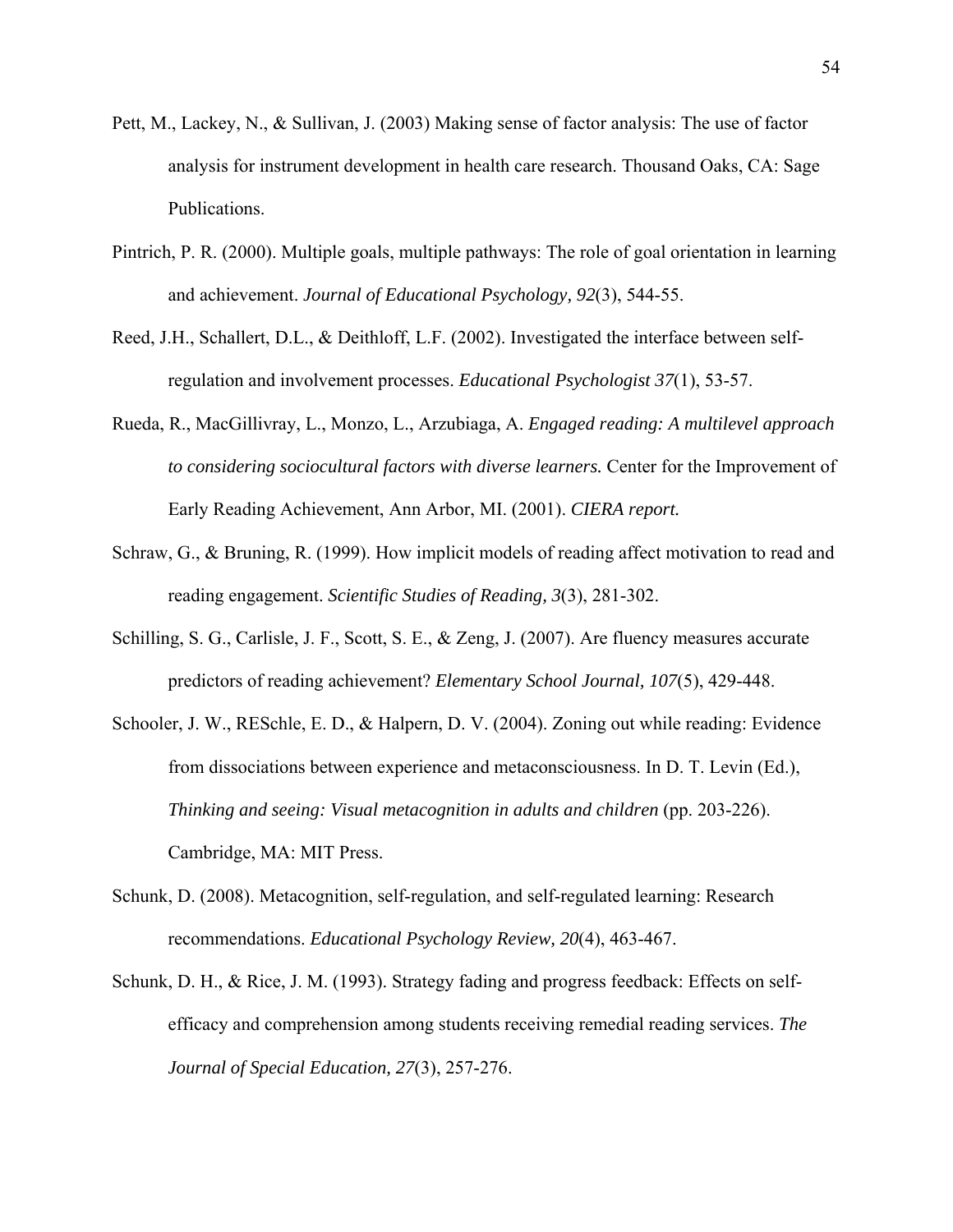Pett, M., Lackey, N., & Sullivan, J. (2003) Making sense of factor analysis: The use of factor analysis for instrument development in health care research. Thousand Oaks, CA: Sage Publications.

Pintrich, P. R. (2000). Multiple goals, multiple pathways: The role of goal orientation in learning and achievement. *Journal of Educational Psychology, 92*(3), 544-55.

Reed, J.H., Schallert, D.L., & Deithloff, L.F. (2002). Investigated the interface between self-regulation and involvement processes. *Educational Psychologist 37*(1), 53-57.

Rueda, R., MacGillivray, L., Monzo, L., Arzubiaga, A. *Engaged reading: A multilevel approach to considering sociocultural factors with diverse learners.* Center for the Improvement of Early Reading Achievement, Ann Arbor, MI. (2001). *CIERA report.*

Schraw, G., & Bruning, R. (1999). How implicit models of reading affect motivation to read and reading engagement. *Scientific Studies of Reading, 3*(3), 281-302.

Schilling, S. G., Carlisle, J. F., Scott, S. E., & Zeng, J. (2007). Are fluency measures accurate predictors of reading achievement? *Elementary School Journal, 107*(5), 429-448.

Schooler, J. W., RESchle, E. D., & Halpern, D. V. (2004). Zoning out while reading: Evidence from dissociations between experience and metaconsciousness. In D. T. Levin (Ed.), *Thinking and seeing: Visual metacognition in adults and children* (pp. 203-226). Cambridge, MA: MIT Press.

Schunk, D. (2008). Metacognition, self-regulation, and self-regulated learning: Research recommendations. *Educational Psychology Review, 20*(4), 463-467.

Schunk, D. H., & Rice, J. M. (1993). Strategy fading and progress feedback: Effects on self-efficacy and comprehension among students receiving remedial reading services. *The Journal of Special Education, 27*(3), 257-276.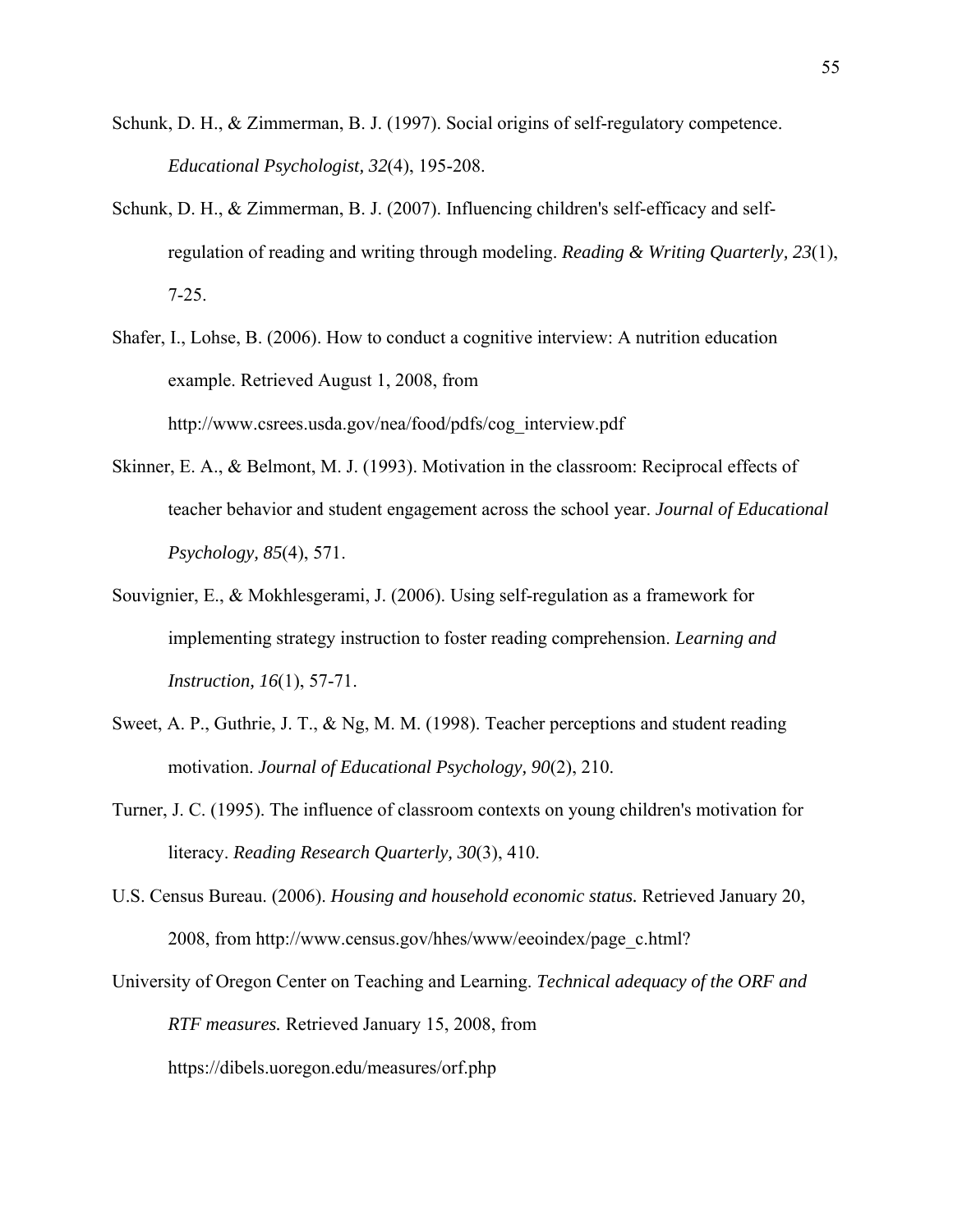Schunk, D. H., & Zimmerman, B. J. (1997). Social origins of self-regulatory competence. *Educational Psychologist, 32*(4), 195-208.

Schunk, D. H., & Zimmerman, B. J. (2007). Influencing children's self-efficacy and self-regulation of reading and writing through modeling. *Reading & Writing Quarterly, 23*(1), 7-25.

Shafer, I., Lohse, B. (2006). How to conduct a cognitive interview: A nutrition education example. Retrieved August 1, 2008, from http://www.csrees.usda.gov/nea/food/pdfs/cog_interview.pdf

Skinner, E. A., & Belmont, M. J. (1993). Motivation in the classroom: Reciprocal effects of teacher behavior and student engagement across the school year. *Journal of Educational Psychology, 85*(4), 571.

Souvignier, E., & Mokhlesgerami, J. (2006). Using self-regulation as a framework for implementing strategy instruction to foster reading comprehension. *Learning and Instruction, 16*(1), 57-71.

Sweet, A. P., Guthrie, J. T., & Ng, M. M. (1998). Teacher perceptions and student reading motivation. *Journal of Educational Psychology, 90*(2), 210.

Turner, J. C. (1995). The influence of classroom contexts on young children's motivation for literacy. *Reading Research Quarterly, 30*(3), 410.

U.S. Census Bureau. (2006). *Housing and household economic status.* Retrieved January 20, 2008, from http://www.census.gov/hhes/www/eeoindex/page_c.html?

University of Oregon Center on Teaching and Learning. *Technical adequacy of the ORF and RTF measures.* Retrieved January 15, 2008, from https://dibels.uoregon.edu/measures/orf.php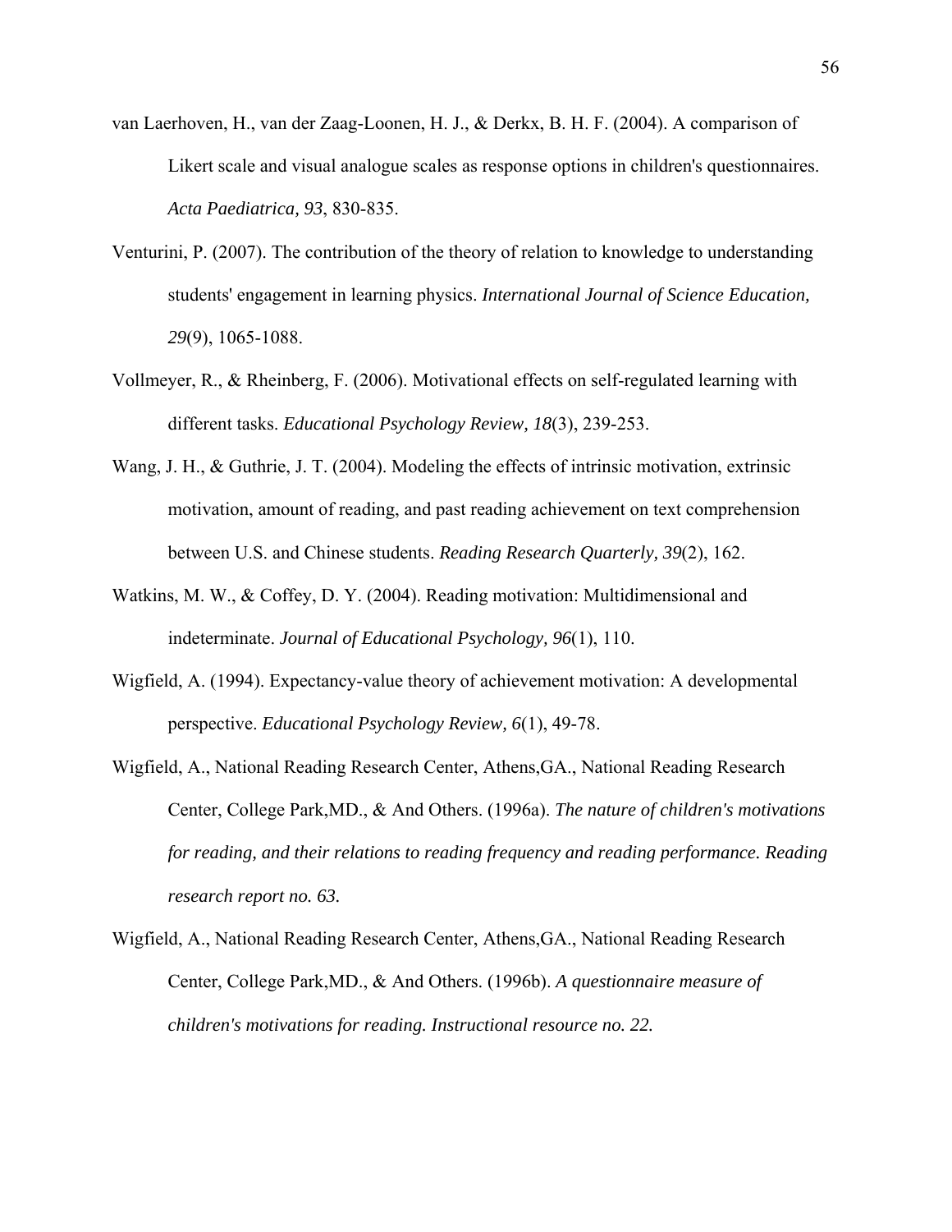van Laerhoven, H., van der Zaag-Loonen, H. J., & Derkx, B. H. F. (2004). A comparison of Likert scale and visual analogue scales as response options in children's questionnaires. *Acta Paediatrica, 93*, 830-835.

Venturini, P. (2007). The contribution of the theory of relation to knowledge to understanding students' engagement in learning physics. *International Journal of Science Education, 29*(9), 1065-1088.

Vollmeyer, R., & Rheinberg, F. (2006). Motivational effects on self-regulated learning with different tasks. *Educational Psychology Review, 18*(3), 239-253.

Wang, J. H., & Guthrie, J. T. (2004). Modeling the effects of intrinsic motivation, extrinsic motivation, amount of reading, and past reading achievement on text comprehension between U.S. and Chinese students. *Reading Research Quarterly, 39*(2), 162.

Watkins, M. W., & Coffey, D. Y. (2004). Reading motivation: Multidimensional and indeterminate. *Journal of Educational Psychology, 96*(1), 110.

Wigfield, A. (1994). Expectancy-value theory of achievement motivation: A developmental perspective. *Educational Psychology Review, 6*(1), 49-78.

Wigfield, A., National Reading Research Center, Athens,GA., National Reading Research Center, College Park,MD., & And Others. (1996a). *The nature of children's motivations for reading, and their relations to reading frequency and reading performance. Reading research report no. 63.*

Wigfield, A., National Reading Research Center, Athens,GA., National Reading Research Center, College Park,MD., & And Others. (1996b). *A questionnaire measure of children's motivations for reading. Instructional resource no. 22.*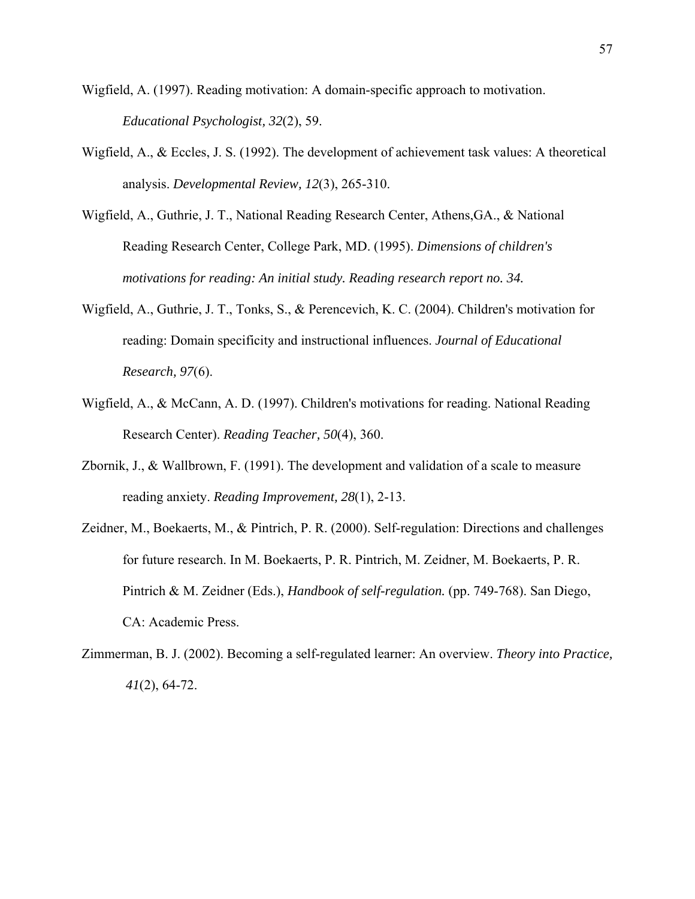Wigfield, A. (1997). Reading motivation: A domain-specific approach to motivation. *Educational Psychologist, 32*(2), 59.

Wigfield, A., & Eccles, J. S. (1992). The development of achievement task values: A theoretical analysis. *Developmental Review, 12*(3), 265-310.

Wigfield, A., Guthrie, J. T., National Reading Research Center, Athens,GA., & National Reading Research Center, College Park, MD. (1995). *Dimensions of children's motivations for reading: An initial study. Reading research report no. 34.*

Wigfield, A., Guthrie, J. T., Tonks, S., & Perencevich, K. C. (2004). Children's motivation for reading: Domain specificity and instructional influences. *Journal of Educational Research, 97*(6).

Wigfield, A., & McCann, A. D. (1997). Children's motivations for reading. National Reading Research Center). *Reading Teacher, 50*(4), 360.

Zbornik, J., & Wallbrown, F. (1991). The development and validation of a scale to measure reading anxiety. *Reading Improvement, 28*(1), 2-13.

Zeidner, M., Boekaerts, M., & Pintrich, P. R. (2000). Self-regulation: Directions and challenges for future research. In M. Boekaerts, P. R. Pintrich, M. Zeidner, M. Boekaerts, P. R. Pintrich & M. Zeidner (Eds.), *Handbook of self-regulation.* (pp. 749-768). San Diego, CA: Academic Press.

Zimmerman, B. J. (2002). Becoming a self-regulated learner: An overview. *Theory into Practice, 41*(2), 64-72.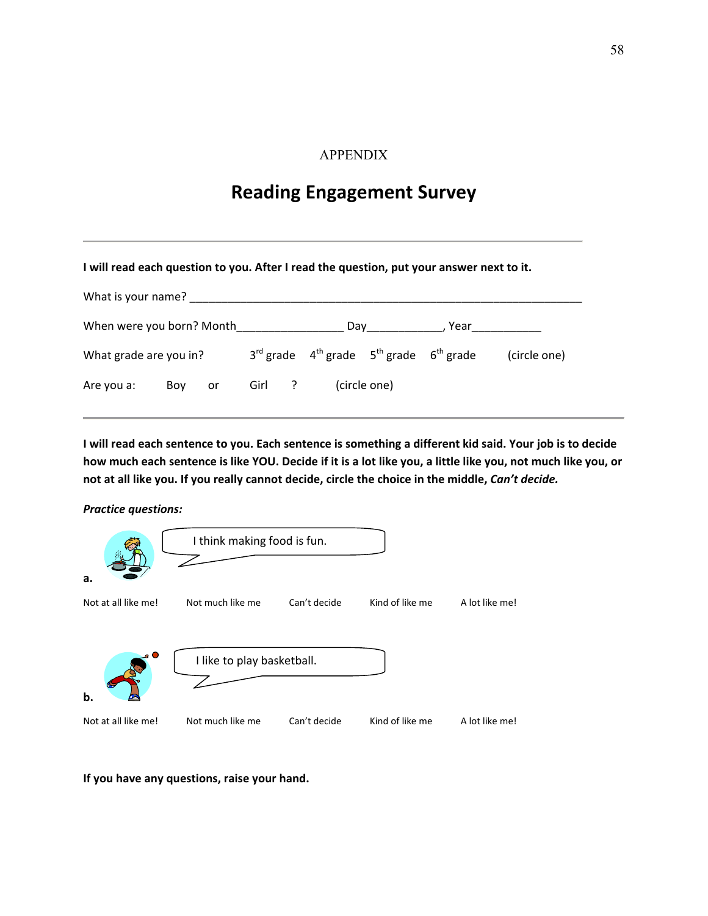APPENDIX

# Reading Engagement Survey

---

**I will read each question to you. After I read the question, put your answer next to it.**

What is your name? ________________________________________________________________

When were you born? Month_________________ Day____________, Year___________

What grade are you in? 3rd grade 4th grade 5th grade 6th grade (circle one)

Are you a: Boy or Girl ? (circle one)

---

**I will read each sentence to you. Each sentence is something a different kid said. Your job is to decide how much each sentence is like YOU. Decide if it is a lot like you, a little like you, not much like you, or not at all like you. If you really cannot decide, circle the choice in the middle, *Can't decide.***

***Practice questions:***

**a.** I think making food is fun.

Not at all like me! Not much like me Can't decide Kind of like me A lot like me!

**b.** I like to play basketball.

Not at all like me! Not much like me Can't decide Kind of like me A lot like me!

**If you have any questions, raise your hand.**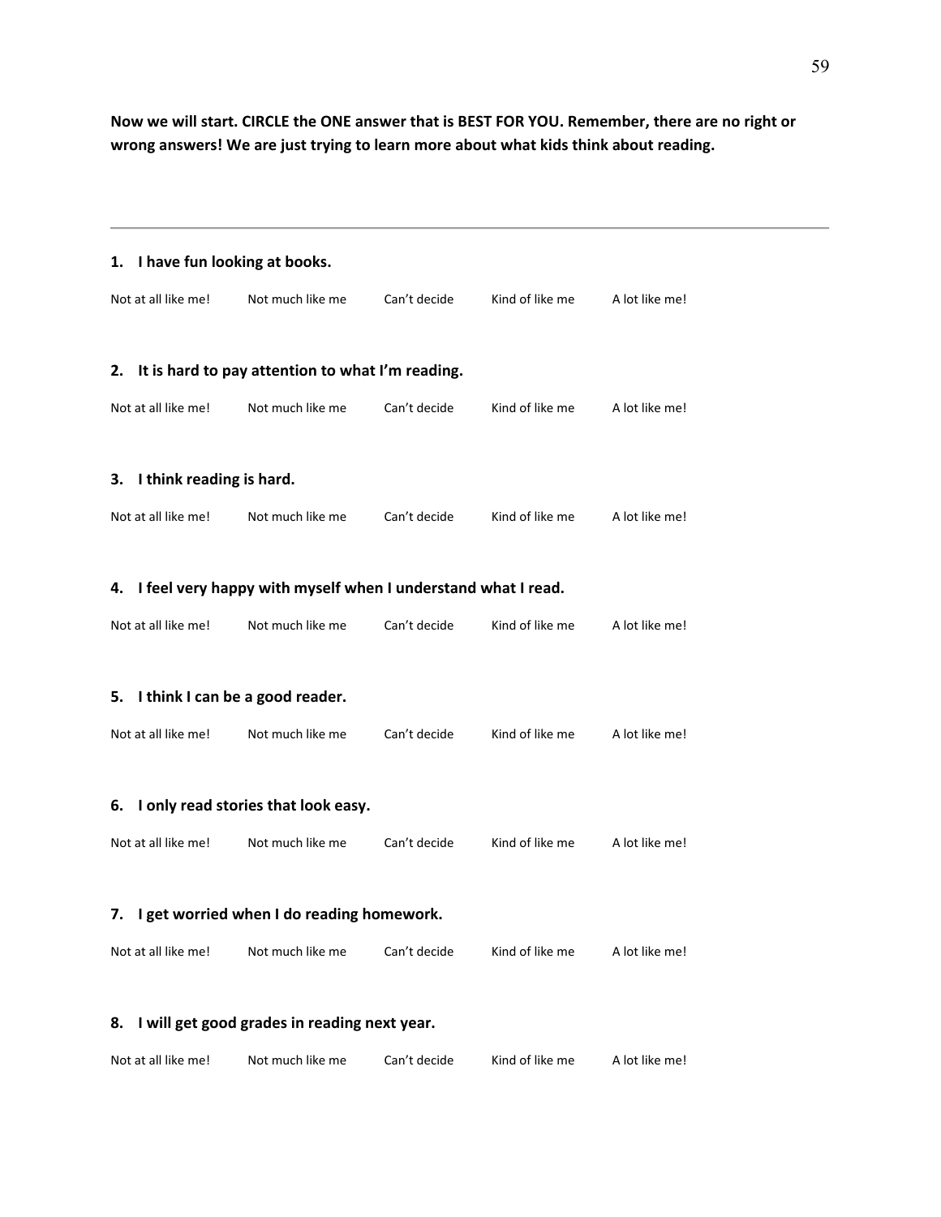**Now we will start. CIRCLE the ONE answer that is BEST FOR YOU. Remember, there are no right or wrong answers! We are just trying to learn more about what kids think about reading.**

---

**1. I have fun looking at books.**

Not at all like me! Not much like me Can't decide Kind of like me A lot like me!

**2. It is hard to pay attention to what I'm reading.**

Not at all like me! Not much like me Can't decide Kind of like me A lot like me!

**3. I think reading is hard.**

Not at all like me! Not much like me Can't decide Kind of like me A lot like me!

**4. I feel very happy with myself when I understand what I read.**

Not at all like me! Not much like me Can't decide Kind of like me A lot like me!

**5. I think I can be a good reader.**

Not at all like me! Not much like me Can't decide Kind of like me A lot like me!

**6. I only read stories that look easy.**

Not at all like me! Not much like me Can't decide Kind of like me A lot like me!

**7. I get worried when I do reading homework.**

Not at all like me! Not much like me Can't decide Kind of like me A lot like me!

**8. I will get good grades in reading next year.**

Not at all like me! Not much like me Can't decide Kind of like me A lot like me!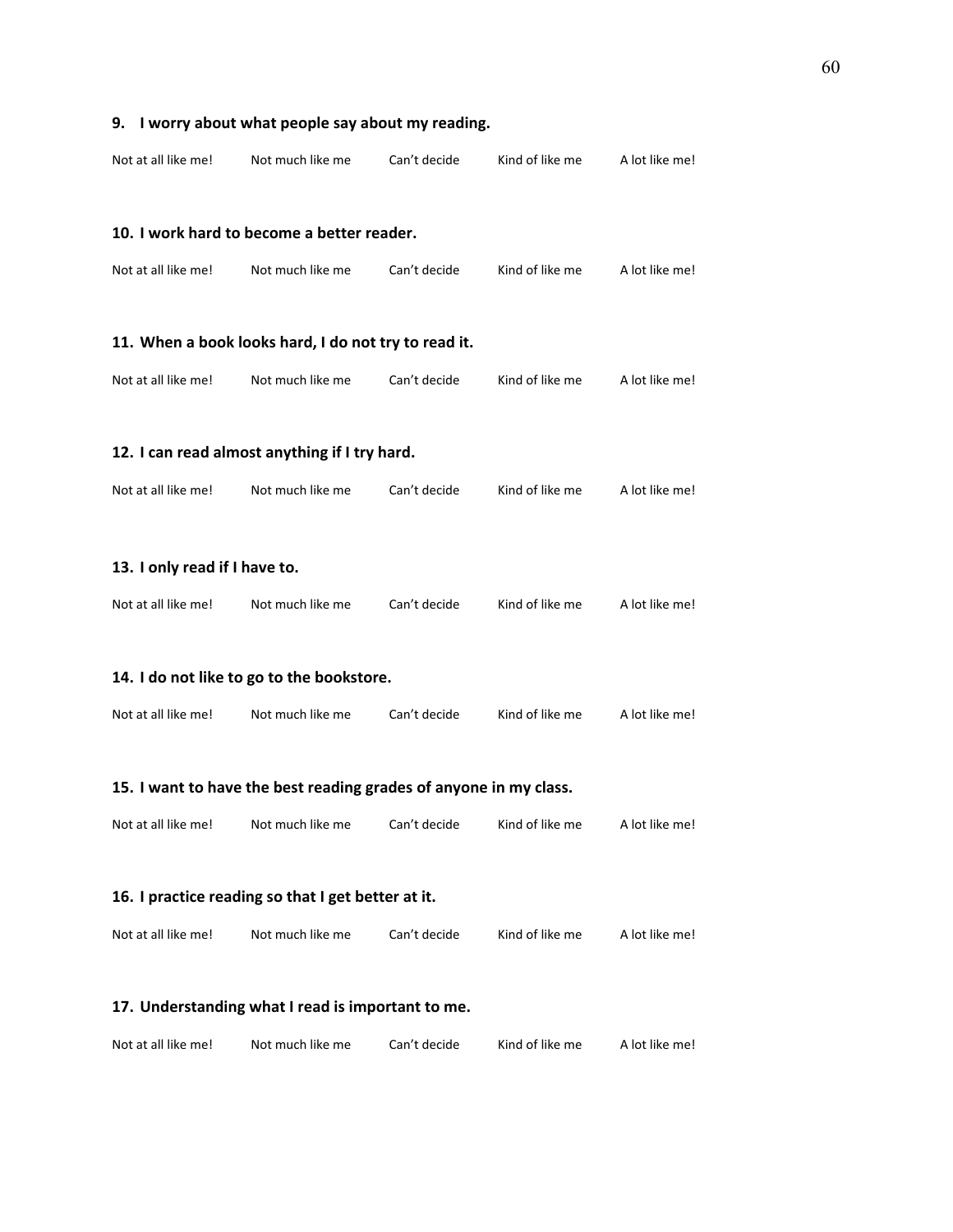**9. I worry about what people say about my reading.**

Not at all like me! Not much like me Can't decide Kind of like me A lot like me!

**10. I work hard to become a better reader.**

Not at all like me! Not much like me Can't decide Kind of like me A lot like me!

**11. When a book looks hard, I do not try to read it.**

Not at all like me! Not much like me Can't decide Kind of like me A lot like me!

**12. I can read almost anything if I try hard.**

Not at all like me! Not much like me Can't decide Kind of like me A lot like me!

**13. I only read if I have to.**

Not at all like me! Not much like me Can't decide Kind of like me A lot like me!

**14. I do not like to go to the bookstore.**

Not at all like me! Not much like me Can't decide Kind of like me A lot like me!

**15. I want to have the best reading grades of anyone in my class.**

Not at all like me! Not much like me Can't decide Kind of like me A lot like me!

**16. I practice reading so that I get better at it.**

Not at all like me! Not much like me Can't decide Kind of like me A lot like me!

**17. Understanding what I read is important to me.**

Not at all like me! Not much like me Can't decide Kind of like me A lot like me!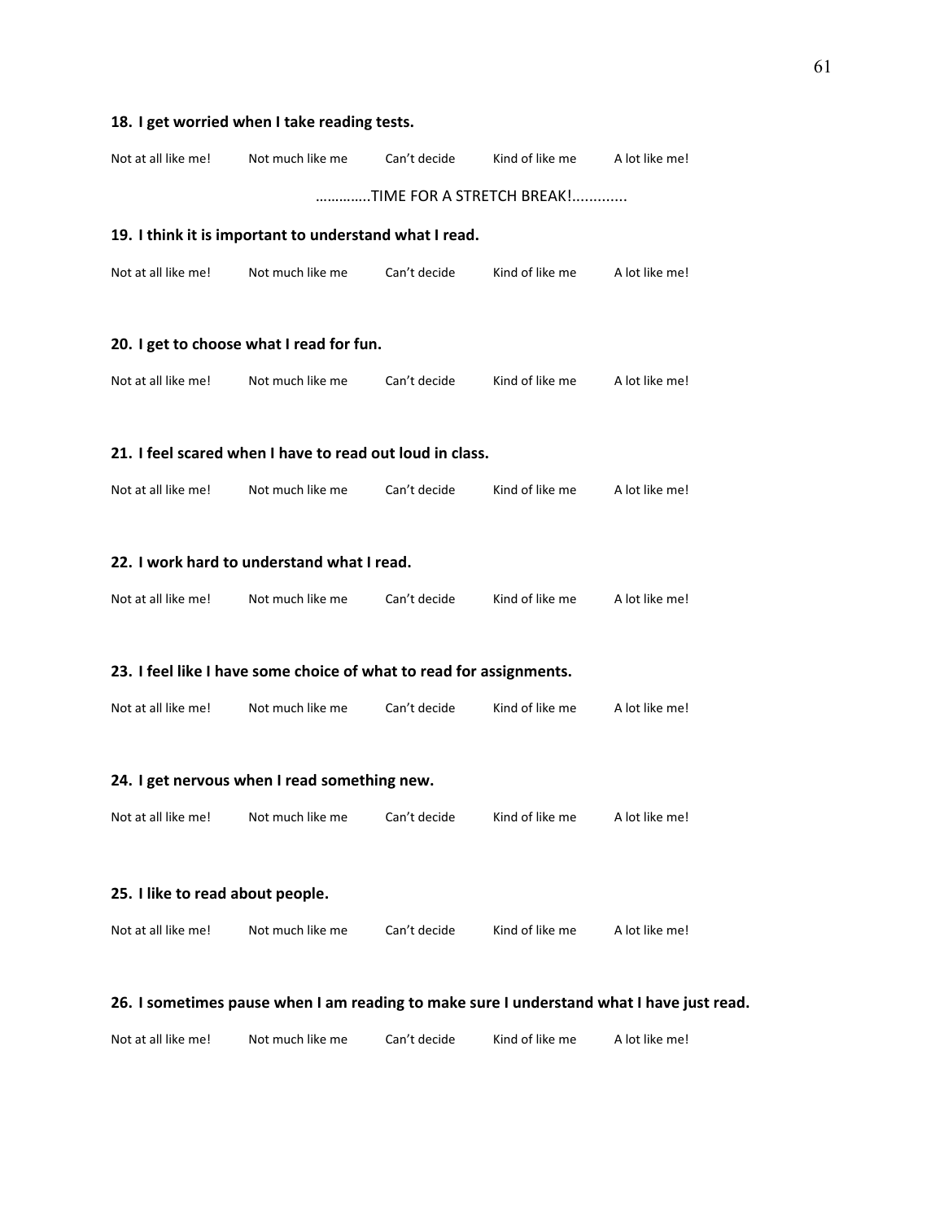**18. I get worried when I take reading tests.**

Not at all like me! Not much like me Can't decide Kind of like me A lot like me!

…………..TIME FOR A STRETCH BREAK!.............

**19. I think it is important to understand what I read.**

Not at all like me! Not much like me Can't decide Kind of like me A lot like me!

**20. I get to choose what I read for fun.**

Not at all like me! Not much like me Can't decide Kind of like me A lot like me!

**21. I feel scared when I have to read out loud in class.**

Not at all like me! Not much like me Can't decide Kind of like me A lot like me!

**22. I work hard to understand what I read.**

Not at all like me! Not much like me Can't decide Kind of like me A lot like me!

**23. I feel like I have some choice of what to read for assignments.**

Not at all like me! Not much like me Can't decide Kind of like me A lot like me!

**24. I get nervous when I read something new.**

Not at all like me! Not much like me Can't decide Kind of like me A lot like me!

**25. I like to read about people.**

Not at all like me! Not much like me Can't decide Kind of like me A lot like me!

**26. I sometimes pause when I am reading to make sure I understand what I have just read.**

Not at all like me! Not much like me Can't decide Kind of like me A lot like me!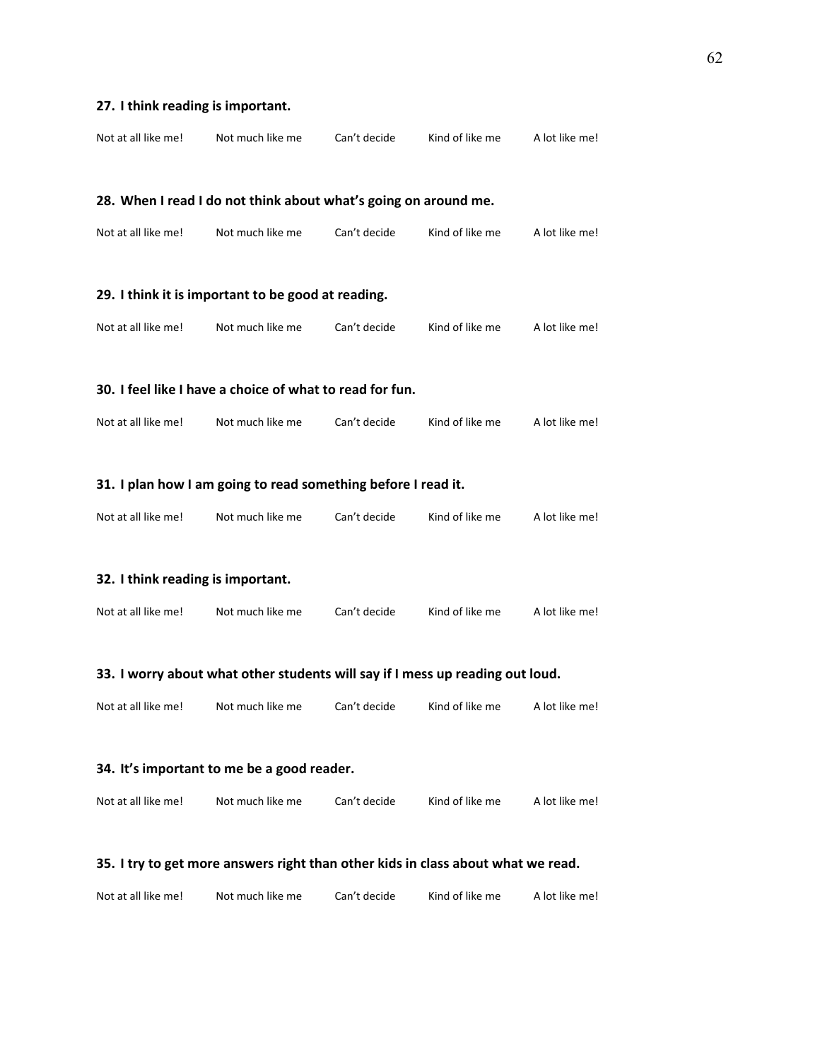**27. I think reading is important.**

Not at all like me! Not much like me Can't decide Kind of like me A lot like me!

**28. When I read I do not think about what's going on around me.**

Not at all like me! Not much like me Can't decide Kind of like me A lot like me!

**29. I think it is important to be good at reading.**

Not at all like me! Not much like me Can't decide Kind of like me A lot like me!

**30. I feel like I have a choice of what to read for fun.**

Not at all like me! Not much like me Can't decide Kind of like me A lot like me!

**31. I plan how I am going to read something before I read it.**

Not at all like me! Not much like me Can't decide Kind of like me A lot like me!

**32. I think reading is important.**

Not at all like me! Not much like me Can't decide Kind of like me A lot like me!

**33. I worry about what other students will say if I mess up reading out loud.**

Not at all like me! Not much like me Can't decide Kind of like me A lot like me!

**34. It's important to me be a good reader.**

Not at all like me! Not much like me Can't decide Kind of like me A lot like me!

**35. I try to get more answers right than other kids in class about what we read.**

Not at all like me! Not much like me Can't decide Kind of like me A lot like me!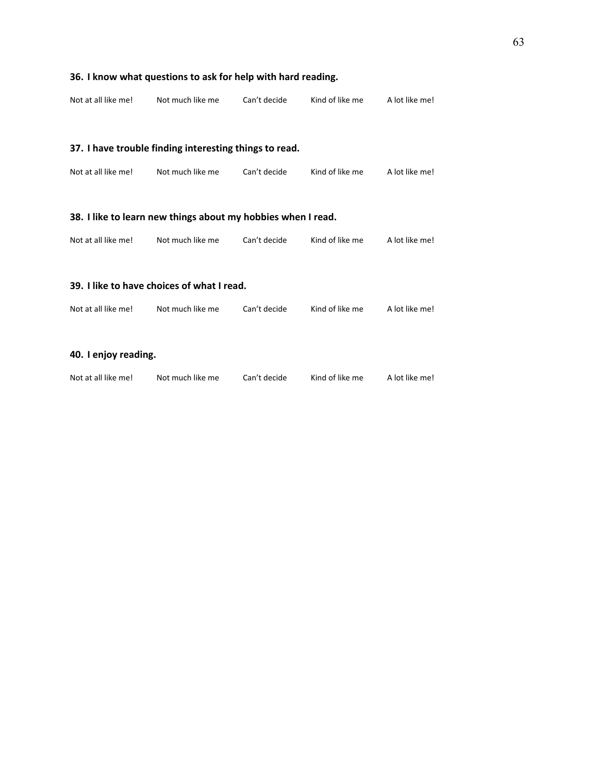**36. I know what questions to ask for help with hard reading.**

Not at all like me!     Not much like me     Can't decide     Kind of like me     A lot like me!

**37. I have trouble finding interesting things to read.**

Not at all like me!     Not much like me     Can't decide     Kind of like me     A lot like me!

**38. I like to learn new things about my hobbies when I read.**

Not at all like me!     Not much like me     Can't decide     Kind of like me     A lot like me!

**39. I like to have choices of what I read.**

Not at all like me!     Not much like me     Can't decide     Kind of like me     A lot like me!

**40. I enjoy reading.**

Not at all like me!     Not much like me     Can't decide     Kind of like me     A lot like me!